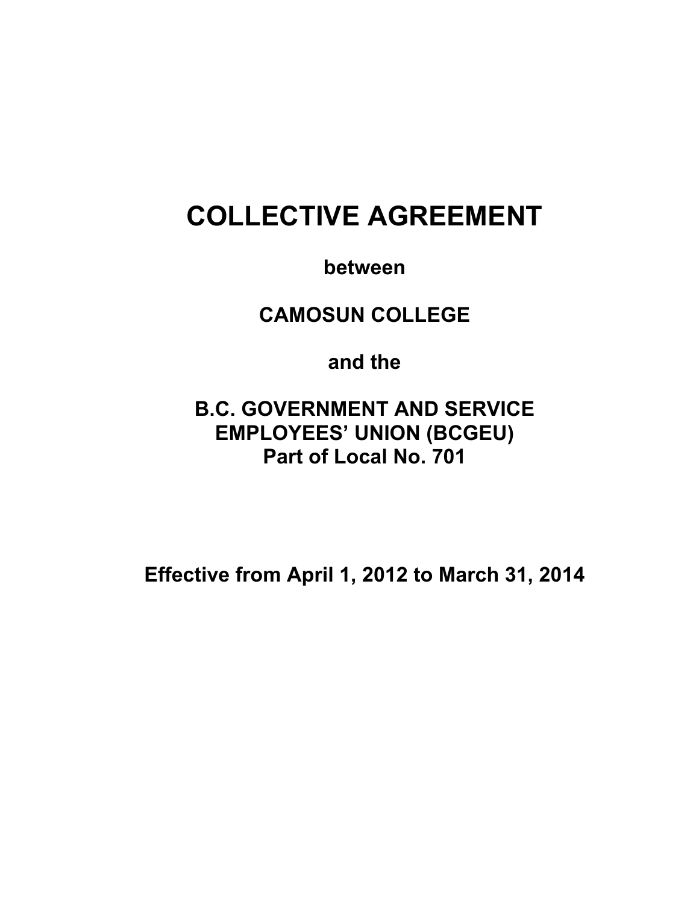# COLLECTIVE AGREEMENT

**between**

**CAMOSUN COLLEGE**

**and the**

**B.C. GOVERNMENT AND SERVICE EMPLOYEES' UNION (BCGEU)**
**Part of Local No. 701**

**Effective from April 1, 2012 to March 31, 2014**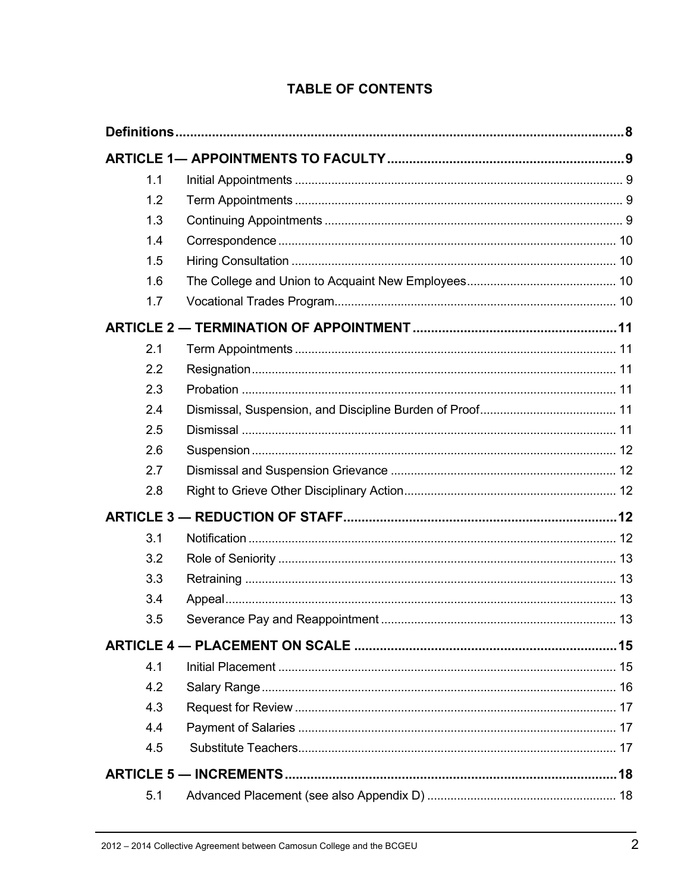## TABLE OF CONTENTS

**Definitions** ........ **8**

**ARTICLE 1— APPOINTMENTS TO FACULTY** ........ **9**

- 1.1 Initial Appointments ........ 9
- 1.2 Term Appointments ........ 9
- 1.3 Continuing Appointments ........ 9
- 1.4 Correspondence ........ 10
- 1.5 Hiring Consultation ........ 10
- 1.6 The College and Union to Acquaint New Employees ........ 10
- 1.7 Vocational Trades Program ........ 10

**ARTICLE 2 — TERMINATION OF APPOINTMENT** ........ **11**

- 2.1 Term Appointments ........ 11
- 2.2 Resignation ........ 11
- 2.3 Probation ........ 11
- 2.4 Dismissal, Suspension, and Discipline Burden of Proof ........ 11
- 2.5 Dismissal ........ 11
- 2.6 Suspension ........ 12
- 2.7 Dismissal and Suspension Grievance ........ 12
- 2.8 Right to Grieve Other Disciplinary Action ........ 12

**ARTICLE 3 — REDUCTION OF STAFF** ........ **12**

- 3.1 Notification ........ 12
- 3.2 Role of Seniority ........ 13
- 3.3 Retraining ........ 13
- 3.4 Appeal ........ 13
- 3.5 Severance Pay and Reappointment ........ 13

**ARTICLE 4 — PLACEMENT ON SCALE** ........ **15**

- 4.1 Initial Placement ........ 15
- 4.2 Salary Range ........ 16
- 4.3 Request for Review ........ 17
- 4.4 Payment of Salaries ........ 17
- 4.5 Substitute Teachers ........ 17

**ARTICLE 5 — INCREMENTS** ........ **18**

- 5.1 Advanced Placement (see also Appendix D) ........ 18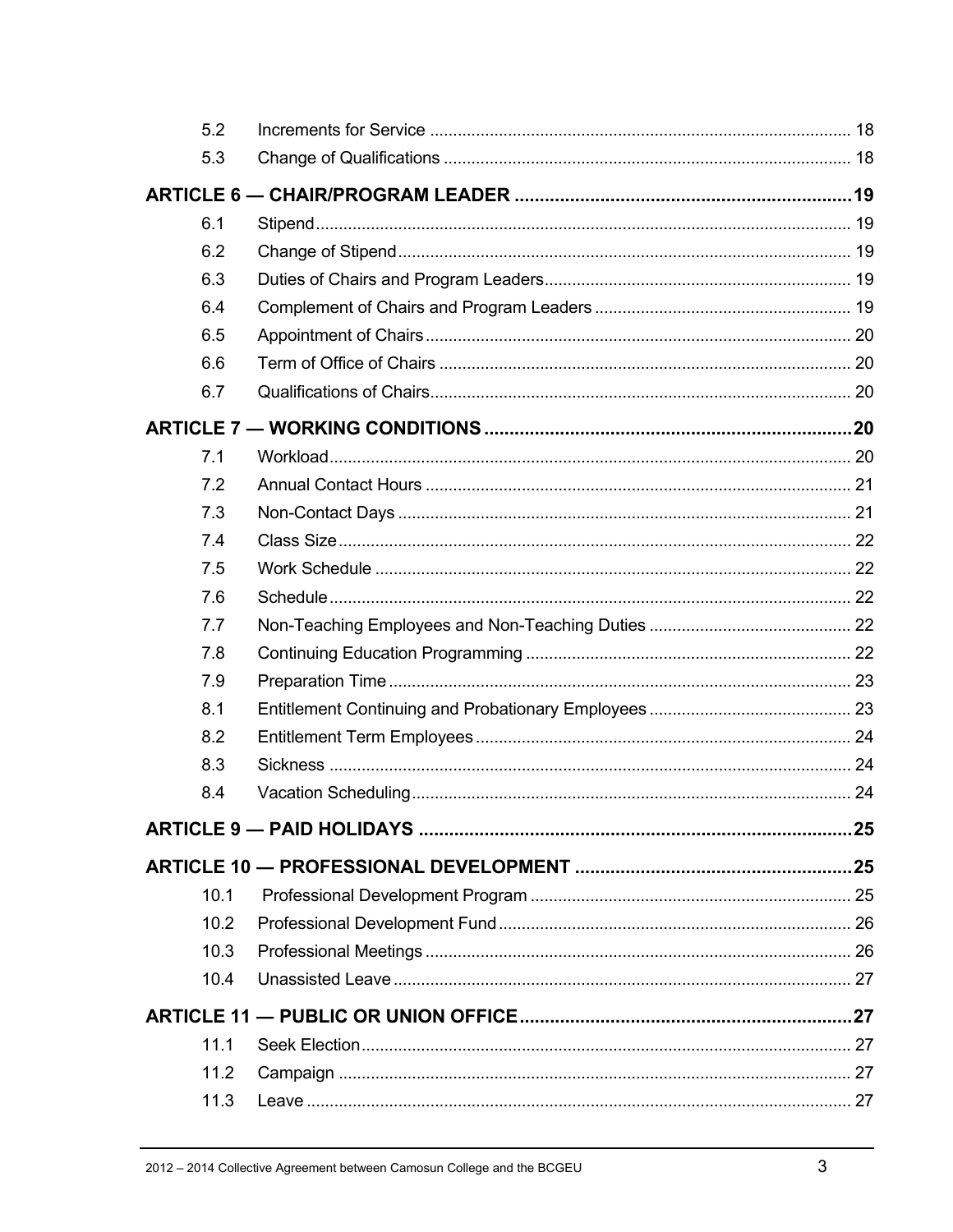| | | |
|---|---|---|
| 5.2 | Increments for Service | 18 |
| 5.3 | Change of Qualifications | 18 |
| **ARTICLE 6 — CHAIR/PROGRAM LEADER** | | **19** |
| 6.1 | Stipend | 19 |
| 6.2 | Change of Stipend | 19 |
| 6.3 | Duties of Chairs and Program Leaders | 19 |
| 6.4 | Complement of Chairs and Program Leaders | 19 |
| 6.5 | Appointment of Chairs | 20 |
| 6.6 | Term of Office of Chairs | 20 |
| 6.7 | Qualifications of Chairs | 20 |
| **ARTICLE 7 — WORKING CONDITIONS** | | **20** |
| 7.1 | Workload | 20 |
| 7.2 | Annual Contact Hours | 21 |
| 7.3 | Non-Contact Days | 21 |
| 7.4 | Class Size | 22 |
| 7.5 | Work Schedule | 22 |
| 7.6 | Schedule | 22 |
| 7.7 | Non-Teaching Employees and Non-Teaching Duties | 22 |
| 7.8 | Continuing Education Programming | 22 |
| 7.9 | Preparation Time | 23 |
| 8.1 | Entitlement Continuing and Probationary Employees | 23 |
| 8.2 | Entitlement Term Employees | 24 |
| 8.3 | Sickness | 24 |
| 8.4 | Vacation Scheduling | 24 |
| **ARTICLE 9 — PAID HOLIDAYS** | | **25** |
| **ARTICLE 10 — PROFESSIONAL DEVELOPMENT** | | **25** |
| 10.1 | Professional Development Program | 25 |
| 10.2 | Professional Development Fund | 26 |
| 10.3 | Professional Meetings | 26 |
| 10.4 | Unassisted Leave | 27 |
| **ARTICLE 11 — PUBLIC OR UNION OFFICE** | | **27** |
| 11.1 | Seek Election | 27 |
| 11.2 | Campaign | 27 |
| 11.3 | Leave | 27 |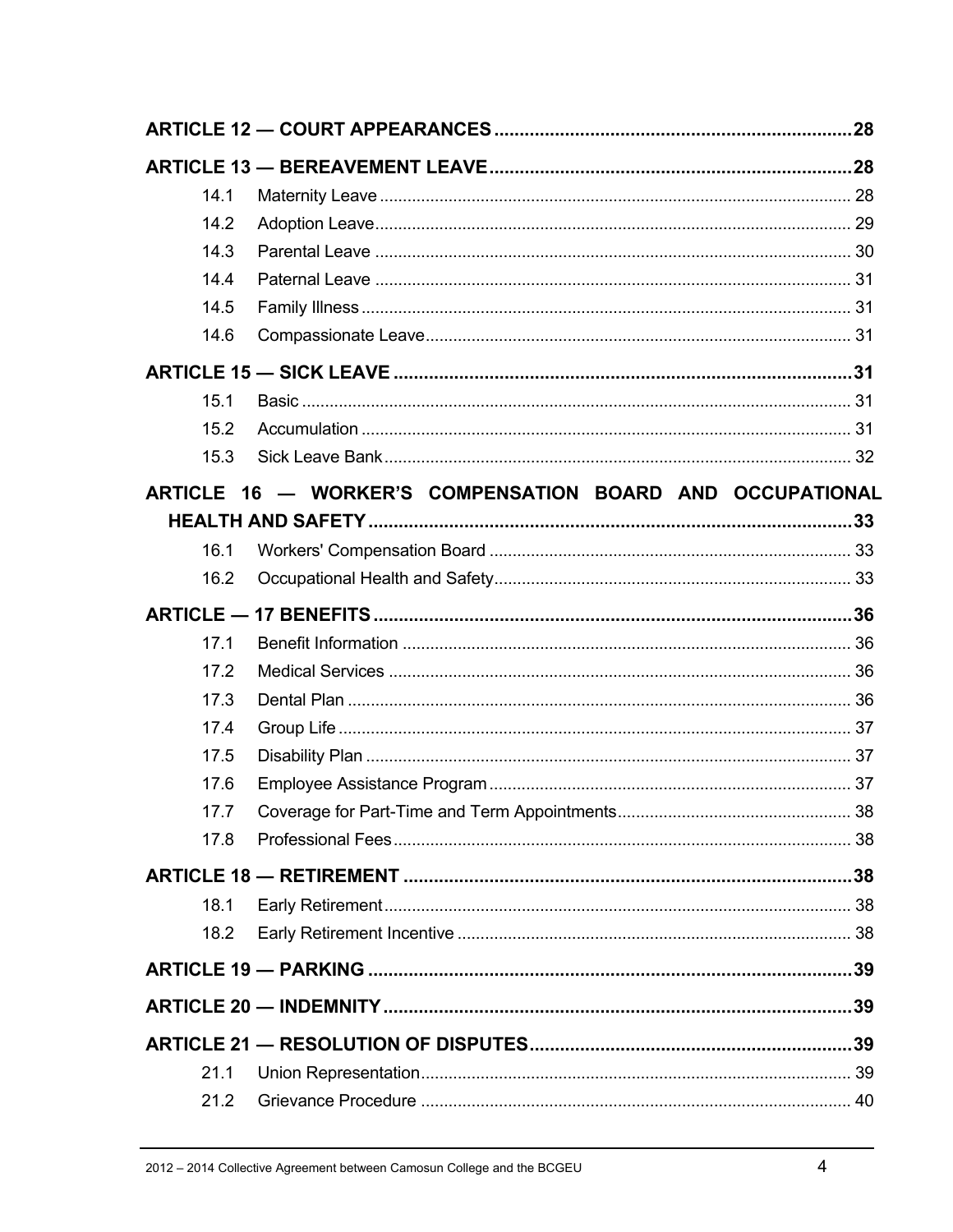**ARTICLE 12 — COURT APPEARANCES** ........................................ 28

**ARTICLE 13 — BEREAVEMENT LEAVE** ........................................ 28

- 14.1 Maternity Leave ........................................ 28
- 14.2 Adoption Leave ........................................ 29
- 14.3 Parental Leave ........................................ 30
- 14.4 Paternal Leave ........................................ 31
- 14.5 Family Illness ........................................ 31
- 14.6 Compassionate Leave ........................................ 31

**ARTICLE 15 — SICK LEAVE** ........................................ 31

- 15.1 Basic ........................................ 31
- 15.2 Accumulation ........................................ 31
- 15.3 Sick Leave Bank ........................................ 32

**ARTICLE 16 — WORKER'S COMPENSATION BOARD AND OCCUPATIONAL HEALTH AND SAFETY** ........................................ 33

- 16.1 Workers' Compensation Board ........................................ 33
- 16.2 Occupational Health and Safety ........................................ 33

**ARTICLE — 17 BENEFITS** ........................................ 36

- 17.1 Benefit Information ........................................ 36
- 17.2 Medical Services ........................................ 36
- 17.3 Dental Plan ........................................ 36
- 17.4 Group Life ........................................ 37
- 17.5 Disability Plan ........................................ 37
- 17.6 Employee Assistance Program ........................................ 37
- 17.7 Coverage for Part-Time and Term Appointments ........................................ 38
- 17.8 Professional Fees ........................................ 38

**ARTICLE 18 — RETIREMENT** ........................................ 38

- 18.1 Early Retirement ........................................ 38
- 18.2 Early Retirement Incentive ........................................ 38

**ARTICLE 19 — PARKING** ........................................ 39

**ARTICLE 20 — INDEMNITY** ........................................ 39

**ARTICLE 21 — RESOLUTION OF DISPUTES** ........................................ 39

- 21.1 Union Representation ........................................ 39
- 21.2 Grievance Procedure ........................................ 40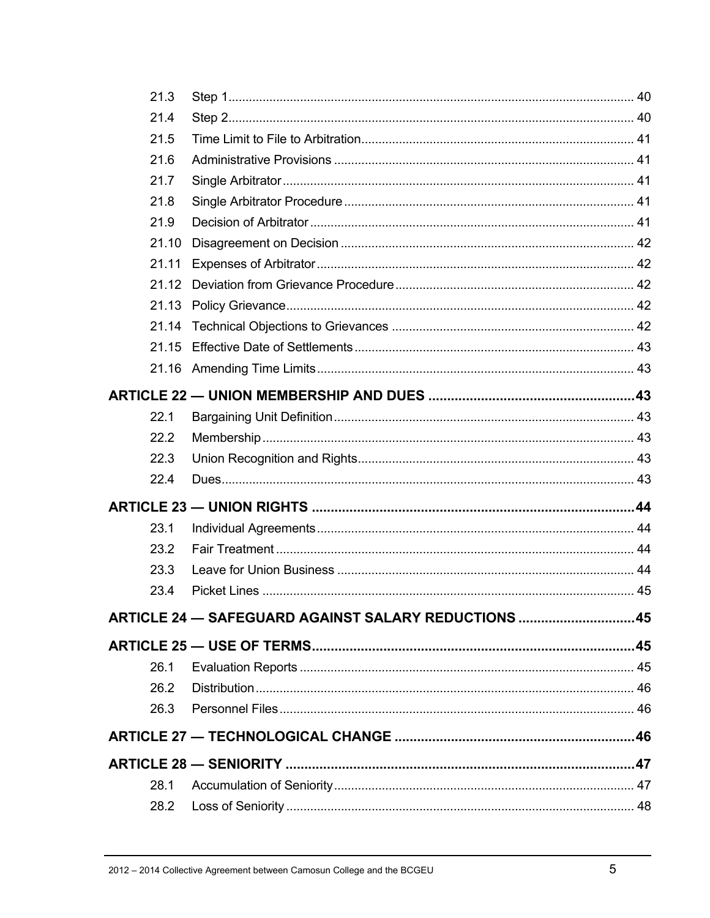| | | |
|---|---|---|
| 21.3 | Step 1 | 40 |
| 21.4 | Step 2 | 40 |
| 21.5 | Time Limit to File to Arbitration | 41 |
| 21.6 | Administrative Provisions | 41 |
| 21.7 | Single Arbitrator | 41 |
| 21.8 | Single Arbitrator Procedure | 41 |
| 21.9 | Decision of Arbitrator | 41 |
| 21.10 | Disagreement on Decision | 42 |
| 21.11 | Expenses of Arbitrator | 42 |
| 21.12 | Deviation from Grievance Procedure | 42 |
| 21.13 | Policy Grievance | 42 |
| 21.14 | Technical Objections to Grievances | 42 |
| 21.15 | Effective Date of Settlements | 43 |
| 21.16 | Amending Time Limits | 43 |

**ARTICLE 22 — UNION MEMBERSHIP AND DUES .......... 43**

| | | |
|---|---|---|
| 22.1 | Bargaining Unit Definition | 43 |
| 22.2 | Membership | 43 |
| 22.3 | Union Recognition and Rights | 43 |
| 22.4 | Dues | 43 |

**ARTICLE 23 — UNION RIGHTS .......... 44**

| | | |
|---|---|---|
| 23.1 | Individual Agreements | 44 |
| 23.2 | Fair Treatment | 44 |
| 23.3 | Leave for Union Business | 44 |
| 23.4 | Picket Lines | 45 |

**ARTICLE 24 — SAFEGUARD AGAINST SALARY REDUCTIONS .......... 45**

**ARTICLE 25 — USE OF TERMS .......... 45**

| | | |
|---|---|---|
| 26.1 | Evaluation Reports | 45 |
| 26.2 | Distribution | 46 |
| 26.3 | Personnel Files | 46 |

**ARTICLE 27 — TECHNOLOGICAL CHANGE .......... 46**

**ARTICLE 28 — SENIORITY .......... 47**

| | | |
|---|---|---|
| 28.1 | Accumulation of Seniority | 47 |
| 28.2 | Loss of Seniority | 48 |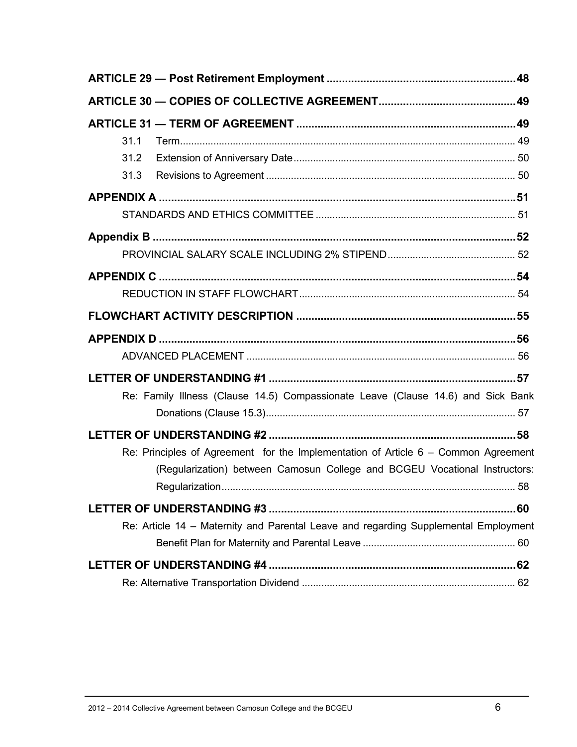**ARTICLE 29 — Post Retirement Employment** .......... **48**

**ARTICLE 30 — COPIES OF COLLECTIVE AGREEMENT** .......... **49**

**ARTICLE 31 — TERM OF AGREEMENT** .......... **49**

- 31.1 Term .......... 49
- 31.2 Extension of Anniversary Date .......... 50
- 31.3 Revisions to Agreement .......... 50

**APPENDIX A** .......... **51**

- STANDARDS AND ETHICS COMMITTEE .......... 51

**Appendix B** .......... **52**

- PROVINCIAL SALARY SCALE INCLUDING 2% STIPEND .......... 52

**APPENDIX C** .......... **54**

- REDUCTION IN STAFF FLOWCHART .......... 54

**FLOWCHART ACTIVITY DESCRIPTION** .......... **55**

**APPENDIX D** .......... **56**

- ADVANCED PLACEMENT .......... 56

**LETTER OF UNDERSTANDING #1** .......... **57**

- Re: Family Illness (Clause 14.5) Compassionate Leave (Clause 14.6) and Sick Bank Donations (Clause 15.3) .......... 57

**LETTER OF UNDERSTANDING #2** .......... **58**

- Re: Principles of Agreement for the Implementation of Article 6 – Common Agreement (Regularization) between Camosun College and BCGEU Vocational Instructors: Regularization .......... 58

**LETTER OF UNDERSTANDING #3** .......... **60**

- Re: Article 14 – Maternity and Parental Leave and regarding Supplemental Employment Benefit Plan for Maternity and Parental Leave .......... 60

**LETTER OF UNDERSTANDING #4** .......... **62**

- Re: Alternative Transportation Dividend .......... 62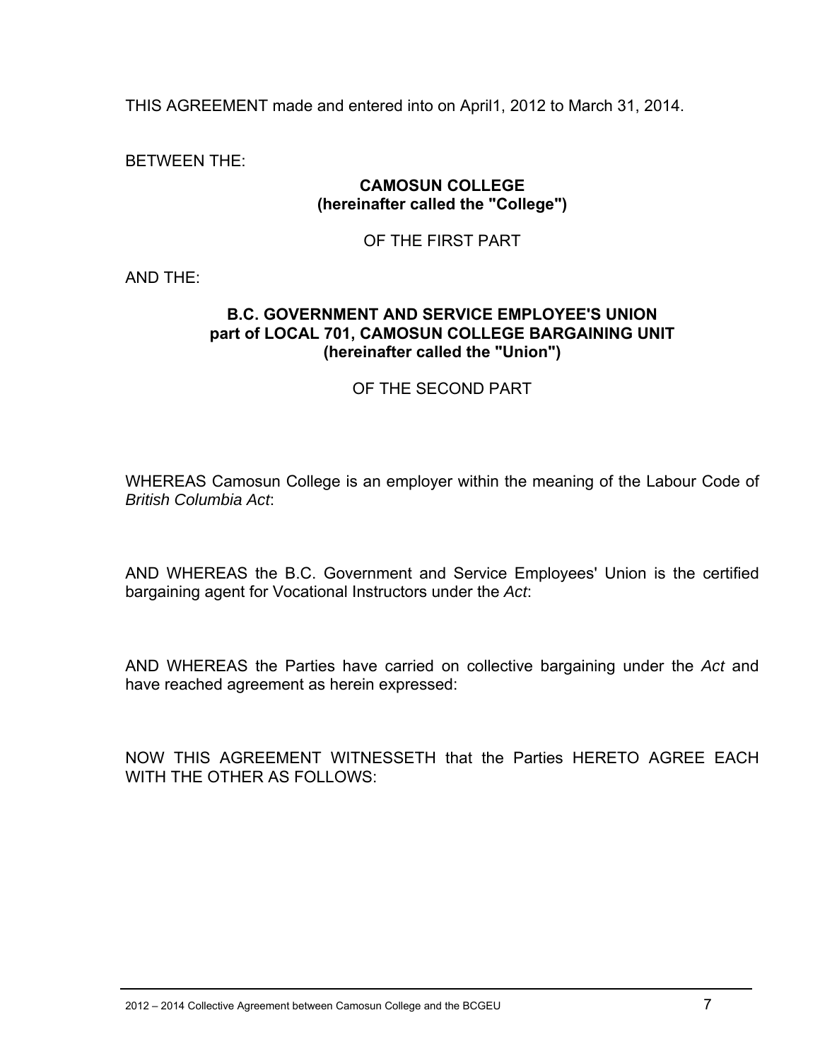THIS AGREEMENT made and entered into on April1, 2012 to March 31, 2014.

BETWEEN THE:

**CAMOSUN COLLEGE**
**(hereinafter called the "College")**

OF THE FIRST PART

AND THE:

**B.C. GOVERNMENT AND SERVICE EMPLOYEE'S UNION**
**part of LOCAL 701, CAMOSUN COLLEGE BARGAINING UNIT**
**(hereinafter called the "Union")**

OF THE SECOND PART

WHEREAS Camosun College is an employer within the meaning of the Labour Code of *British Columbia Act*:

AND WHEREAS the B.C. Government and Service Employees' Union is the certified bargaining agent for Vocational Instructors under the *Act*:

AND WHEREAS the Parties have carried on collective bargaining under the *Act* and have reached agreement as herein expressed:

NOW THIS AGREEMENT WITNESSETH that the Parties HERETO AGREE EACH WITH THE OTHER AS FOLLOWS: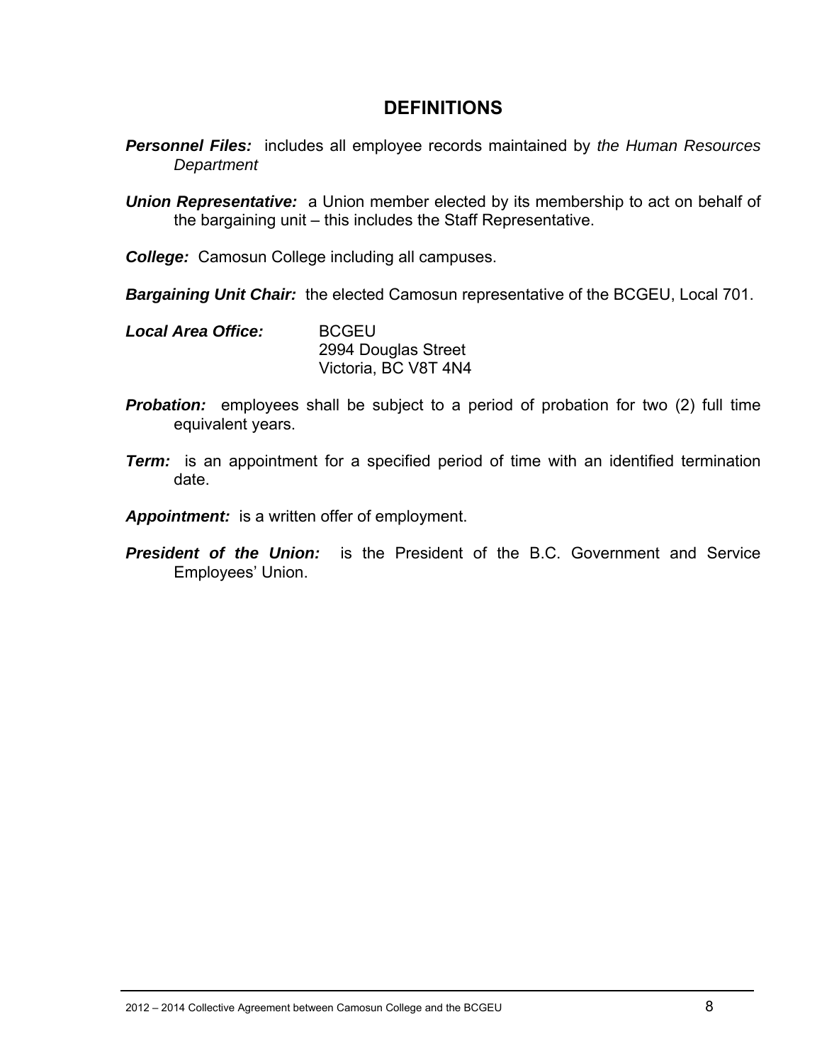## DEFINITIONS

***Personnel Files:*** includes all employee records maintained by *the Human Resources Department*

***Union Representative:*** a Union member elected by its membership to act on behalf of the bargaining unit – this includes the Staff Representative.

***College:*** Camosun College including all campuses.

***Bargaining Unit Chair:*** the elected Camosun representative of the BCGEU, Local 701.

***Local Area Office:*** BCGEU
2994 Douglas Street
Victoria, BC V8T 4N4

***Probation:*** employees shall be subject to a period of probation for two (2) full time equivalent years.

***Term:*** is an appointment for a specified period of time with an identified termination date.

***Appointment:*** is a written offer of employment.

***President of the Union:*** is the President of the B.C. Government and Service Employees' Union.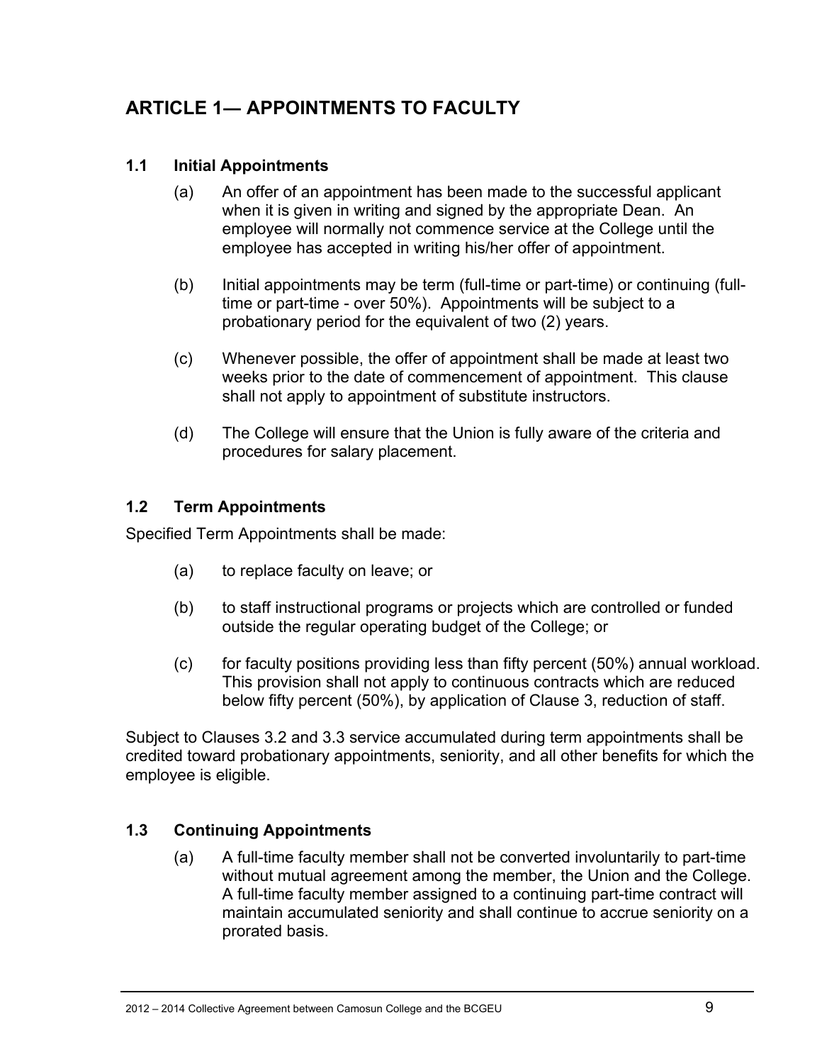## ARTICLE 1— APPOINTMENTS TO FACULTY

### 1.1 Initial Appointments

(a) An offer of an appointment has been made to the successful applicant when it is given in writing and signed by the appropriate Dean. An employee will normally not commence service at the College until the employee has accepted in writing his/her offer of appointment.

(b) Initial appointments may be term (full-time or part-time) or continuing (full-time or part-time - over 50%). Appointments will be subject to a probationary period for the equivalent of two (2) years.

(c) Whenever possible, the offer of appointment shall be made at least two weeks prior to the date of commencement of appointment. This clause shall not apply to appointment of substitute instructors.

(d) The College will ensure that the Union is fully aware of the criteria and procedures for salary placement.

### 1.2 Term Appointments

Specified Term Appointments shall be made:

(a) to replace faculty on leave; or

(b) to staff instructional programs or projects which are controlled or funded outside the regular operating budget of the College; or

(c) for faculty positions providing less than fifty percent (50%) annual workload. This provision shall not apply to continuous contracts which are reduced below fifty percent (50%), by application of Clause 3, reduction of staff.

Subject to Clauses 3.2 and 3.3 service accumulated during term appointments shall be credited toward probationary appointments, seniority, and all other benefits for which the employee is eligible.

### 1.3 Continuing Appointments

(a) A full-time faculty member shall not be converted involuntarily to part-time without mutual agreement among the member, the Union and the College. A full-time faculty member assigned to a continuing part-time contract will maintain accumulated seniority and shall continue to accrue seniority on a prorated basis.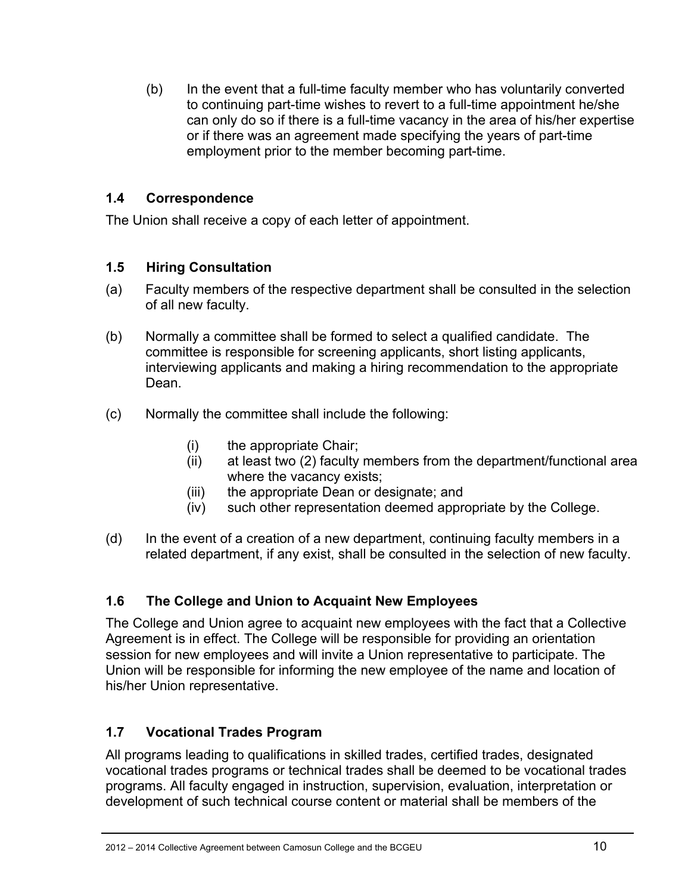(b) In the event that a full-time faculty member who has voluntarily converted to continuing part-time wishes to revert to a full-time appointment he/she can only do so if there is a full-time vacancy in the area of his/her expertise or if there was an agreement made specifying the years of part-time employment prior to the member becoming part-time.

### 1.4 Correspondence

The Union shall receive a copy of each letter of appointment.

### 1.5 Hiring Consultation

(a) Faculty members of the respective department shall be consulted in the selection of all new faculty.

(b) Normally a committee shall be formed to select a qualified candidate. The committee is responsible for screening applicants, short listing applicants, interviewing applicants and making a hiring recommendation to the appropriate Dean.

(c) Normally the committee shall include the following:

- (i) the appropriate Chair;
- (ii) at least two (2) faculty members from the department/functional area where the vacancy exists;
- (iii) the appropriate Dean or designate; and
- (iv) such other representation deemed appropriate by the College.

(d) In the event of a creation of a new department, continuing faculty members in a related department, if any exist, shall be consulted in the selection of new faculty.

### 1.6 The College and Union to Acquaint New Employees

The College and Union agree to acquaint new employees with the fact that a Collective Agreement is in effect. The College will be responsible for providing an orientation session for new employees and will invite a Union representative to participate. The Union will be responsible for informing the new employee of the name and location of his/her Union representative.

### 1.7 Vocational Trades Program

All programs leading to qualifications in skilled trades, certified trades, designated vocational trades programs or technical trades shall be deemed to be vocational trades programs. All faculty engaged in instruction, supervision, evaluation, interpretation or development of such technical course content or material shall be members of the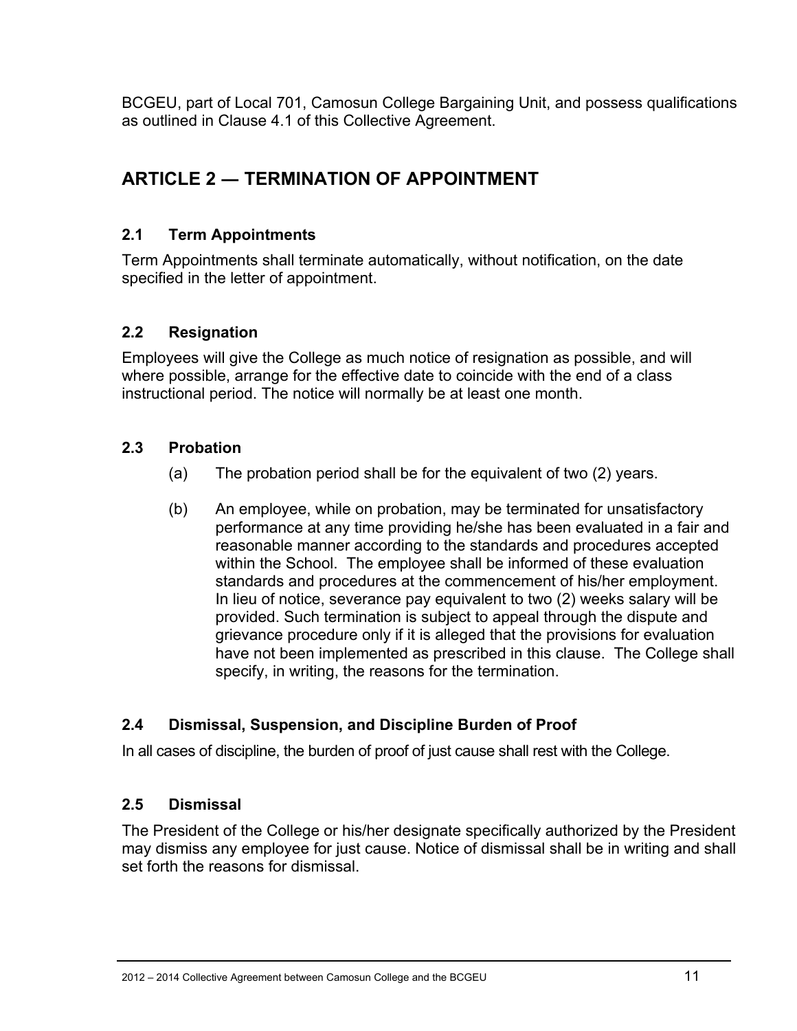BCGEU, part of Local 701, Camosun College Bargaining Unit, and possess qualifications as outlined in Clause 4.1 of this Collective Agreement.

## ARTICLE 2 — TERMINATION OF APPOINTMENT

### 2.1 Term Appointments

Term Appointments shall terminate automatically, without notification, on the date specified in the letter of appointment.

### 2.2 Resignation

Employees will give the College as much notice of resignation as possible, and will where possible, arrange for the effective date to coincide with the end of a class instructional period. The notice will normally be at least one month.

### 2.3 Probation

(a) The probation period shall be for the equivalent of two (2) years.

(b) An employee, while on probation, may be terminated for unsatisfactory performance at any time providing he/she has been evaluated in a fair and reasonable manner according to the standards and procedures accepted within the School. The employee shall be informed of these evaluation standards and procedures at the commencement of his/her employment. In lieu of notice, severance pay equivalent to two (2) weeks salary will be provided. Such termination is subject to appeal through the dispute and grievance procedure only if it is alleged that the provisions for evaluation have not been implemented as prescribed in this clause. The College shall specify, in writing, the reasons for the termination.

### 2.4 Dismissal, Suspension, and Discipline Burden of Proof

In all cases of discipline, the burden of proof of just cause shall rest with the College.

### 2.5 Dismissal

The President of the College or his/her designate specifically authorized by the President may dismiss any employee for just cause. Notice of dismissal shall be in writing and shall set forth the reasons for dismissal.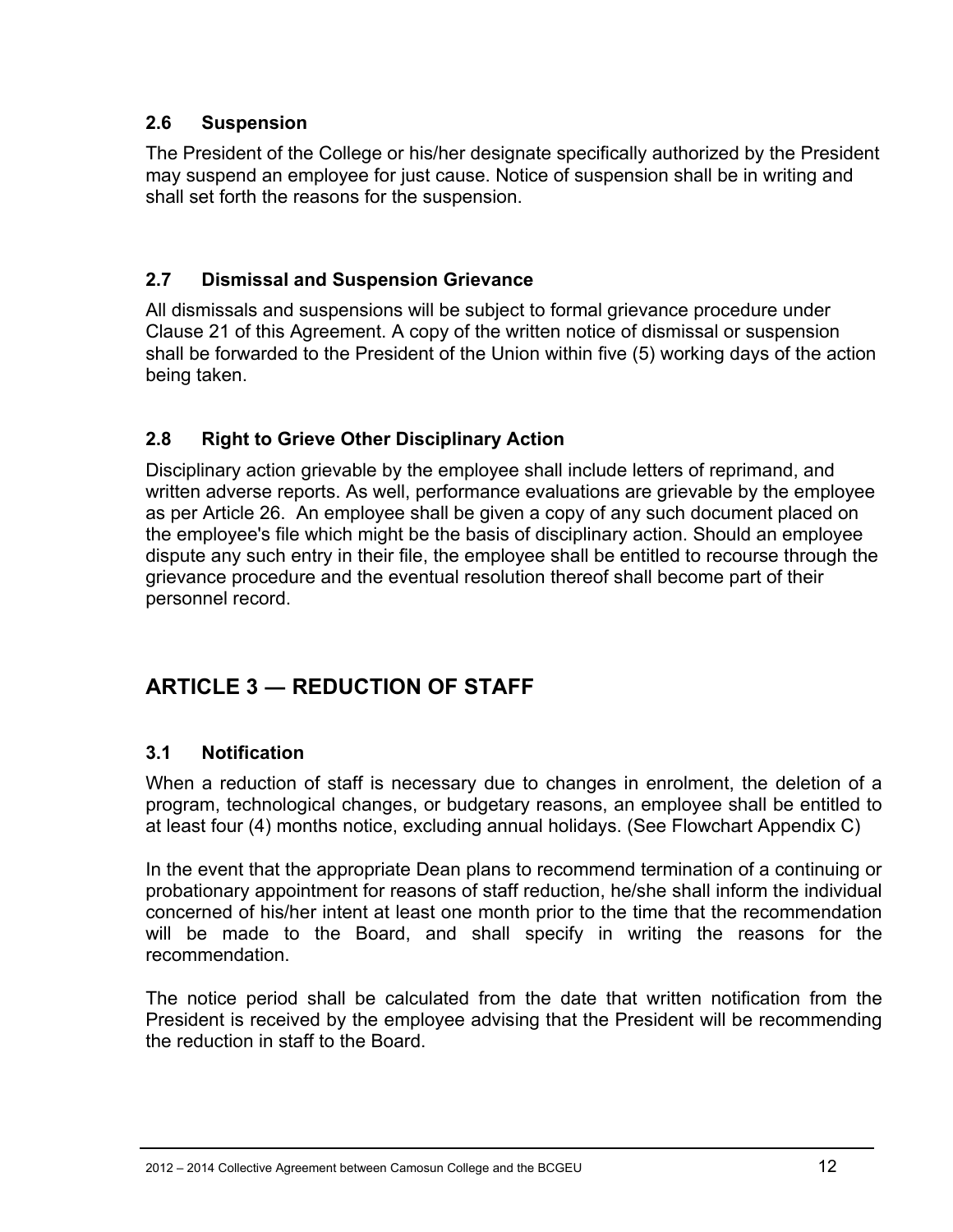### 2.6 Suspension

The President of the College or his/her designate specifically authorized by the President may suspend an employee for just cause. Notice of suspension shall be in writing and shall set forth the reasons for the suspension.

### 2.7 Dismissal and Suspension Grievance

All dismissals and suspensions will be subject to formal grievance procedure under Clause 21 of this Agreement. A copy of the written notice of dismissal or suspension shall be forwarded to the President of the Union within five (5) working days of the action being taken.

### 2.8 Right to Grieve Other Disciplinary Action

Disciplinary action grievable by the employee shall include letters of reprimand, and written adverse reports. As well, performance evaluations are grievable by the employee as per Article 26. An employee shall be given a copy of any such document placed on the employee's file which might be the basis of disciplinary action. Should an employee dispute any such entry in their file, the employee shall be entitled to recourse through the grievance procedure and the eventual resolution thereof shall become part of their personnel record.

## ARTICLE 3 — REDUCTION OF STAFF

### 3.1 Notification

When a reduction of staff is necessary due to changes in enrolment, the deletion of a program, technological changes, or budgetary reasons, an employee shall be entitled to at least four (4) months notice, excluding annual holidays. (See Flowchart Appendix C)

In the event that the appropriate Dean plans to recommend termination of a continuing or probationary appointment for reasons of staff reduction, he/she shall inform the individual concerned of his/her intent at least one month prior to the time that the recommendation will be made to the Board, and shall specify in writing the reasons for the recommendation.

The notice period shall be calculated from the date that written notification from the President is received by the employee advising that the President will be recommending the reduction in staff to the Board.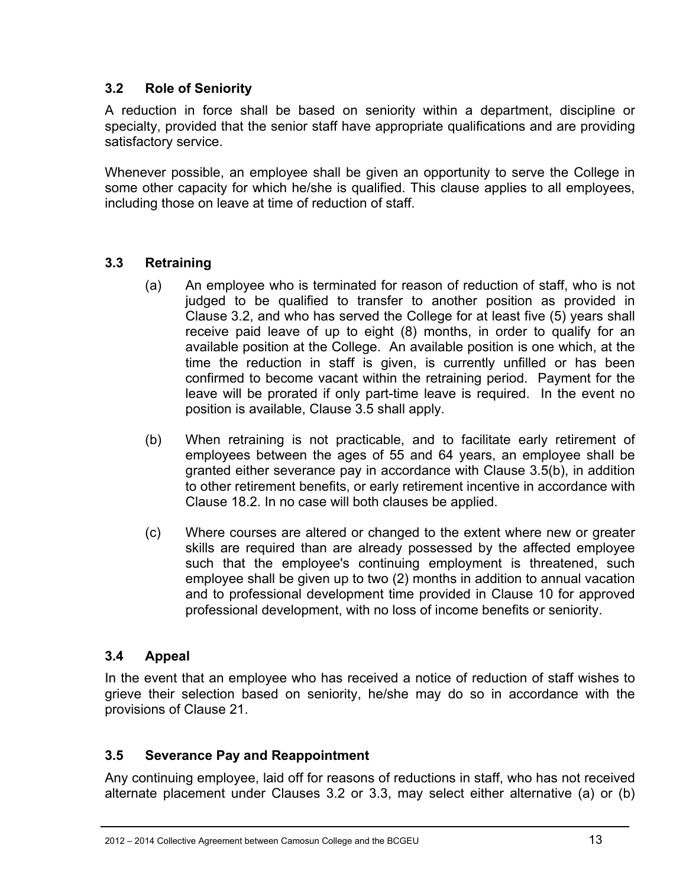### 3.2 Role of Seniority

A reduction in force shall be based on seniority within a department, discipline or specialty, provided that the senior staff have appropriate qualifications and are providing satisfactory service.

Whenever possible, an employee shall be given an opportunity to serve the College in some other capacity for which he/she is qualified. This clause applies to all employees, including those on leave at time of reduction of staff.

### 3.3 Retraining

(a) An employee who is terminated for reason of reduction of staff, who is not judged to be qualified to transfer to another position as provided in Clause 3.2, and who has served the College for at least five (5) years shall receive paid leave of up to eight (8) months, in order to qualify for an available position at the College. An available position is one which, at the time the reduction in staff is given, is currently unfilled or has been confirmed to become vacant within the retraining period. Payment for the leave will be prorated if only part-time leave is required. In the event no position is available, Clause 3.5 shall apply.

(b) When retraining is not practicable, and to facilitate early retirement of employees between the ages of 55 and 64 years, an employee shall be granted either severance pay in accordance with Clause 3.5(b), in addition to other retirement benefits, or early retirement incentive in accordance with Clause 18.2. In no case will both clauses be applied.

(c) Where courses are altered or changed to the extent where new or greater skills are required than are already possessed by the affected employee such that the employee's continuing employment is threatened, such employee shall be given up to two (2) months in addition to annual vacation and to professional development time provided in Clause 10 for approved professional development, with no loss of income benefits or seniority.

### 3.4 Appeal

In the event that an employee who has received a notice of reduction of staff wishes to grieve their selection based on seniority, he/she may do so in accordance with the provisions of Clause 21.

### 3.5 Severance Pay and Reappointment

Any continuing employee, laid off for reasons of reductions in staff, who has not received alternate placement under Clauses 3.2 or 3.3, may select either alternative (a) or (b)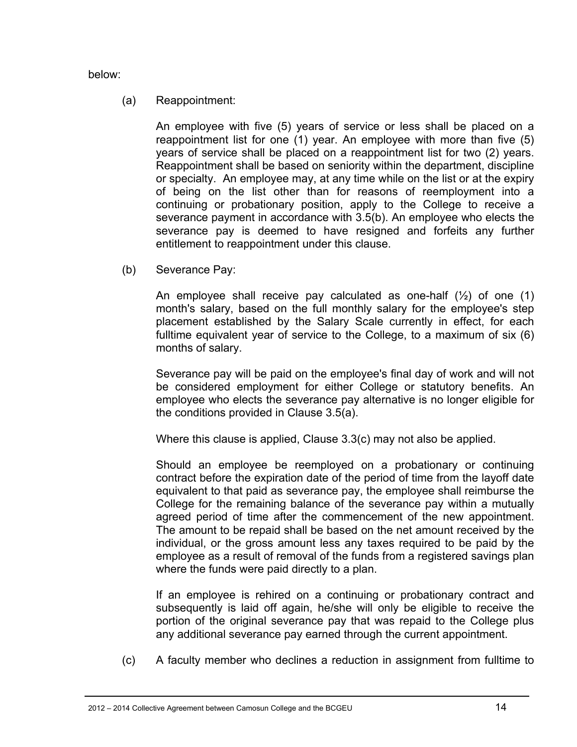below:

(a) Reappointment:

An employee with five (5) years of service or less shall be placed on a reappointment list for one (1) year. An employee with more than five (5) years of service shall be placed on a reappointment list for two (2) years. Reappointment shall be based on seniority within the department, discipline or specialty. An employee may, at any time while on the list or at the expiry of being on the list other than for reasons of reemployment into a continuing or probationary position, apply to the College to receive a severance payment in accordance with 3.5(b). An employee who elects the severance pay is deemed to have resigned and forfeits any further entitlement to reappointment under this clause.

(b) Severance Pay:

An employee shall receive pay calculated as one-half (½) of one (1) month's salary, based on the full monthly salary for the employee's step placement established by the Salary Scale currently in effect, for each fulltime equivalent year of service to the College, to a maximum of six (6) months of salary.

Severance pay will be paid on the employee's final day of work and will not be considered employment for either College or statutory benefits. An employee who elects the severance pay alternative is no longer eligible for the conditions provided in Clause 3.5(a).

Where this clause is applied, Clause 3.3(c) may not also be applied.

Should an employee be reemployed on a probationary or continuing contract before the expiration date of the period of time from the layoff date equivalent to that paid as severance pay, the employee shall reimburse the College for the remaining balance of the severance pay within a mutually agreed period of time after the commencement of the new appointment. The amount to be repaid shall be based on the net amount received by the individual, or the gross amount less any taxes required to be paid by the employee as a result of removal of the funds from a registered savings plan where the funds were paid directly to a plan.

If an employee is rehired on a continuing or probationary contract and subsequently is laid off again, he/she will only be eligible to receive the portion of the original severance pay that was repaid to the College plus any additional severance pay earned through the current appointment.

(c) A faculty member who declines a reduction in assignment from fulltime to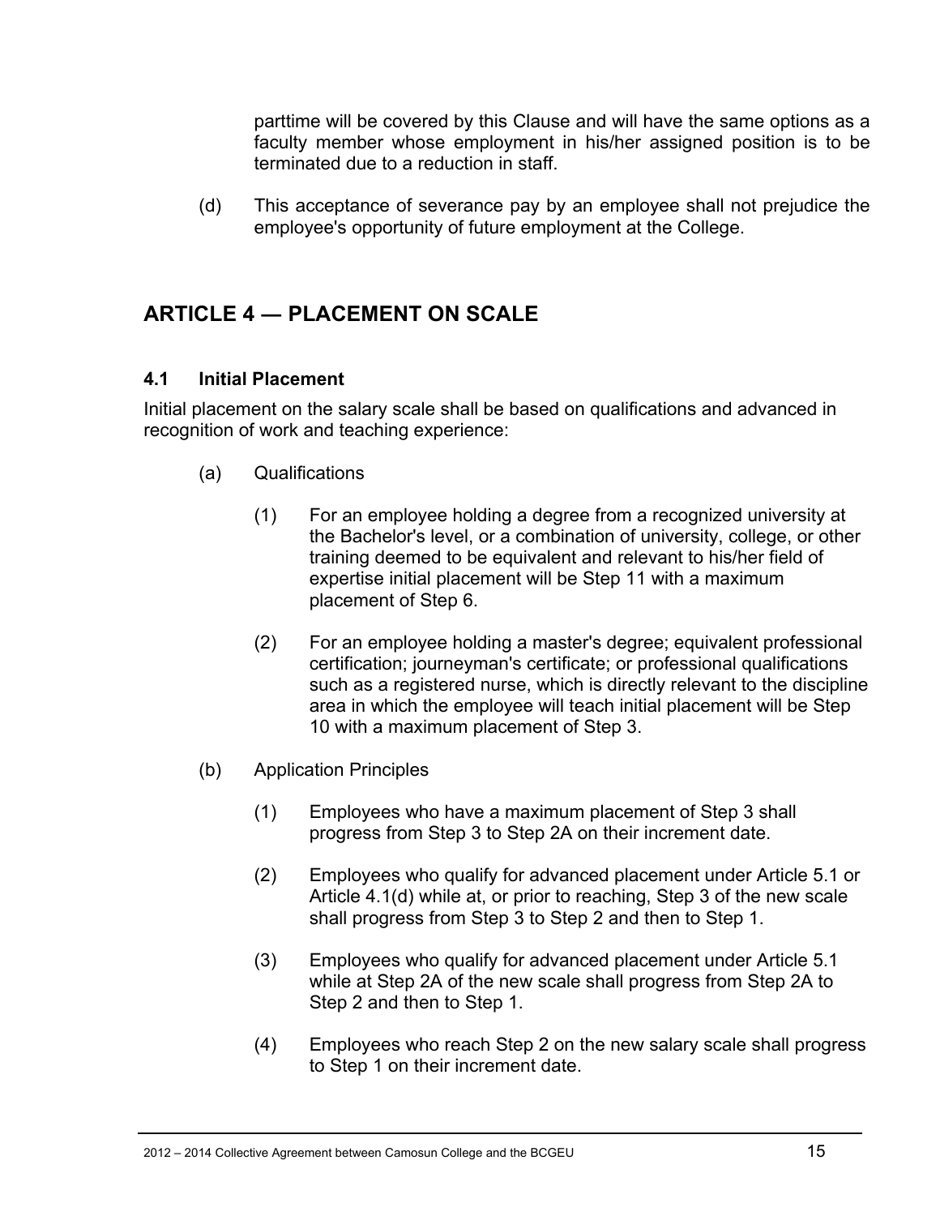parttime will be covered by this Clause and will have the same options as a faculty member whose employment in his/her assigned position is to be terminated due to a reduction in staff.

(d) This acceptance of severance pay by an employee shall not prejudice the employee's opportunity of future employment at the College.

## ARTICLE 4 — PLACEMENT ON SCALE

### 4.1 Initial Placement

Initial placement on the salary scale shall be based on qualifications and advanced in recognition of work and teaching experience:

(a) Qualifications

(1) For an employee holding a degree from a recognized university at the Bachelor's level, or a combination of university, college, or other training deemed to be equivalent and relevant to his/her field of expertise initial placement will be Step 11 with a maximum placement of Step 6.

(2) For an employee holding a master's degree; equivalent professional certification; journeyman's certificate; or professional qualifications such as a registered nurse, which is directly relevant to the discipline area in which the employee will teach initial placement will be Step 10 with a maximum placement of Step 3.

(b) Application Principles

(1) Employees who have a maximum placement of Step 3 shall progress from Step 3 to Step 2A on their increment date.

(2) Employees who qualify for advanced placement under Article 5.1 or Article 4.1(d) while at, or prior to reaching, Step 3 of the new scale shall progress from Step 3 to Step 2 and then to Step 1.

(3) Employees who qualify for advanced placement under Article 5.1 while at Step 2A of the new scale shall progress from Step 2A to Step 2 and then to Step 1.

(4) Employees who reach Step 2 on the new salary scale shall progress to Step 1 on their increment date.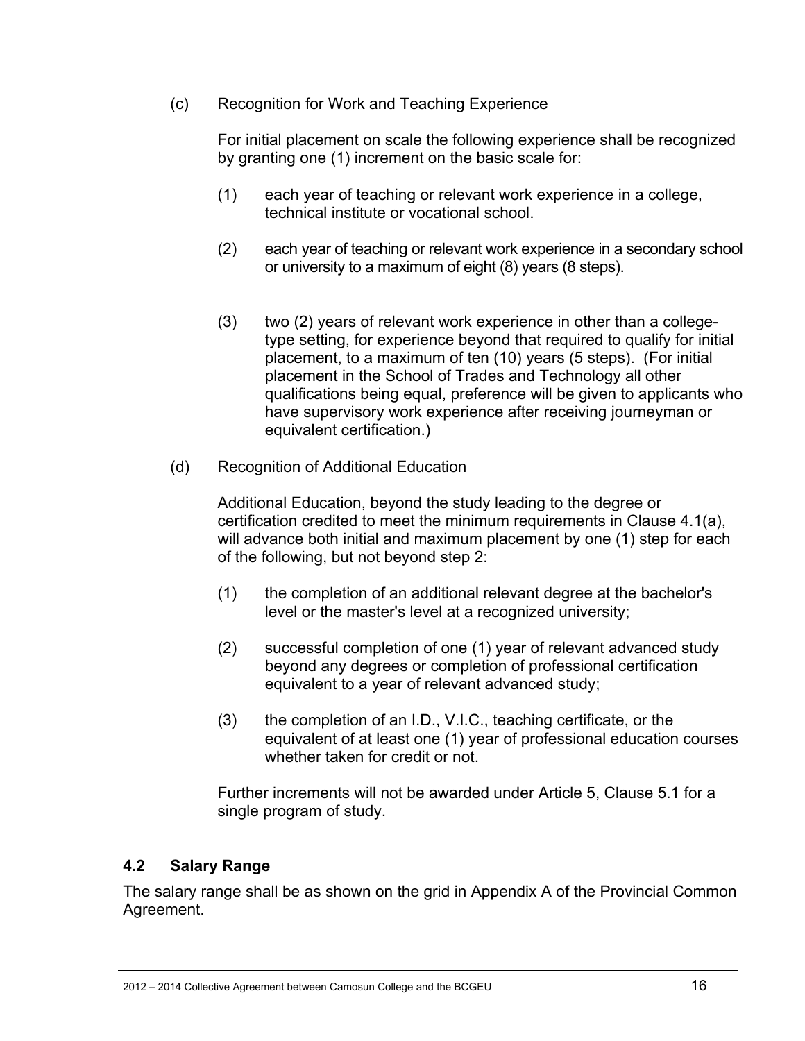(c) Recognition for Work and Teaching Experience

For initial placement on scale the following experience shall be recognized by granting one (1) increment on the basic scale for:

(1) each year of teaching or relevant work experience in a college, technical institute or vocational school.

(2) each year of teaching or relevant work experience in a secondary school or university to a maximum of eight (8) years (8 steps).

(3) two (2) years of relevant work experience in other than a college-type setting, for experience beyond that required to qualify for initial placement, to a maximum of ten (10) years (5 steps). (For initial placement in the School of Trades and Technology all other qualifications being equal, preference will be given to applicants who have supervisory work experience after receiving journeyman or equivalent certification.)

(d) Recognition of Additional Education

Additional Education, beyond the study leading to the degree or certification credited to meet the minimum requirements in Clause 4.1(a), will advance both initial and maximum placement by one (1) step for each of the following, but not beyond step 2:

(1) the completion of an additional relevant degree at the bachelor's level or the master's level at a recognized university;

(2) successful completion of one (1) year of relevant advanced study beyond any degrees or completion of professional certification equivalent to a year of relevant advanced study;

(3) the completion of an I.D., V.I.C., teaching certificate, or the equivalent of at least one (1) year of professional education courses whether taken for credit or not.

Further increments will not be awarded under Article 5, Clause 5.1 for a single program of study.

### 4.2 Salary Range

The salary range shall be as shown on the grid in Appendix A of the Provincial Common Agreement.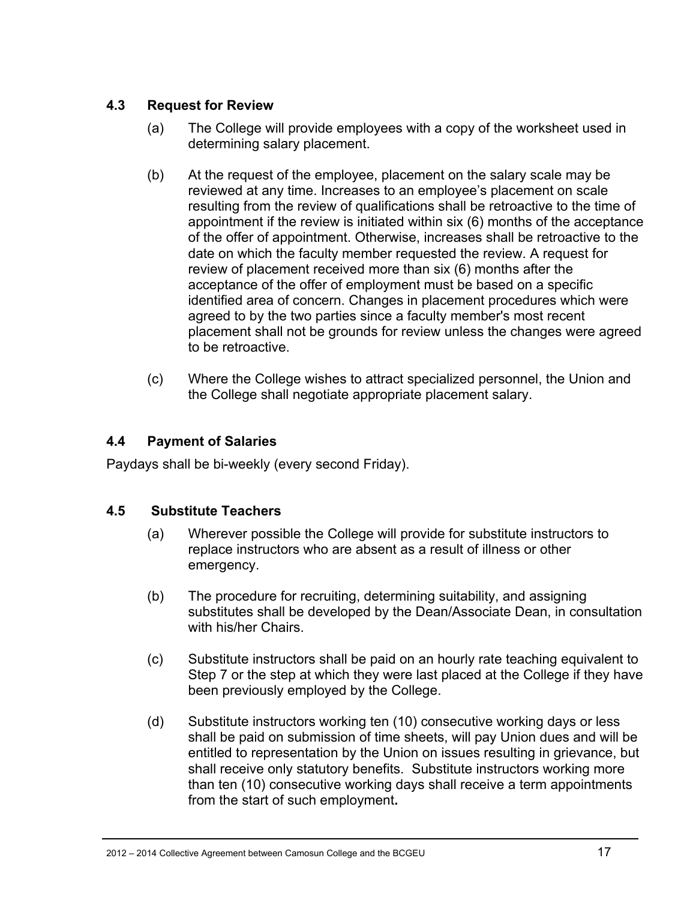### 4.3 Request for Review

(a) The College will provide employees with a copy of the worksheet used in determining salary placement.

(b) At the request of the employee, placement on the salary scale may be reviewed at any time. Increases to an employee's placement on scale resulting from the review of qualifications shall be retroactive to the time of appointment if the review is initiated within six (6) months of the acceptance of the offer of appointment. Otherwise, increases shall be retroactive to the date on which the faculty member requested the review. A request for review of placement received more than six (6) months after the acceptance of the offer of employment must be based on a specific identified area of concern. Changes in placement procedures which were agreed to by the two parties since a faculty member's most recent placement shall not be grounds for review unless the changes were agreed to be retroactive.

(c) Where the College wishes to attract specialized personnel, the Union and the College shall negotiate appropriate placement salary.

### 4.4 Payment of Salaries

Paydays shall be bi-weekly (every second Friday).

### 4.5 Substitute Teachers

(a) Wherever possible the College will provide for substitute instructors to replace instructors who are absent as a result of illness or other emergency.

(b) The procedure for recruiting, determining suitability, and assigning substitutes shall be developed by the Dean/Associate Dean, in consultation with his/her Chairs.

(c) Substitute instructors shall be paid on an hourly rate teaching equivalent to Step 7 or the step at which they were last placed at the College if they have been previously employed by the College.

(d) Substitute instructors working ten (10) consecutive working days or less shall be paid on submission of time sheets, will pay Union dues and will be entitled to representation by the Union on issues resulting in grievance, but shall receive only statutory benefits. Substitute instructors working more than ten (10) consecutive working days shall receive a term appointments from the start of such employment**.**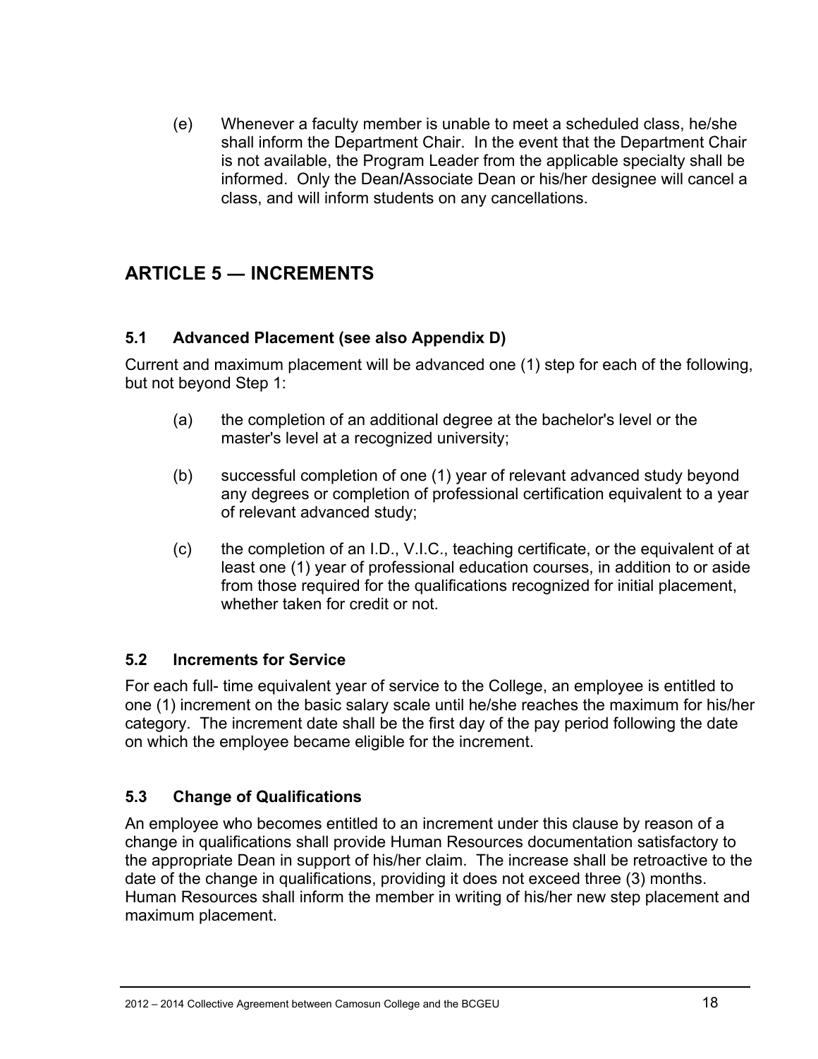(e) Whenever a faculty member is unable to meet a scheduled class, he/she shall inform the Department Chair. In the event that the Department Chair is not available, the Program Leader from the applicable specialty shall be informed. Only the Dean/Associate Dean or his/her designee will cancel a class, and will inform students on any cancellations.

## ARTICLE 5 — INCREMENTS

### 5.1 Advanced Placement (see also Appendix D)

Current and maximum placement will be advanced one (1) step for each of the following, but not beyond Step 1:

(a) the completion of an additional degree at the bachelor's level or the master's level at a recognized university;

(b) successful completion of one (1) year of relevant advanced study beyond any degrees or completion of professional certification equivalent to a year of relevant advanced study;

(c) the completion of an I.D., V.I.C., teaching certificate, or the equivalent of at least one (1) year of professional education courses, in addition to or aside from those required for the qualifications recognized for initial placement, whether taken for credit or not.

### 5.2 Increments for Service

For each full- time equivalent year of service to the College, an employee is entitled to one (1) increment on the basic salary scale until he/she reaches the maximum for his/her category. The increment date shall be the first day of the pay period following the date on which the employee became eligible for the increment.

### 5.3 Change of Qualifications

An employee who becomes entitled to an increment under this clause by reason of a change in qualifications shall provide Human Resources documentation satisfactory to the appropriate Dean in support of his/her claim. The increase shall be retroactive to the date of the change in qualifications, providing it does not exceed three (3) months. Human Resources shall inform the member in writing of his/her new step placement and maximum placement.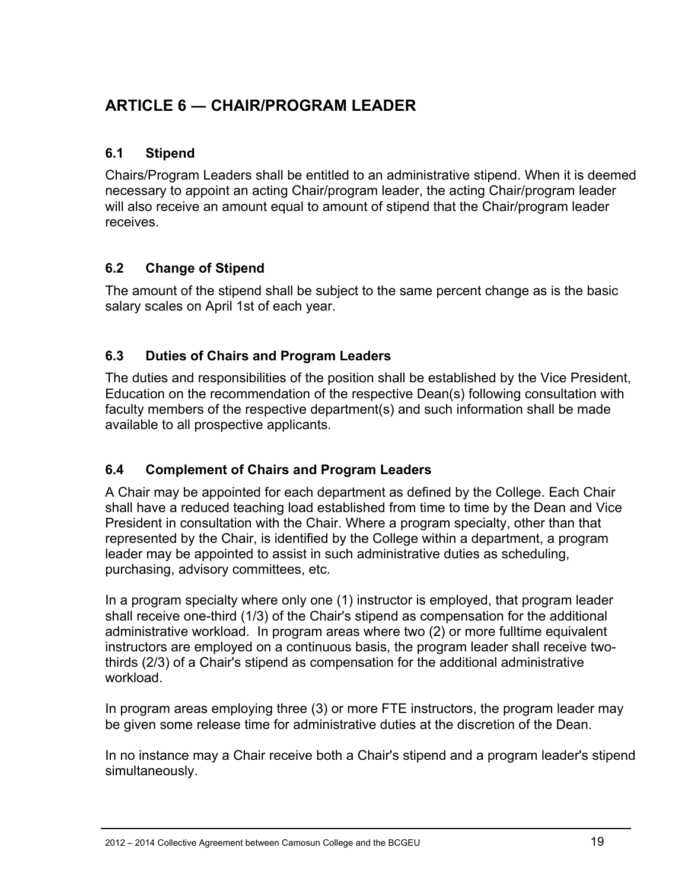## ARTICLE 6 — CHAIR/PROGRAM LEADER

### 6.1 Stipend

Chairs/Program Leaders shall be entitled to an administrative stipend. When it is deemed necessary to appoint an acting Chair/program leader, the acting Chair/program leader will also receive an amount equal to amount of stipend that the Chair/program leader receives.

### 6.2 Change of Stipend

The amount of the stipend shall be subject to the same percent change as is the basic salary scales on April 1st of each year.

### 6.3 Duties of Chairs and Program Leaders

The duties and responsibilities of the position shall be established by the Vice President, Education on the recommendation of the respective Dean(s) following consultation with faculty members of the respective department(s) and such information shall be made available to all prospective applicants.

### 6.4 Complement of Chairs and Program Leaders

A Chair may be appointed for each department as defined by the College. Each Chair shall have a reduced teaching load established from time to time by the Dean and Vice President in consultation with the Chair. Where a program specialty, other than that represented by the Chair, is identified by the College within a department, a program leader may be appointed to assist in such administrative duties as scheduling, purchasing, advisory committees, etc.

In a program specialty where only one (1) instructor is employed, that program leader shall receive one-third (1/3) of the Chair's stipend as compensation for the additional administrative workload. In program areas where two (2) or more fulltime equivalent instructors are employed on a continuous basis, the program leader shall receive two-thirds (2/3) of a Chair's stipend as compensation for the additional administrative workload.

In program areas employing three (3) or more FTE instructors, the program leader may be given some release time for administrative duties at the discretion of the Dean.

In no instance may a Chair receive both a Chair's stipend and a program leader's stipend simultaneously.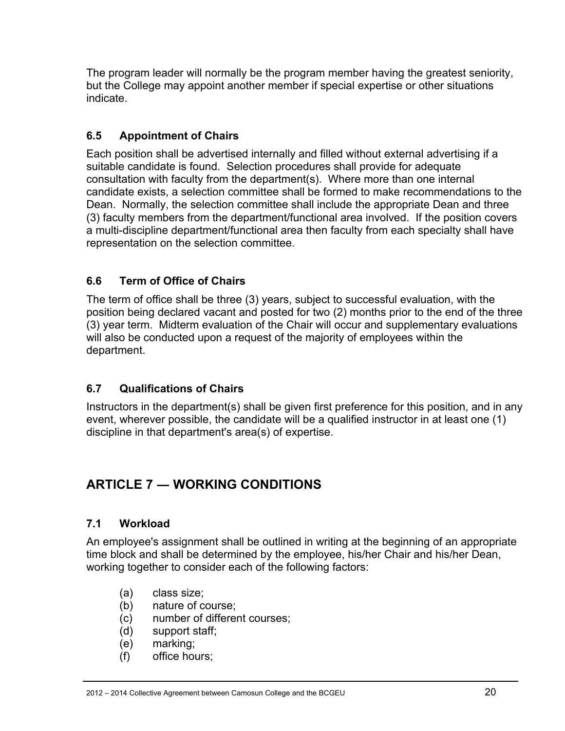The program leader will normally be the program member having the greatest seniority, but the College may appoint another member if special expertise or other situations indicate.

### 6.5 Appointment of Chairs

Each position shall be advertised internally and filled without external advertising if a suitable candidate is found. Selection procedures shall provide for adequate consultation with faculty from the department(s). Where more than one internal candidate exists, a selection committee shall be formed to make recommendations to the Dean. Normally, the selection committee shall include the appropriate Dean and three (3) faculty members from the department/functional area involved. If the position covers a multi-discipline department/functional area then faculty from each specialty shall have representation on the selection committee.

### 6.6 Term of Office of Chairs

The term of office shall be three (3) years, subject to successful evaluation, with the position being declared vacant and posted for two (2) months prior to the end of the three (3) year term. Midterm evaluation of the Chair will occur and supplementary evaluations will also be conducted upon a request of the majority of employees within the department.

### 6.7 Qualifications of Chairs

Instructors in the department(s) shall be given first preference for this position, and in any event, wherever possible, the candidate will be a qualified instructor in at least one (1) discipline in that department's area(s) of expertise.

## ARTICLE 7 — WORKING CONDITIONS

### 7.1 Workload

An employee's assignment shall be outlined in writing at the beginning of an appropriate time block and shall be determined by the employee, his/her Chair and his/her Dean, working together to consider each of the following factors:

(a) class size;
(b) nature of course;
(c) number of different courses;
(d) support staff;
(e) marking;
(f) office hours;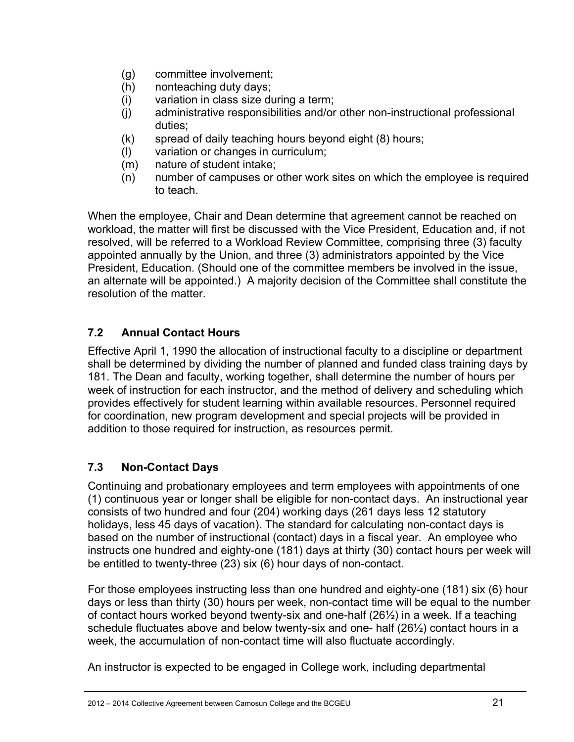(g) committee involvement;
(h) nonteaching duty days;
(i) variation in class size during a term;
(j) administrative responsibilities and/or other non-instructional professional duties;
(k) spread of daily teaching hours beyond eight (8) hours;
(l) variation or changes in curriculum;
(m) nature of student intake;
(n) number of campuses or other work sites on which the employee is required to teach.

When the employee, Chair and Dean determine that agreement cannot be reached on workload, the matter will first be discussed with the Vice President, Education and, if not resolved, will be referred to a Workload Review Committee, comprising three (3) faculty appointed annually by the Union, and three (3) administrators appointed by the Vice President, Education. (Should one of the committee members be involved in the issue, an alternate will be appointed.) A majority decision of the Committee shall constitute the resolution of the matter.

### 7.2 Annual Contact Hours

Effective April 1, 1990 the allocation of instructional faculty to a discipline or department shall be determined by dividing the number of planned and funded class training days by 181. The Dean and faculty, working together, shall determine the number of hours per week of instruction for each instructor, and the method of delivery and scheduling which provides effectively for student learning within available resources. Personnel required for coordination, new program development and special projects will be provided in addition to those required for instruction, as resources permit.

### 7.3 Non-Contact Days

Continuing and probationary employees and term employees with appointments of one (1) continuous year or longer shall be eligible for non-contact days. An instructional year consists of two hundred and four (204) working days (261 days less 12 statutory holidays, less 45 days of vacation). The standard for calculating non-contact days is based on the number of instructional (contact) days in a fiscal year. An employee who instructs one hundred and eighty-one (181) days at thirty (30) contact hours per week will be entitled to twenty-three (23) six (6) hour days of non-contact.

For those employees instructing less than one hundred and eighty-one (181) six (6) hour days or less than thirty (30) hours per week, non-contact time will be equal to the number of contact hours worked beyond twenty-six and one-half (26½) in a week. If a teaching schedule fluctuates above and below twenty-six and one- half (26½) contact hours in a week, the accumulation of non-contact time will also fluctuate accordingly.

An instructor is expected to be engaged in College work, including departmental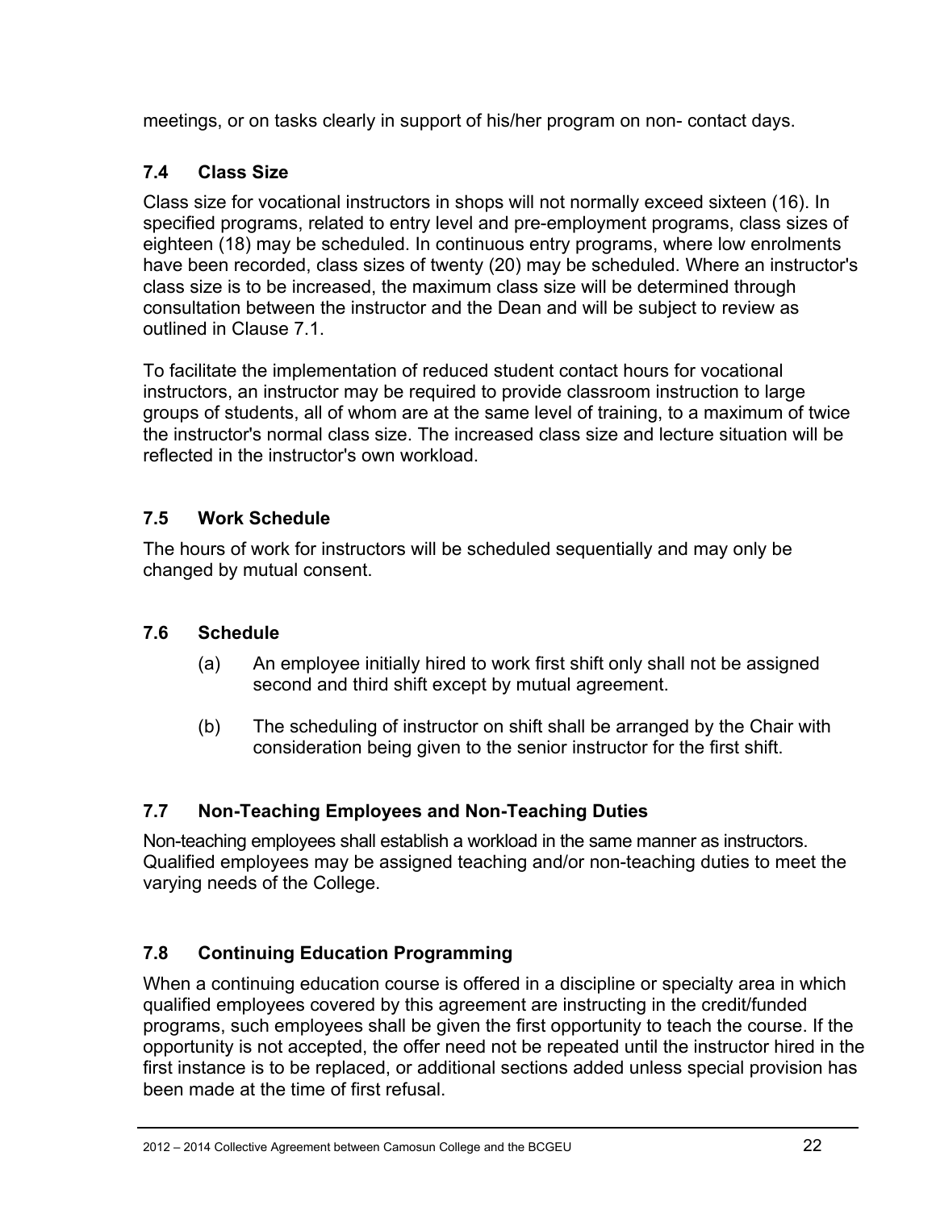meetings, or on tasks clearly in support of his/her program on non- contact days.

### 7.4 Class Size

Class size for vocational instructors in shops will not normally exceed sixteen (16). In specified programs, related to entry level and pre-employment programs, class sizes of eighteen (18) may be scheduled. In continuous entry programs, where low enrolments have been recorded, class sizes of twenty (20) may be scheduled. Where an instructor's class size is to be increased, the maximum class size will be determined through consultation between the instructor and the Dean and will be subject to review as outlined in Clause 7.1.

To facilitate the implementation of reduced student contact hours for vocational instructors, an instructor may be required to provide classroom instruction to large groups of students, all of whom are at the same level of training, to a maximum of twice the instructor's normal class size. The increased class size and lecture situation will be reflected in the instructor's own workload.

### 7.5 Work Schedule

The hours of work for instructors will be scheduled sequentially and may only be changed by mutual consent.

### 7.6 Schedule

(a) An employee initially hired to work first shift only shall not be assigned second and third shift except by mutual agreement.

(b) The scheduling of instructor on shift shall be arranged by the Chair with consideration being given to the senior instructor for the first shift.

### 7.7 Non-Teaching Employees and Non-Teaching Duties

Non-teaching employees shall establish a workload in the same manner as instructors. Qualified employees may be assigned teaching and/or non-teaching duties to meet the varying needs of the College.

### 7.8 Continuing Education Programming

When a continuing education course is offered in a discipline or specialty area in which qualified employees covered by this agreement are instructing in the credit/funded programs, such employees shall be given the first opportunity to teach the course. If the opportunity is not accepted, the offer need not be repeated until the instructor hired in the first instance is to be replaced, or additional sections added unless special provision has been made at the time of first refusal.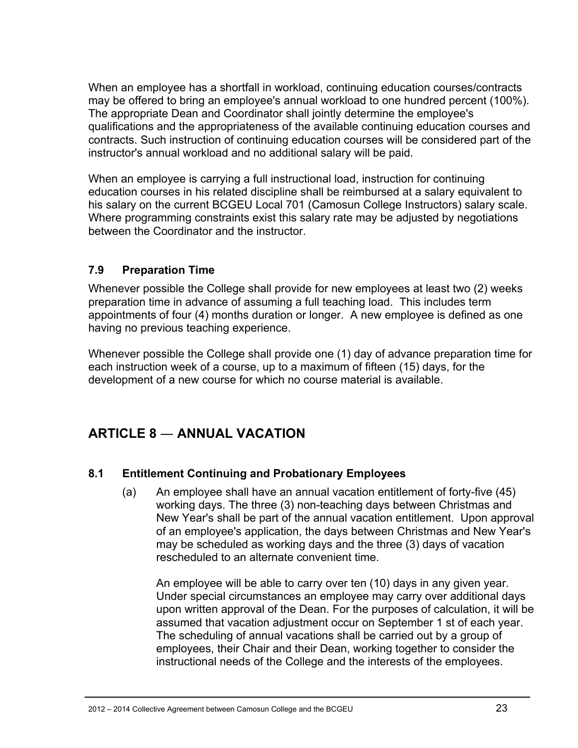When an employee has a shortfall in workload, continuing education courses/contracts may be offered to bring an employee's annual workload to one hundred percent (100%). The appropriate Dean and Coordinator shall jointly determine the employee's qualifications and the appropriateness of the available continuing education courses and contracts. Such instruction of continuing education courses will be considered part of the instructor's annual workload and no additional salary will be paid.

When an employee is carrying a full instructional load, instruction for continuing education courses in his related discipline shall be reimbursed at a salary equivalent to his salary on the current BCGEU Local 701 (Camosun College Instructors) salary scale. Where programming constraints exist this salary rate may be adjusted by negotiations between the Coordinator and the instructor.

### 7.9 Preparation Time

Whenever possible the College shall provide for new employees at least two (2) weeks preparation time in advance of assuming a full teaching load. This includes term appointments of four (4) months duration or longer. A new employee is defined as one having no previous teaching experience.

Whenever possible the College shall provide one (1) day of advance preparation time for each instruction week of a course, up to a maximum of fifteen (15) days, for the development of a new course for which no course material is available.

## ARTICLE 8 — ANNUAL VACATION

### 8.1 Entitlement Continuing and Probationary Employees

(a) An employee shall have an annual vacation entitlement of forty-five (45) working days. The three (3) non-teaching days between Christmas and New Year's shall be part of the annual vacation entitlement. Upon approval of an employee's application, the days between Christmas and New Year's may be scheduled as working days and the three (3) days of vacation rescheduled to an alternate convenient time.

An employee will be able to carry over ten (10) days in any given year. Under special circumstances an employee may carry over additional days upon written approval of the Dean. For the purposes of calculation, it will be assumed that vacation adjustment occur on September 1 st of each year. The scheduling of annual vacations shall be carried out by a group of employees, their Chair and their Dean, working together to consider the instructional needs of the College and the interests of the employees.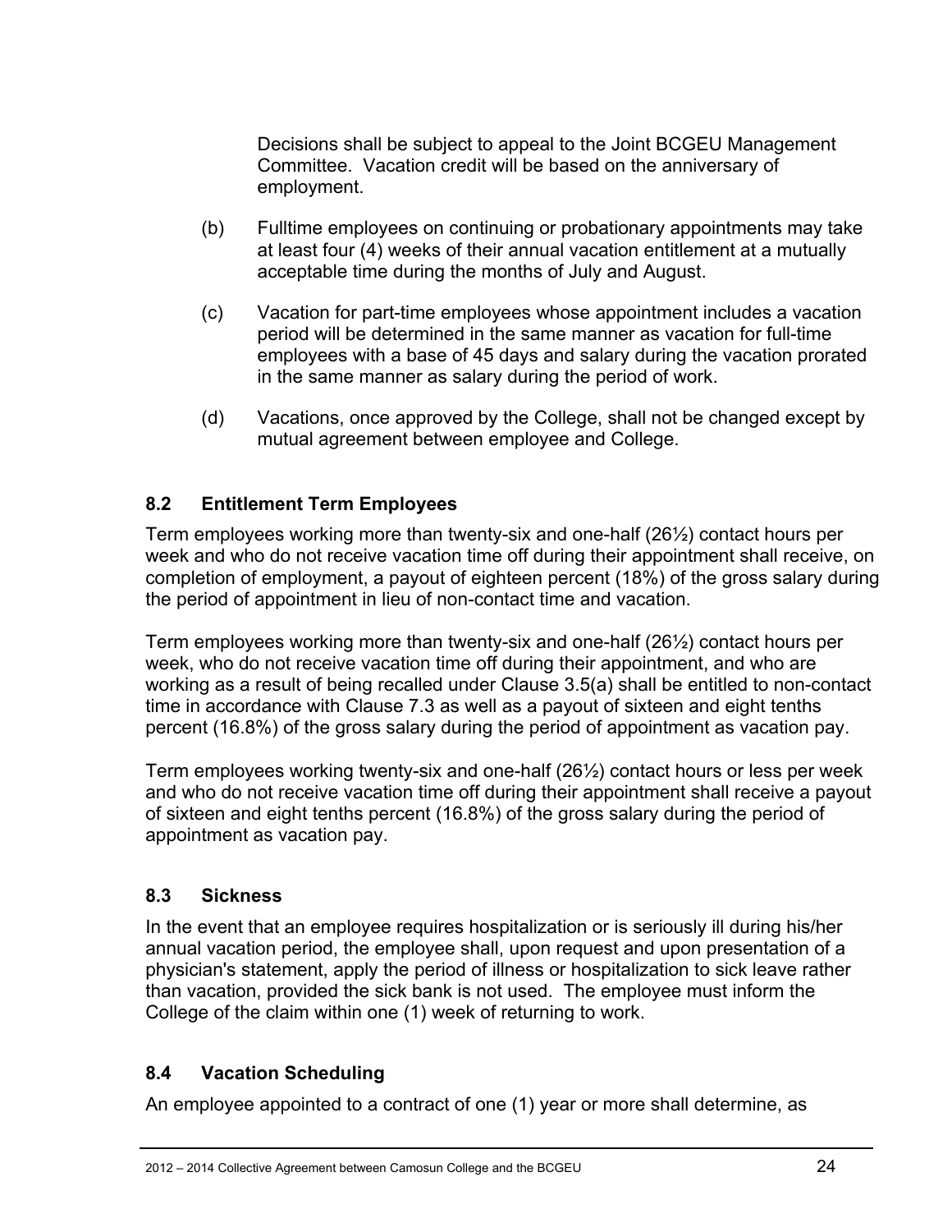Decisions shall be subject to appeal to the Joint BCGEU Management Committee. Vacation credit will be based on the anniversary of employment.

(b) Fulltime employees on continuing or probationary appointments may take at least four (4) weeks of their annual vacation entitlement at a mutually acceptable time during the months of July and August.

(c) Vacation for part-time employees whose appointment includes a vacation period will be determined in the same manner as vacation for full-time employees with a base of 45 days and salary during the vacation prorated in the same manner as salary during the period of work.

(d) Vacations, once approved by the College, shall not be changed except by mutual agreement between employee and College.

### 8.2 Entitlement Term Employees

Term employees working more than twenty-six and one-half (26½) contact hours per week and who do not receive vacation time off during their appointment shall receive, on completion of employment, a payout of eighteen percent (18%) of the gross salary during the period of appointment in lieu of non-contact time and vacation.

Term employees working more than twenty-six and one-half (26½) contact hours per week, who do not receive vacation time off during their appointment, and who are working as a result of being recalled under Clause 3.5(a) shall be entitled to non-contact time in accordance with Clause 7.3 as well as a payout of sixteen and eight tenths percent (16.8%) of the gross salary during the period of appointment as vacation pay.

Term employees working twenty-six and one-half (26½) contact hours or less per week and who do not receive vacation time off during their appointment shall receive a payout of sixteen and eight tenths percent (16.8%) of the gross salary during the period of appointment as vacation pay.

### 8.3 Sickness

In the event that an employee requires hospitalization or is seriously ill during his/her annual vacation period, the employee shall, upon request and upon presentation of a physician's statement, apply the period of illness or hospitalization to sick leave rather than vacation, provided the sick bank is not used. The employee must inform the College of the claim within one (1) week of returning to work.

### 8.4 Vacation Scheduling

An employee appointed to a contract of one (1) year or more shall determine, as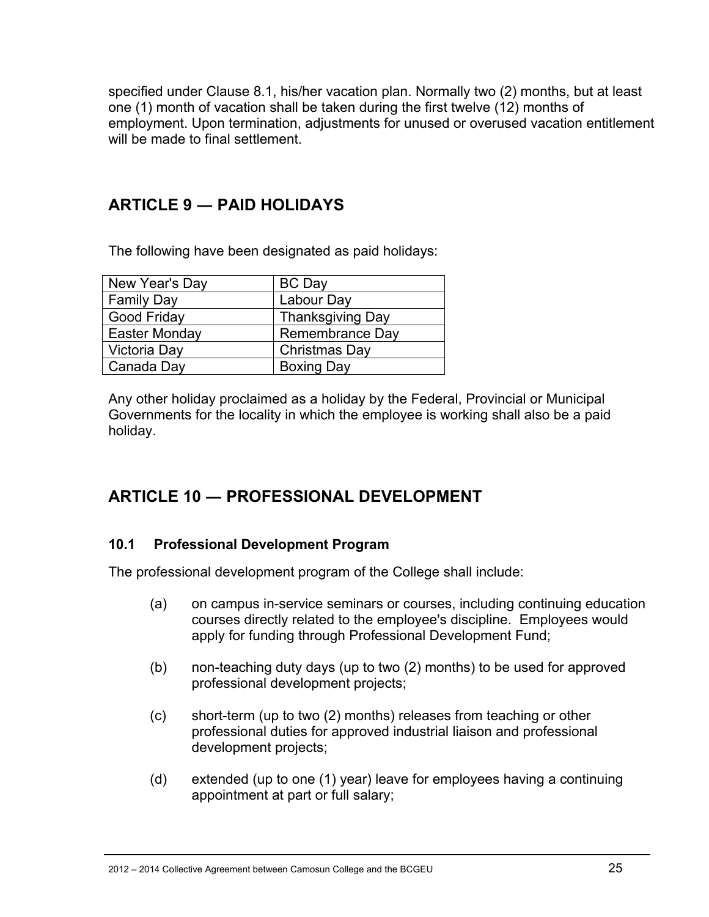specified under Clause 8.1, his/her vacation plan. Normally two (2) months, but at least one (1) month of vacation shall be taken during the first twelve (12) months of employment. Upon termination, adjustments for unused or overused vacation entitlement will be made to final settlement.

## ARTICLE 9 — PAID HOLIDAYS

The following have been designated as paid holidays:

| | |
|---|---|
| New Year's Day | BC Day |
| Family Day | Labour Day |
| Good Friday | Thanksgiving Day |
| Easter Monday | Remembrance Day |
| Victoria Day | Christmas Day |
| Canada Day | Boxing Day |

Any other holiday proclaimed as a holiday by the Federal, Provincial or Municipal Governments for the locality in which the employee is working shall also be a paid holiday.

## ARTICLE 10 — PROFESSIONAL DEVELOPMENT

### 10.1 Professional Development Program

The professional development program of the College shall include:

(a) on campus in-service seminars or courses, including continuing education courses directly related to the employee's discipline. Employees would apply for funding through Professional Development Fund;

(b) non-teaching duty days (up to two (2) months) to be used for approved professional development projects;

(c) short-term (up to two (2) months) releases from teaching or other professional duties for approved industrial liaison and professional development projects;

(d) extended (up to one (1) year) leave for employees having a continuing appointment at part or full salary;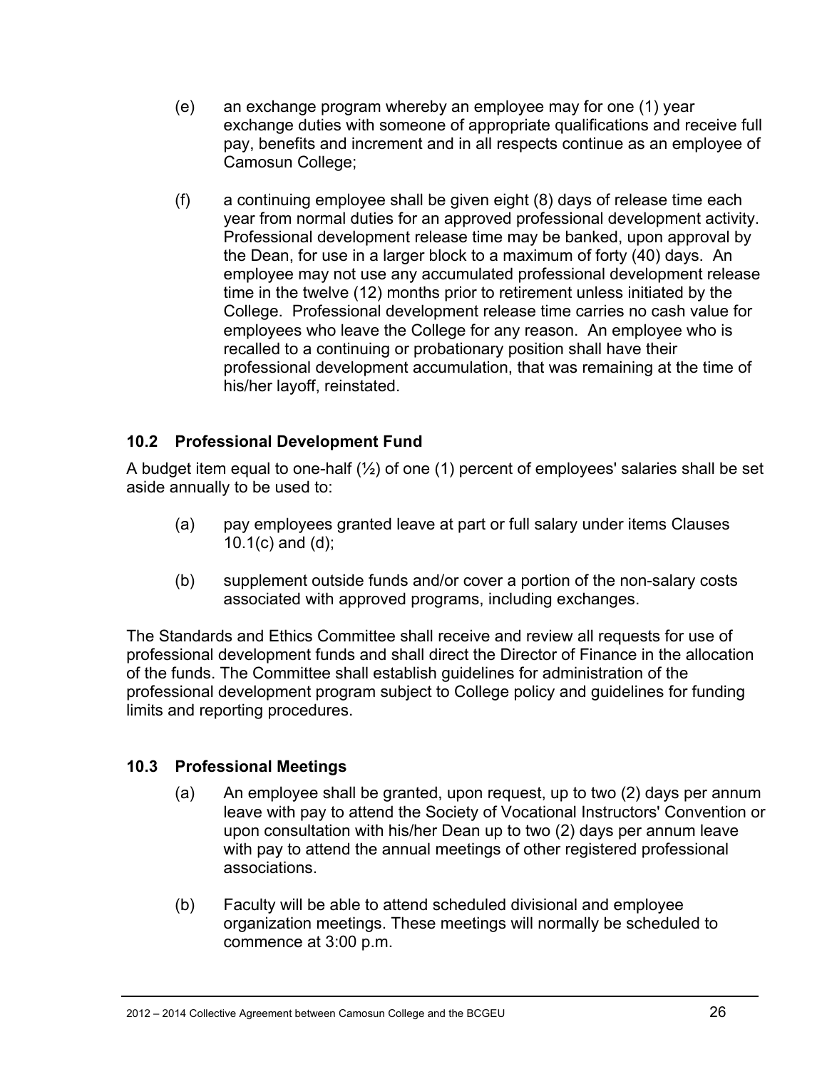(e) an exchange program whereby an employee may for one (1) year exchange duties with someone of appropriate qualifications and receive full pay, benefits and increment and in all respects continue as an employee of Camosun College;

(f) a continuing employee shall be given eight (8) days of release time each year from normal duties for an approved professional development activity. Professional development release time may be banked, upon approval by the Dean, for use in a larger block to a maximum of forty (40) days. An employee may not use any accumulated professional development release time in the twelve (12) months prior to retirement unless initiated by the College. Professional development release time carries no cash value for employees who leave the College for any reason. An employee who is recalled to a continuing or probationary position shall have their professional development accumulation, that was remaining at the time of his/her layoff, reinstated.

### 10.2 Professional Development Fund

A budget item equal to one-half (½) of one (1) percent of employees' salaries shall be set aside annually to be used to:

(a) pay employees granted leave at part or full salary under items Clauses 10.1(c) and (d);

(b) supplement outside funds and/or cover a portion of the non-salary costs associated with approved programs, including exchanges.

The Standards and Ethics Committee shall receive and review all requests for use of professional development funds and shall direct the Director of Finance in the allocation of the funds. The Committee shall establish guidelines for administration of the professional development program subject to College policy and guidelines for funding limits and reporting procedures.

### 10.3 Professional Meetings

(a) An employee shall be granted, upon request, up to two (2) days per annum leave with pay to attend the Society of Vocational Instructors' Convention or upon consultation with his/her Dean up to two (2) days per annum leave with pay to attend the annual meetings of other registered professional associations.

(b) Faculty will be able to attend scheduled divisional and employee organization meetings. These meetings will normally be scheduled to commence at 3:00 p.m.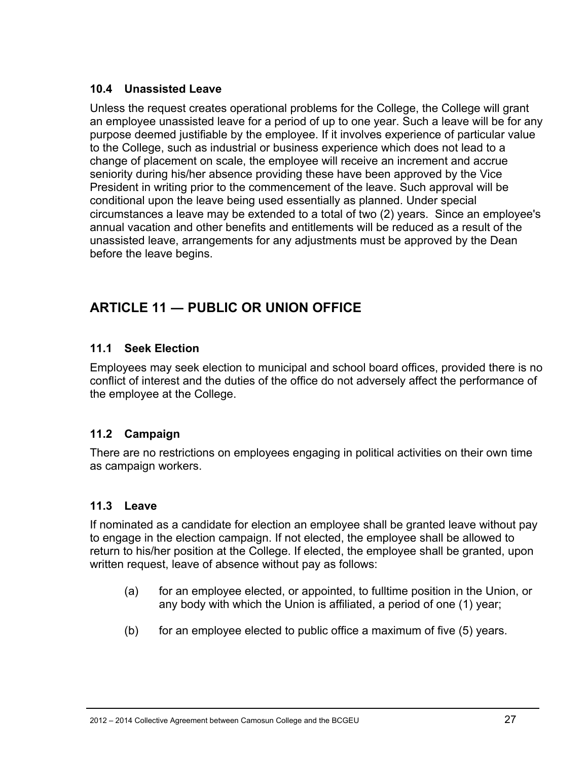### 10.4 Unassisted Leave

Unless the request creates operational problems for the College, the College will grant an employee unassisted leave for a period of up to one year. Such a leave will be for any purpose deemed justifiable by the employee. If it involves experience of particular value to the College, such as industrial or business experience which does not lead to a change of placement on scale, the employee will receive an increment and accrue seniority during his/her absence providing these have been approved by the Vice President in writing prior to the commencement of the leave. Such approval will be conditional upon the leave being used essentially as planned. Under special circumstances a leave may be extended to a total of two (2) years. Since an employee's annual vacation and other benefits and entitlements will be reduced as a result of the unassisted leave, arrangements for any adjustments must be approved by the Dean before the leave begins.

## ARTICLE 11 — PUBLIC OR UNION OFFICE

### 11.1 Seek Election

Employees may seek election to municipal and school board offices, provided there is no conflict of interest and the duties of the office do not adversely affect the performance of the employee at the College.

### 11.2 Campaign

There are no restrictions on employees engaging in political activities on their own time as campaign workers.

### 11.3 Leave

If nominated as a candidate for election an employee shall be granted leave without pay to engage in the election campaign. If not elected, the employee shall be allowed to return to his/her position at the College. If elected, the employee shall be granted, upon written request, leave of absence without pay as follows:

(a) for an employee elected, or appointed, to fulltime position in the Union, or any body with which the Union is affiliated, a period of one (1) year;

(b) for an employee elected to public office a maximum of five (5) years.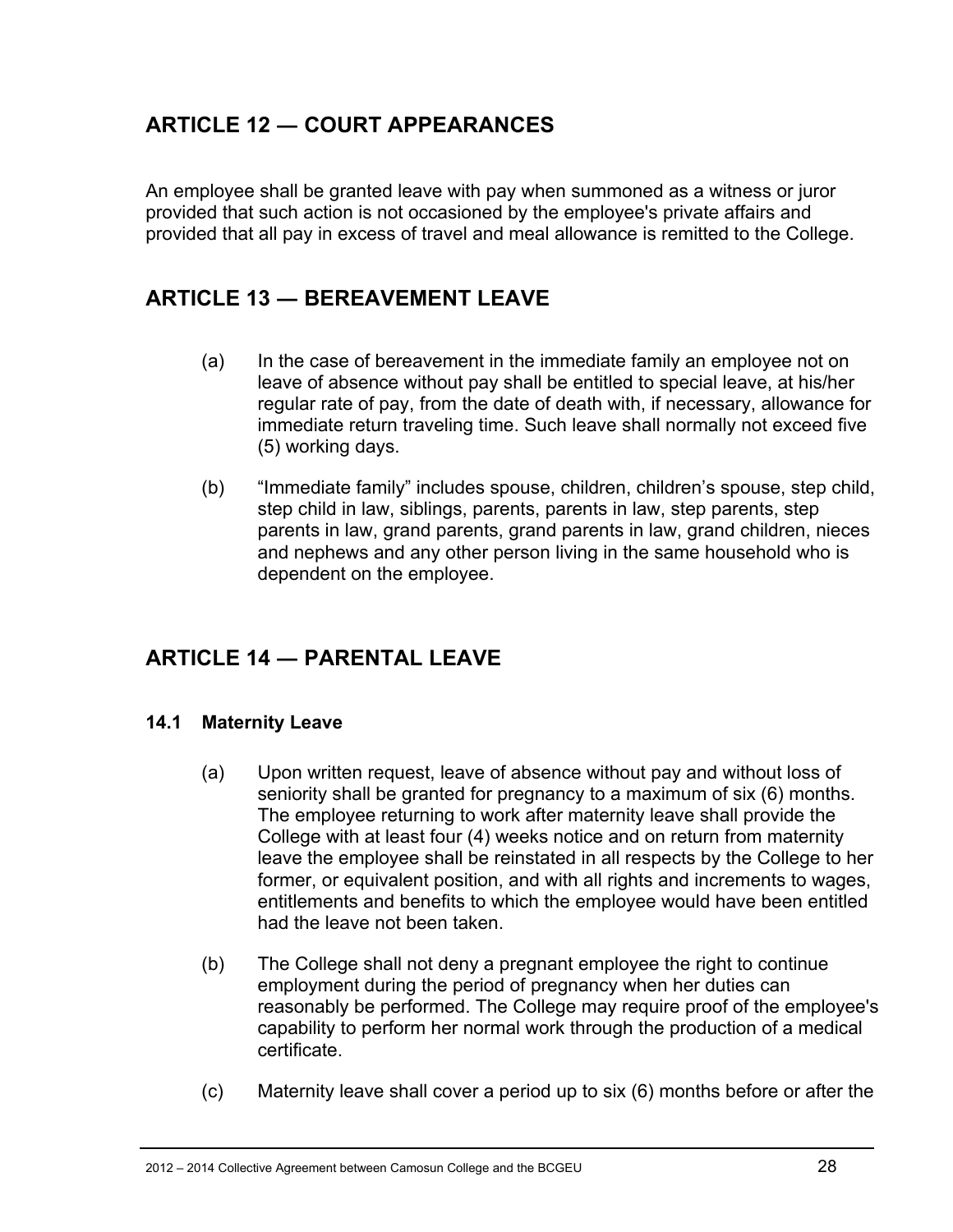## ARTICLE 12 — COURT APPEARANCES

An employee shall be granted leave with pay when summoned as a witness or juror provided that such action is not occasioned by the employee's private affairs and provided that all pay in excess of travel and meal allowance is remitted to the College.

## ARTICLE 13 — BEREAVEMENT LEAVE

(a) In the case of bereavement in the immediate family an employee not on leave of absence without pay shall be entitled to special leave, at his/her regular rate of pay, from the date of death with, if necessary, allowance for immediate return traveling time. Such leave shall normally not exceed five (5) working days.

(b) "Immediate family" includes spouse, children, children's spouse, step child, step child in law, siblings, parents, parents in law, step parents, step parents in law, grand parents, grand parents in law, grand children, nieces and nephews and any other person living in the same household who is dependent on the employee.

## ARTICLE 14 — PARENTAL LEAVE

### 14.1 Maternity Leave

(a) Upon written request, leave of absence without pay and without loss of seniority shall be granted for pregnancy to a maximum of six (6) months. The employee returning to work after maternity leave shall provide the College with at least four (4) weeks notice and on return from maternity leave the employee shall be reinstated in all respects by the College to her former, or equivalent position, and with all rights and increments to wages, entitlements and benefits to which the employee would have been entitled had the leave not been taken.

(b) The College shall not deny a pregnant employee the right to continue employment during the period of pregnancy when her duties can reasonably be performed. The College may require proof of the employee's capability to perform her normal work through the production of a medical certificate.

(c) Maternity leave shall cover a period up to six (6) months before or after the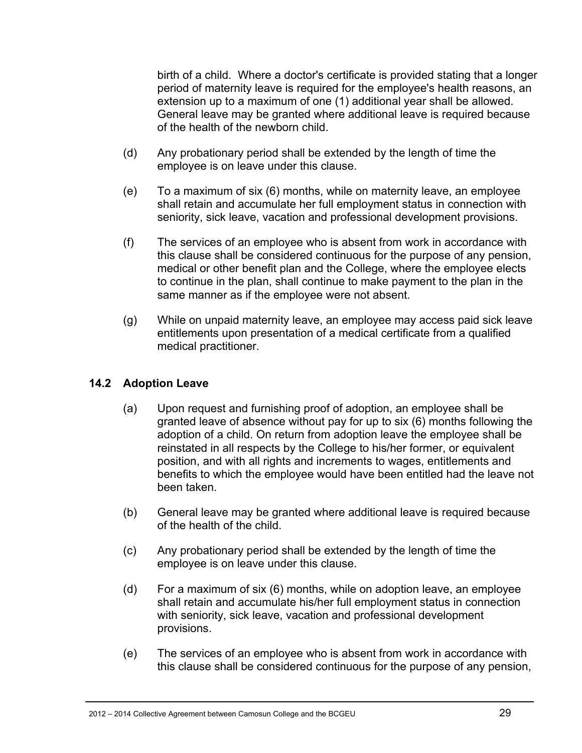birth of a child. Where a doctor's certificate is provided stating that a longer period of maternity leave is required for the employee's health reasons, an extension up to a maximum of one (1) additional year shall be allowed. General leave may be granted where additional leave is required because of the health of the newborn child.

(d) Any probationary period shall be extended by the length of time the employee is on leave under this clause.

(e) To a maximum of six (6) months, while on maternity leave, an employee shall retain and accumulate her full employment status in connection with seniority, sick leave, vacation and professional development provisions.

(f) The services of an employee who is absent from work in accordance with this clause shall be considered continuous for the purpose of any pension, medical or other benefit plan and the College, where the employee elects to continue in the plan, shall continue to make payment to the plan in the same manner as if the employee were not absent.

(g) While on unpaid maternity leave, an employee may access paid sick leave entitlements upon presentation of a medical certificate from a qualified medical practitioner.

### 14.2 Adoption Leave

(a) Upon request and furnishing proof of adoption, an employee shall be granted leave of absence without pay for up to six (6) months following the adoption of a child. On return from adoption leave the employee shall be reinstated in all respects by the College to his/her former, or equivalent position, and with all rights and increments to wages, entitlements and benefits to which the employee would have been entitled had the leave not been taken.

(b) General leave may be granted where additional leave is required because of the health of the child.

(c) Any probationary period shall be extended by the length of time the employee is on leave under this clause.

(d) For a maximum of six (6) months, while on adoption leave, an employee shall retain and accumulate his/her full employment status in connection with seniority, sick leave, vacation and professional development provisions.

(e) The services of an employee who is absent from work in accordance with this clause shall be considered continuous for the purpose of any pension,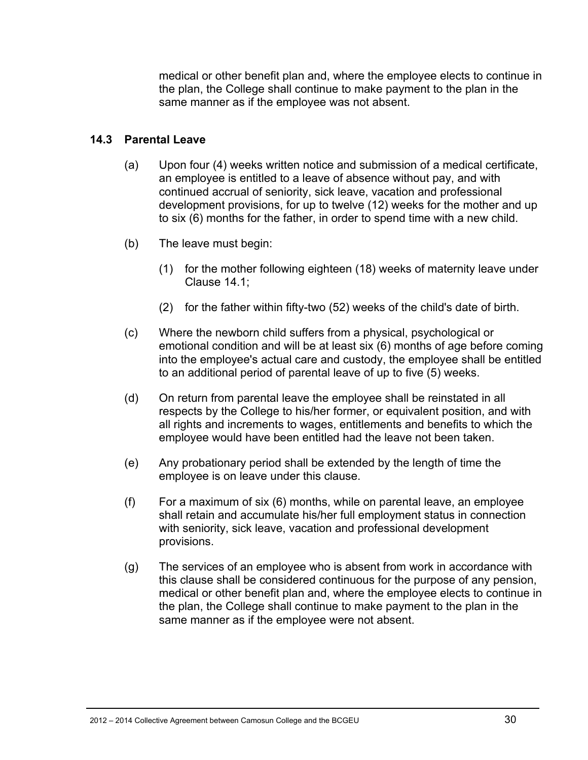medical or other benefit plan and, where the employee elects to continue in the plan, the College shall continue to make payment to the plan in the same manner as if the employee was not absent.

### 14.3 Parental Leave

(a) Upon four (4) weeks written notice and submission of a medical certificate, an employee is entitled to a leave of absence without pay, and with continued accrual of seniority, sick leave, vacation and professional development provisions, for up to twelve (12) weeks for the mother and up to six (6) months for the father, in order to spend time with a new child.

(b) The leave must begin:

  (1) for the mother following eighteen (18) weeks of maternity leave under Clause 14.1;

  (2) for the father within fifty-two (52) weeks of the child's date of birth.

(c) Where the newborn child suffers from a physical, psychological or emotional condition and will be at least six (6) months of age before coming into the employee's actual care and custody, the employee shall be entitled to an additional period of parental leave of up to five (5) weeks.

(d) On return from parental leave the employee shall be reinstated in all respects by the College to his/her former, or equivalent position, and with all rights and increments to wages, entitlements and benefits to which the employee would have been entitled had the leave not been taken.

(e) Any probationary period shall be extended by the length of time the employee is on leave under this clause.

(f) For a maximum of six (6) months, while on parental leave, an employee shall retain and accumulate his/her full employment status in connection with seniority, sick leave, vacation and professional development provisions.

(g) The services of an employee who is absent from work in accordance with this clause shall be considered continuous for the purpose of any pension, medical or other benefit plan and, where the employee elects to continue in the plan, the College shall continue to make payment to the plan in the same manner as if the employee were not absent.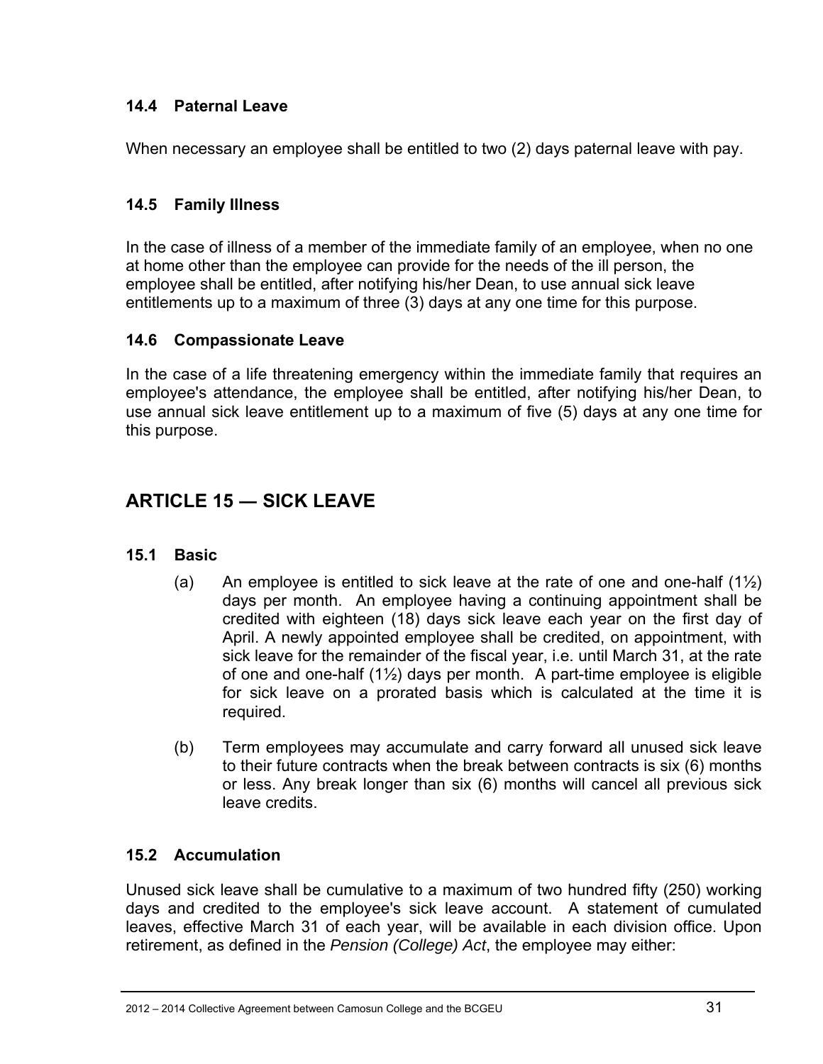### 14.4 Paternal Leave

When necessary an employee shall be entitled to two (2) days paternal leave with pay.

### 14.5 Family Illness

In the case of illness of a member of the immediate family of an employee, when no one at home other than the employee can provide for the needs of the ill person, the employee shall be entitled, after notifying his/her Dean, to use annual sick leave entitlements up to a maximum of three (3) days at any one time for this purpose.

### 14.6 Compassionate Leave

In the case of a life threatening emergency within the immediate family that requires an employee's attendance, the employee shall be entitled, after notifying his/her Dean, to use annual sick leave entitlement up to a maximum of five (5) days at any one time for this purpose.

## ARTICLE 15 — SICK LEAVE

### 15.1 Basic

(a) An employee is entitled to sick leave at the rate of one and one-half (1½) days per month. An employee having a continuing appointment shall be credited with eighteen (18) days sick leave each year on the first day of April. A newly appointed employee shall be credited, on appointment, with sick leave for the remainder of the fiscal year, i.e. until March 31, at the rate of one and one-half (1½) days per month. A part-time employee is eligible for sick leave on a prorated basis which is calculated at the time it is required.

(b) Term employees may accumulate and carry forward all unused sick leave to their future contracts when the break between contracts is six (6) months or less. Any break longer than six (6) months will cancel all previous sick leave credits.

### 15.2 Accumulation

Unused sick leave shall be cumulative to a maximum of two hundred fifty (250) working days and credited to the employee's sick leave account. A statement of cumulated leaves, effective March 31 of each year, will be available in each division office. Upon retirement, as defined in the *Pension (College) Act*, the employee may either: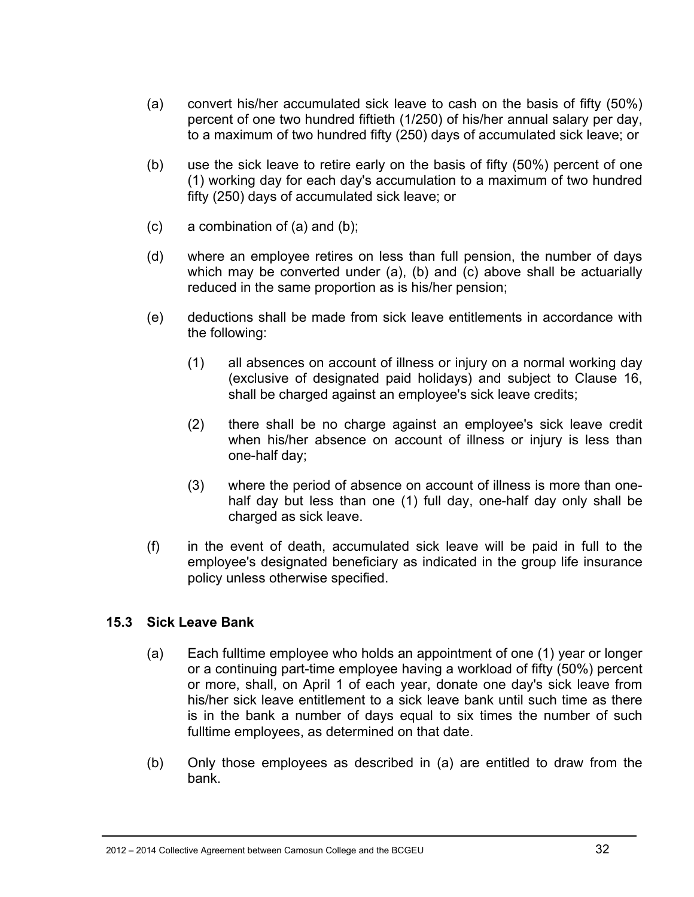(a) convert his/her accumulated sick leave to cash on the basis of fifty (50%) percent of one two hundred fiftieth (1/250) of his/her annual salary per day, to a maximum of two hundred fifty (250) days of accumulated sick leave; or

(b) use the sick leave to retire early on the basis of fifty (50%) percent of one (1) working day for each day's accumulation to a maximum of two hundred fifty (250) days of accumulated sick leave; or

(c) a combination of (a) and (b);

(d) where an employee retires on less than full pension, the number of days which may be converted under (a), (b) and (c) above shall be actuarially reduced in the same proportion as is his/her pension;

(e) deductions shall be made from sick leave entitlements in accordance with the following:

   (1) all absences on account of illness or injury on a normal working day (exclusive of designated paid holidays) and subject to Clause 16, shall be charged against an employee's sick leave credits;

   (2) there shall be no charge against an employee's sick leave credit when his/her absence on account of illness or injury is less than one-half day;

   (3) where the period of absence on account of illness is more than one-half day but less than one (1) full day, one-half day only shall be charged as sick leave.

(f) in the event of death, accumulated sick leave will be paid in full to the employee's designated beneficiary as indicated in the group life insurance policy unless otherwise specified.

### 15.3 Sick Leave Bank

(a) Each fulltime employee who holds an appointment of one (1) year or longer or a continuing part-time employee having a workload of fifty (50%) percent or more, shall, on April 1 of each year, donate one day's sick leave from his/her sick leave entitlement to a sick leave bank until such time as there is in the bank a number of days equal to six times the number of such fulltime employees, as determined on that date.

(b) Only those employees as described in (a) are entitled to draw from the bank.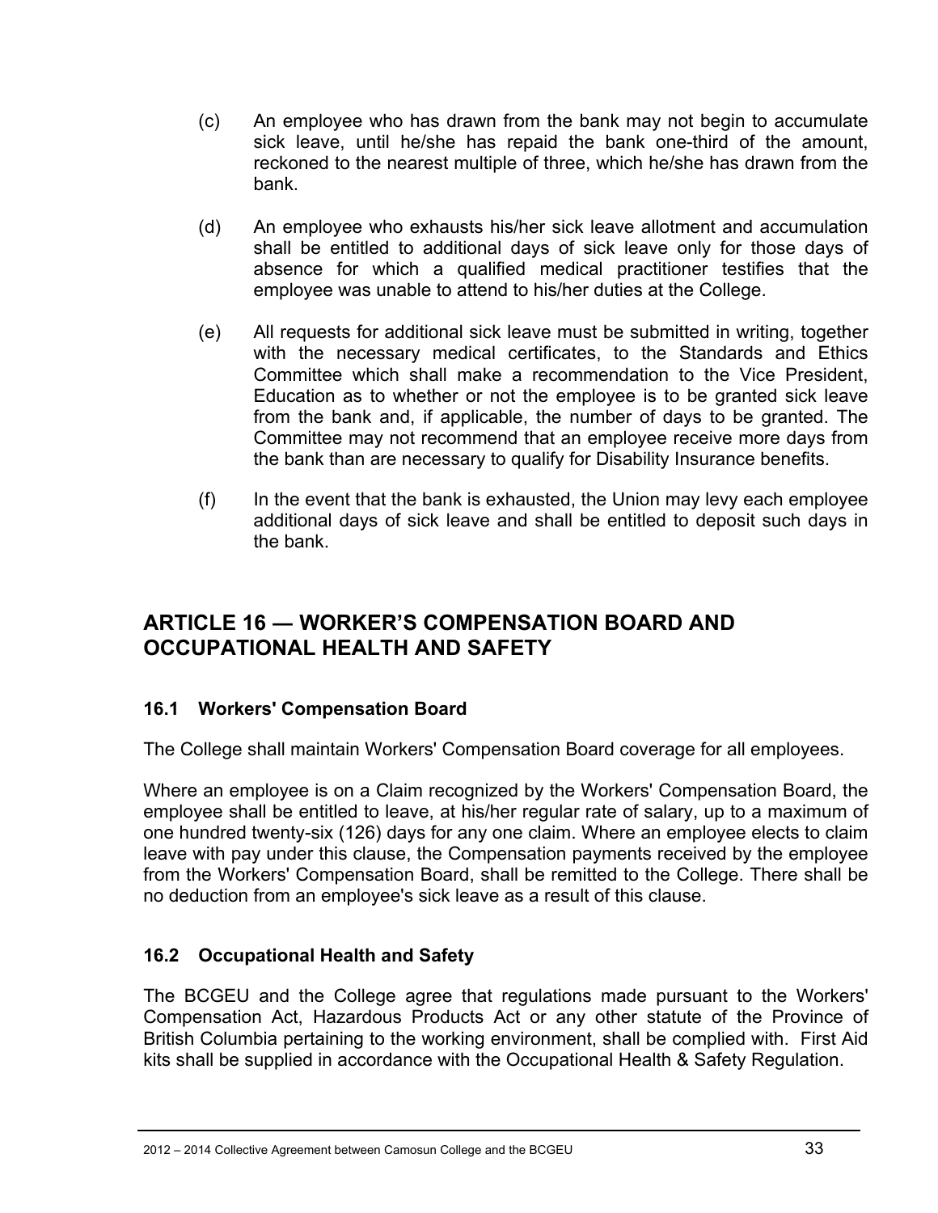(c) An employee who has drawn from the bank may not begin to accumulate sick leave, until he/she has repaid the bank one-third of the amount, reckoned to the nearest multiple of three, which he/she has drawn from the bank.

(d) An employee who exhausts his/her sick leave allotment and accumulation shall be entitled to additional days of sick leave only for those days of absence for which a qualified medical practitioner testifies that the employee was unable to attend to his/her duties at the College.

(e) All requests for additional sick leave must be submitted in writing, together with the necessary medical certificates, to the Standards and Ethics Committee which shall make a recommendation to the Vice President, Education as to whether or not the employee is to be granted sick leave from the bank and, if applicable, the number of days to be granted. The Committee may not recommend that an employee receive more days from the bank than are necessary to qualify for Disability Insurance benefits.

(f) In the event that the bank is exhausted, the Union may levy each employee additional days of sick leave and shall be entitled to deposit such days in the bank.

## ARTICLE 16 — WORKER'S COMPENSATION BOARD AND OCCUPATIONAL HEALTH AND SAFETY

### 16.1 Workers' Compensation Board

The College shall maintain Workers' Compensation Board coverage for all employees.

Where an employee is on a Claim recognized by the Workers' Compensation Board, the employee shall be entitled to leave, at his/her regular rate of salary, up to a maximum of one hundred twenty-six (126) days for any one claim. Where an employee elects to claim leave with pay under this clause, the Compensation payments received by the employee from the Workers' Compensation Board, shall be remitted to the College. There shall be no deduction from an employee's sick leave as a result of this clause.

### 16.2 Occupational Health and Safety

The BCGEU and the College agree that regulations made pursuant to the Workers' Compensation Act, Hazardous Products Act or any other statute of the Province of British Columbia pertaining to the working environment, shall be complied with. First Aid kits shall be supplied in accordance with the Occupational Health & Safety Regulation.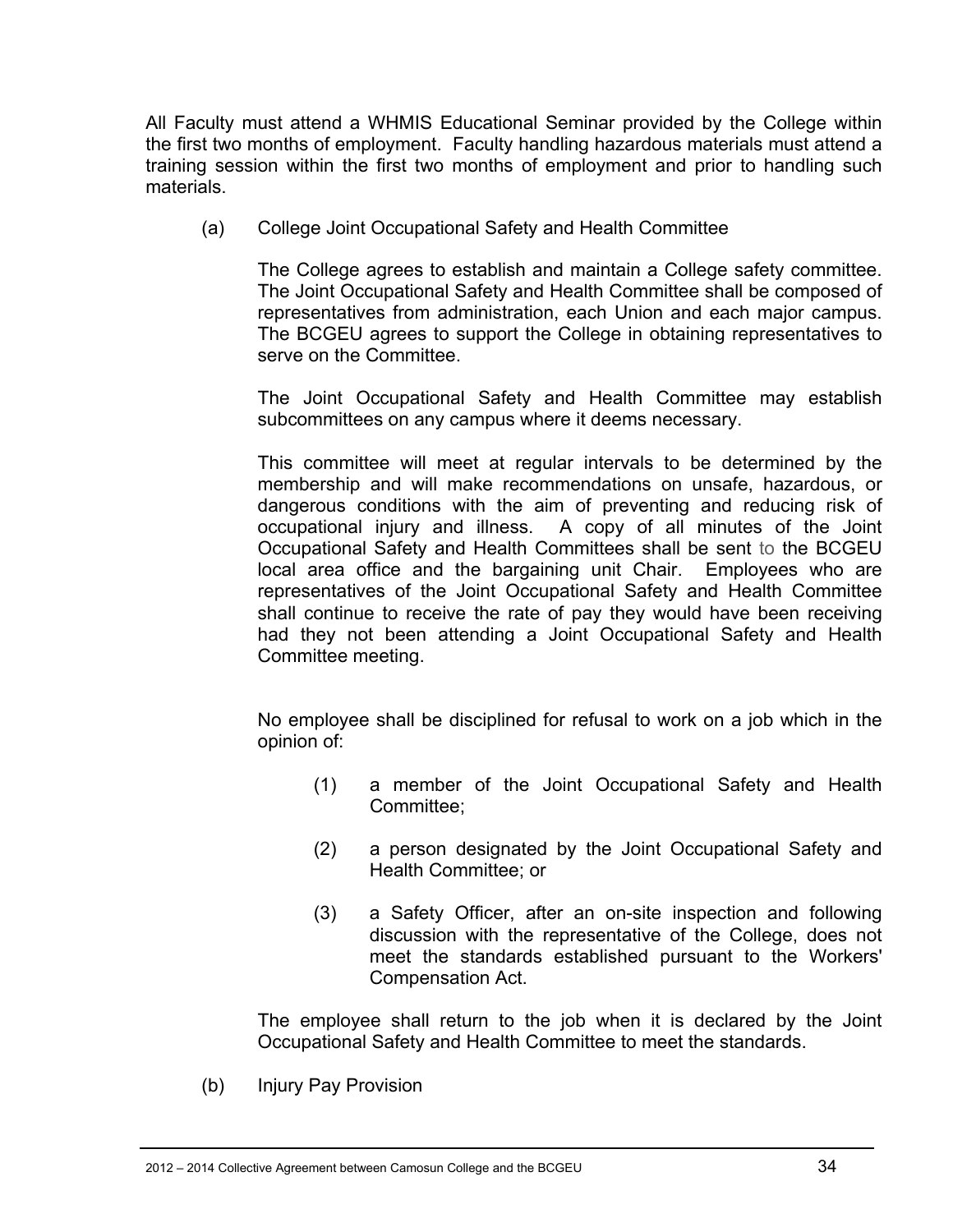All Faculty must attend a WHMIS Educational Seminar provided by the College within the first two months of employment. Faculty handling hazardous materials must attend a training session within the first two months of employment and prior to handling such materials.

(a) College Joint Occupational Safety and Health Committee

The College agrees to establish and maintain a College safety committee. The Joint Occupational Safety and Health Committee shall be composed of representatives from administration, each Union and each major campus. The BCGEU agrees to support the College in obtaining representatives to serve on the Committee.

The Joint Occupational Safety and Health Committee may establish subcommittees on any campus where it deems necessary.

This committee will meet at regular intervals to be determined by the membership and will make recommendations on unsafe, hazardous, or dangerous conditions with the aim of preventing and reducing risk of occupational injury and illness. A copy of all minutes of the Joint Occupational Safety and Health Committees shall be sent to the BCGEU local area office and the bargaining unit Chair. Employees who are representatives of the Joint Occupational Safety and Health Committee shall continue to receive the rate of pay they would have been receiving had they not been attending a Joint Occupational Safety and Health Committee meeting.

No employee shall be disciplined for refusal to work on a job which in the opinion of:

(1) a member of the Joint Occupational Safety and Health Committee;

(2) a person designated by the Joint Occupational Safety and Health Committee; or

(3) a Safety Officer, after an on-site inspection and following discussion with the representative of the College, does not meet the standards established pursuant to the Workers' Compensation Act.

The employee shall return to the job when it is declared by the Joint Occupational Safety and Health Committee to meet the standards.

(b) Injury Pay Provision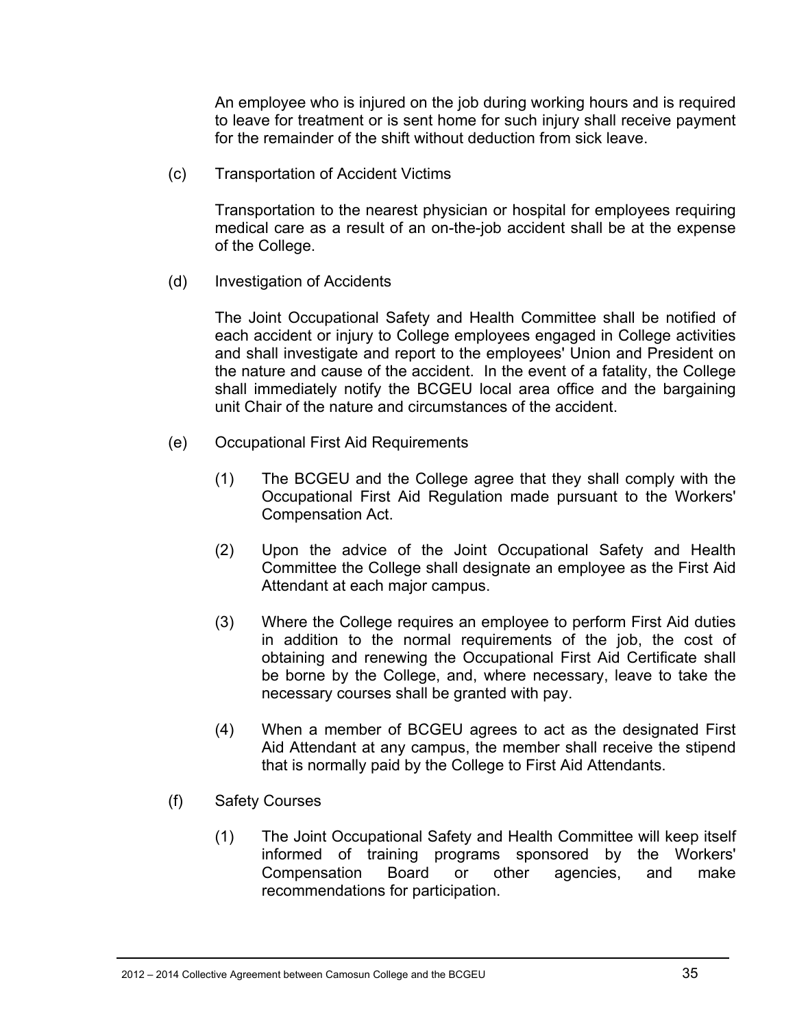An employee who is injured on the job during working hours and is required to leave for treatment or is sent home for such injury shall receive payment for the remainder of the shift without deduction from sick leave.

(c) Transportation of Accident Victims

Transportation to the nearest physician or hospital for employees requiring medical care as a result of an on-the-job accident shall be at the expense of the College.

(d) Investigation of Accidents

The Joint Occupational Safety and Health Committee shall be notified of each accident or injury to College employees engaged in College activities and shall investigate and report to the employees' Union and President on the nature and cause of the accident. In the event of a fatality, the College shall immediately notify the BCGEU local area office and the bargaining unit Chair of the nature and circumstances of the accident.

(e) Occupational First Aid Requirements

(1) The BCGEU and the College agree that they shall comply with the Occupational First Aid Regulation made pursuant to the Workers' Compensation Act.

(2) Upon the advice of the Joint Occupational Safety and Health Committee the College shall designate an employee as the First Aid Attendant at each major campus.

(3) Where the College requires an employee to perform First Aid duties in addition to the normal requirements of the job, the cost of obtaining and renewing the Occupational First Aid Certificate shall be borne by the College, and, where necessary, leave to take the necessary courses shall be granted with pay.

(4) When a member of BCGEU agrees to act as the designated First Aid Attendant at any campus, the member shall receive the stipend that is normally paid by the College to First Aid Attendants.

(f) Safety Courses

(1) The Joint Occupational Safety and Health Committee will keep itself informed of training programs sponsored by the Workers' Compensation Board or other agencies, and make recommendations for participation.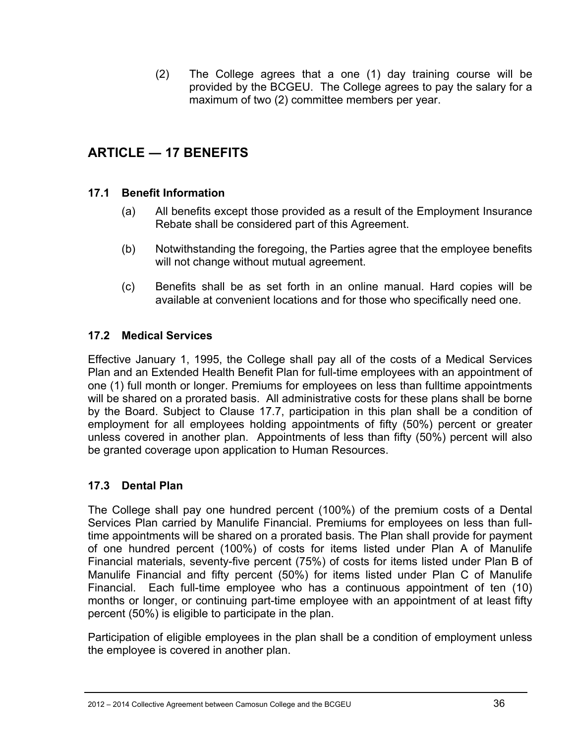(2) The College agrees that a one (1) day training course will be provided by the BCGEU. The College agrees to pay the salary for a maximum of two (2) committee members per year.

## ARTICLE — 17 BENEFITS

### 17.1 Benefit Information

(a) All benefits except those provided as a result of the Employment Insurance Rebate shall be considered part of this Agreement.

(b) Notwithstanding the foregoing, the Parties agree that the employee benefits will not change without mutual agreement.

(c) Benefits shall be as set forth in an online manual. Hard copies will be available at convenient locations and for those who specifically need one.

### 17.2 Medical Services

Effective January 1, 1995, the College shall pay all of the costs of a Medical Services Plan and an Extended Health Benefit Plan for full-time employees with an appointment of one (1) full month or longer. Premiums for employees on less than fulltime appointments will be shared on a prorated basis. All administrative costs for these plans shall be borne by the Board. Subject to Clause 17.7, participation in this plan shall be a condition of employment for all employees holding appointments of fifty (50%) percent or greater unless covered in another plan. Appointments of less than fifty (50%) percent will also be granted coverage upon application to Human Resources.

### 17.3 Dental Plan

The College shall pay one hundred percent (100%) of the premium costs of a Dental Services Plan carried by Manulife Financial. Premiums for employees on less than full-time appointments will be shared on a prorated basis. The Plan shall provide for payment of one hundred percent (100%) of costs for items listed under Plan A of Manulife Financial materials, seventy-five percent (75%) of costs for items listed under Plan B of Manulife Financial and fifty percent (50%) for items listed under Plan C of Manulife Financial. Each full-time employee who has a continuous appointment of ten (10) months or longer, or continuing part-time employee with an appointment of at least fifty percent (50%) is eligible to participate in the plan.

Participation of eligible employees in the plan shall be a condition of employment unless the employee is covered in another plan.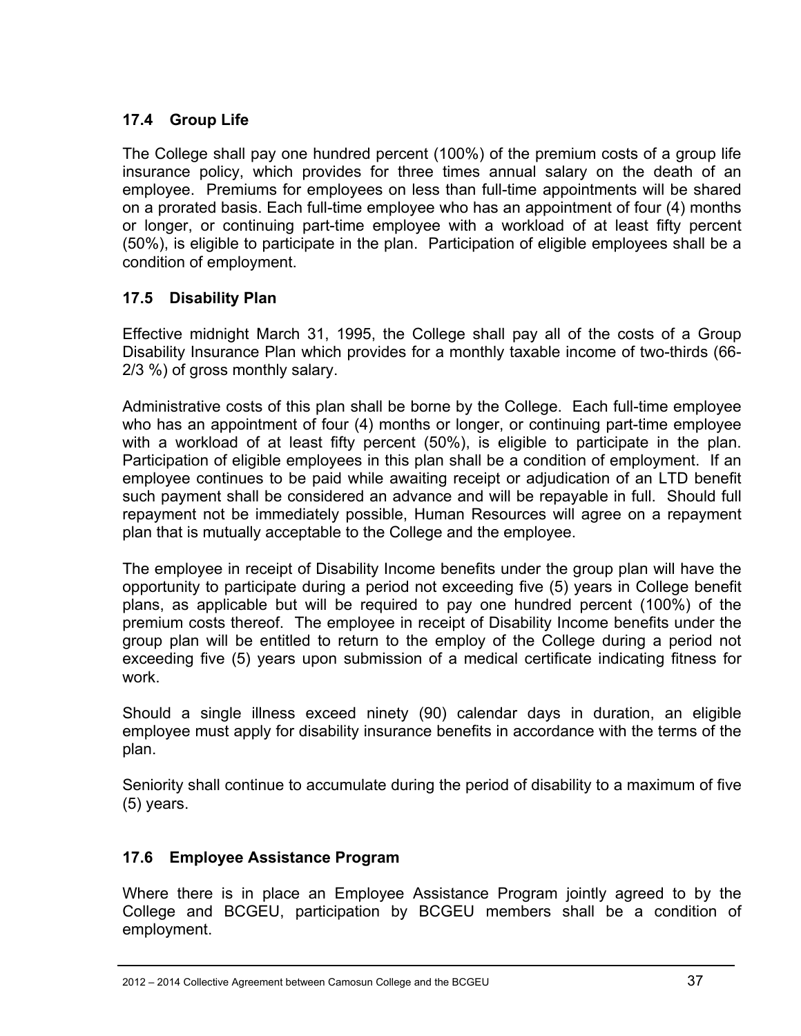### 17.4 Group Life

The College shall pay one hundred percent (100%) of the premium costs of a group life insurance policy, which provides for three times annual salary on the death of an employee. Premiums for employees on less than full-time appointments will be shared on a prorated basis. Each full-time employee who has an appointment of four (4) months or longer, or continuing part-time employee with a workload of at least fifty percent (50%), is eligible to participate in the plan. Participation of eligible employees shall be a condition of employment.

### 17.5 Disability Plan

Effective midnight March 31, 1995, the College shall pay all of the costs of a Group Disability Insurance Plan which provides for a monthly taxable income of two-thirds (66-2/3 %) of gross monthly salary.

Administrative costs of this plan shall be borne by the College. Each full-time employee who has an appointment of four (4) months or longer, or continuing part-time employee with a workload of at least fifty percent (50%), is eligible to participate in the plan. Participation of eligible employees in this plan shall be a condition of employment. If an employee continues to be paid while awaiting receipt or adjudication of an LTD benefit such payment shall be considered an advance and will be repayable in full. Should full repayment not be immediately possible, Human Resources will agree on a repayment plan that is mutually acceptable to the College and the employee.

The employee in receipt of Disability Income benefits under the group plan will have the opportunity to participate during a period not exceeding five (5) years in College benefit plans, as applicable but will be required to pay one hundred percent (100%) of the premium costs thereof. The employee in receipt of Disability Income benefits under the group plan will be entitled to return to the employ of the College during a period not exceeding five (5) years upon submission of a medical certificate indicating fitness for work.

Should a single illness exceed ninety (90) calendar days in duration, an eligible employee must apply for disability insurance benefits in accordance with the terms of the plan.

Seniority shall continue to accumulate during the period of disability to a maximum of five (5) years.

### 17.6 Employee Assistance Program

Where there is in place an Employee Assistance Program jointly agreed to by the College and BCGEU, participation by BCGEU members shall be a condition of employment.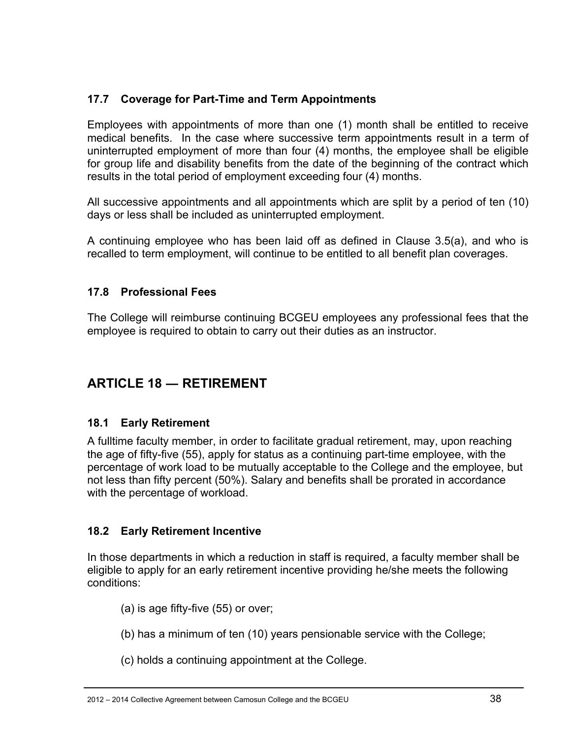### 17.7 Coverage for Part-Time and Term Appointments

Employees with appointments of more than one (1) month shall be entitled to receive medical benefits. In the case where successive term appointments result in a term of uninterrupted employment of more than four (4) months, the employee shall be eligible for group life and disability benefits from the date of the beginning of the contract which results in the total period of employment exceeding four (4) months.

All successive appointments and all appointments which are split by a period of ten (10) days or less shall be included as uninterrupted employment.

A continuing employee who has been laid off as defined in Clause 3.5(a), and who is recalled to term employment, will continue to be entitled to all benefit plan coverages.

### 17.8 Professional Fees

The College will reimburse continuing BCGEU employees any professional fees that the employee is required to obtain to carry out their duties as an instructor.

## ARTICLE 18 — RETIREMENT

### 18.1 Early Retirement

A fulltime faculty member, in order to facilitate gradual retirement, may, upon reaching the age of fifty-five (55), apply for status as a continuing part-time employee, with the percentage of work load to be mutually acceptable to the College and the employee, but not less than fifty percent (50%). Salary and benefits shall be prorated in accordance with the percentage of workload.

### 18.2 Early Retirement Incentive

In those departments in which a reduction in staff is required, a faculty member shall be eligible to apply for an early retirement incentive providing he/she meets the following conditions:

(a) is age fifty-five (55) or over;

(b) has a minimum of ten (10) years pensionable service with the College;

(c) holds a continuing appointment at the College.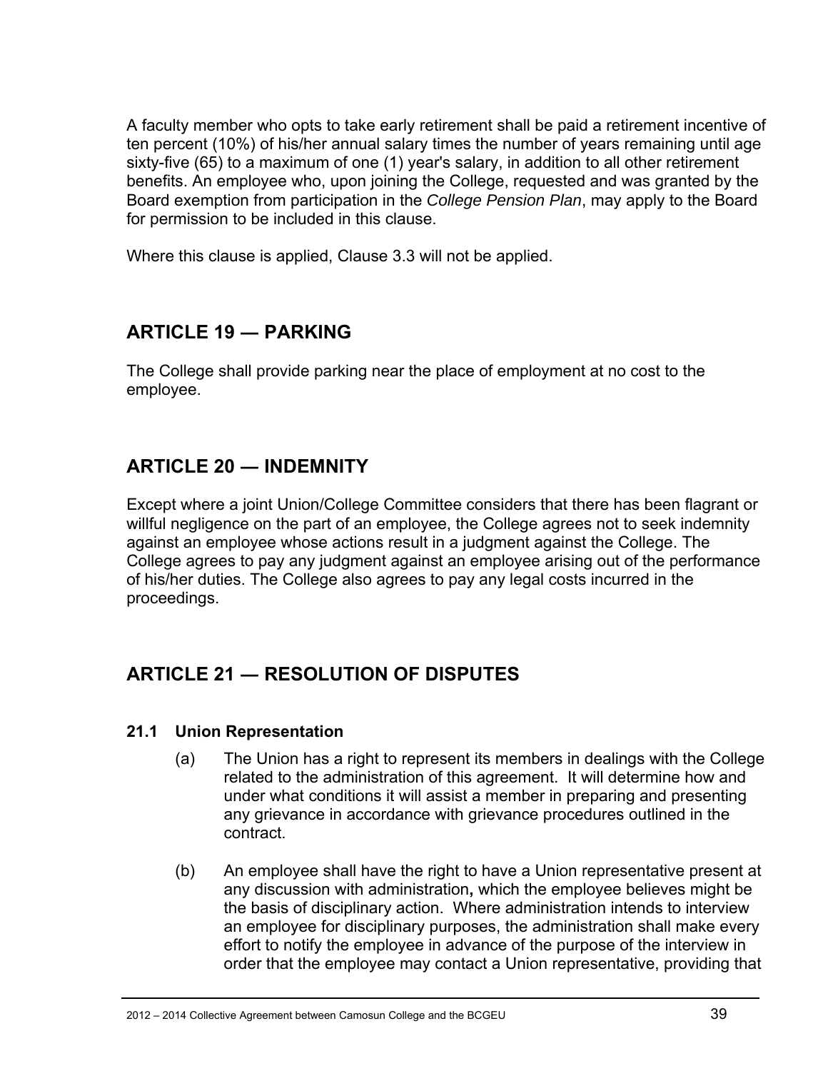A faculty member who opts to take early retirement shall be paid a retirement incentive of ten percent (10%) of his/her annual salary times the number of years remaining until age sixty-five (65) to a maximum of one (1) year's salary, in addition to all other retirement benefits. An employee who, upon joining the College, requested and was granted by the Board exemption from participation in the *College Pension Plan*, may apply to the Board for permission to be included in this clause.

Where this clause is applied, Clause 3.3 will not be applied.

## ARTICLE 19 — PARKING

The College shall provide parking near the place of employment at no cost to the employee.

## ARTICLE 20 — INDEMNITY

Except where a joint Union/College Committee considers that there has been flagrant or willful negligence on the part of an employee, the College agrees not to seek indemnity against an employee whose actions result in a judgment against the College. The College agrees to pay any judgment against an employee arising out of the performance of his/her duties. The College also agrees to pay any legal costs incurred in the proceedings.

## ARTICLE 21 — RESOLUTION OF DISPUTES

### 21.1 Union Representation

(a) The Union has a right to represent its members in dealings with the College related to the administration of this agreement. It will determine how and under what conditions it will assist a member in preparing and presenting any grievance in accordance with grievance procedures outlined in the contract.

(b) An employee shall have the right to have a Union representative present at any discussion with administration**,** which the employee believes might be the basis of disciplinary action. Where administration intends to interview an employee for disciplinary purposes, the administration shall make every effort to notify the employee in advance of the purpose of the interview in order that the employee may contact a Union representative, providing that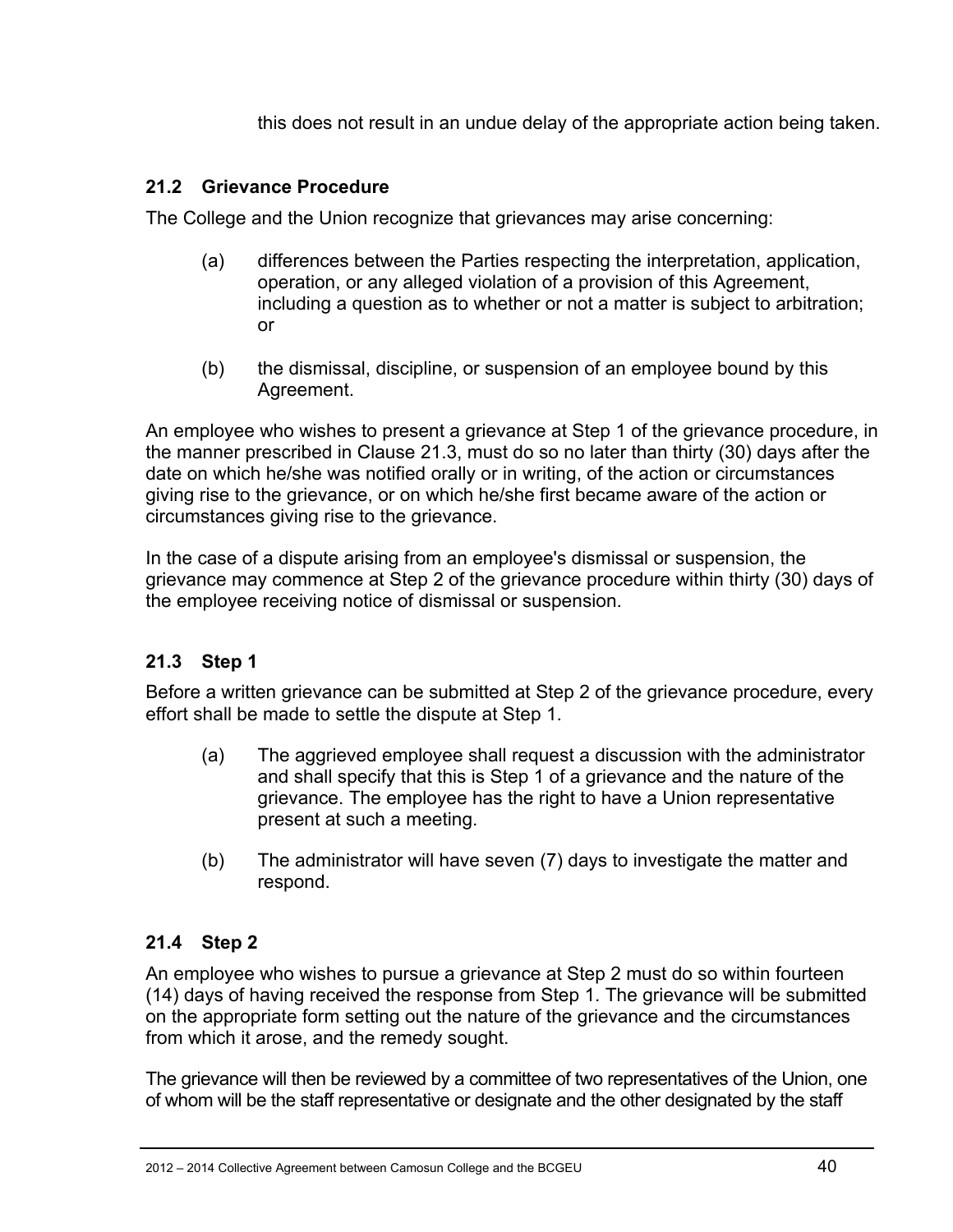this does not result in an undue delay of the appropriate action being taken.

### 21.2 Grievance Procedure

The College and the Union recognize that grievances may arise concerning:

(a) differences between the Parties respecting the interpretation, application, operation, or any alleged violation of a provision of this Agreement, including a question as to whether or not a matter is subject to arbitration; or

(b) the dismissal, discipline, or suspension of an employee bound by this Agreement.

An employee who wishes to present a grievance at Step 1 of the grievance procedure, in the manner prescribed in Clause 21.3, must do so no later than thirty (30) days after the date on which he/she was notified orally or in writing, of the action or circumstances giving rise to the grievance, or on which he/she first became aware of the action or circumstances giving rise to the grievance.

In the case of a dispute arising from an employee's dismissal or suspension, the grievance may commence at Step 2 of the grievance procedure within thirty (30) days of the employee receiving notice of dismissal or suspension.

### 21.3 Step 1

Before a written grievance can be submitted at Step 2 of the grievance procedure, every effort shall be made to settle the dispute at Step 1.

(a) The aggrieved employee shall request a discussion with the administrator and shall specify that this is Step 1 of a grievance and the nature of the grievance. The employee has the right to have a Union representative present at such a meeting.

(b) The administrator will have seven (7) days to investigate the matter and respond.

### 21.4 Step 2

An employee who wishes to pursue a grievance at Step 2 must do so within fourteen (14) days of having received the response from Step 1. The grievance will be submitted on the appropriate form setting out the nature of the grievance and the circumstances from which it arose, and the remedy sought.

The grievance will then be reviewed by a committee of two representatives of the Union, one of whom will be the staff representative or designate and the other designated by the staff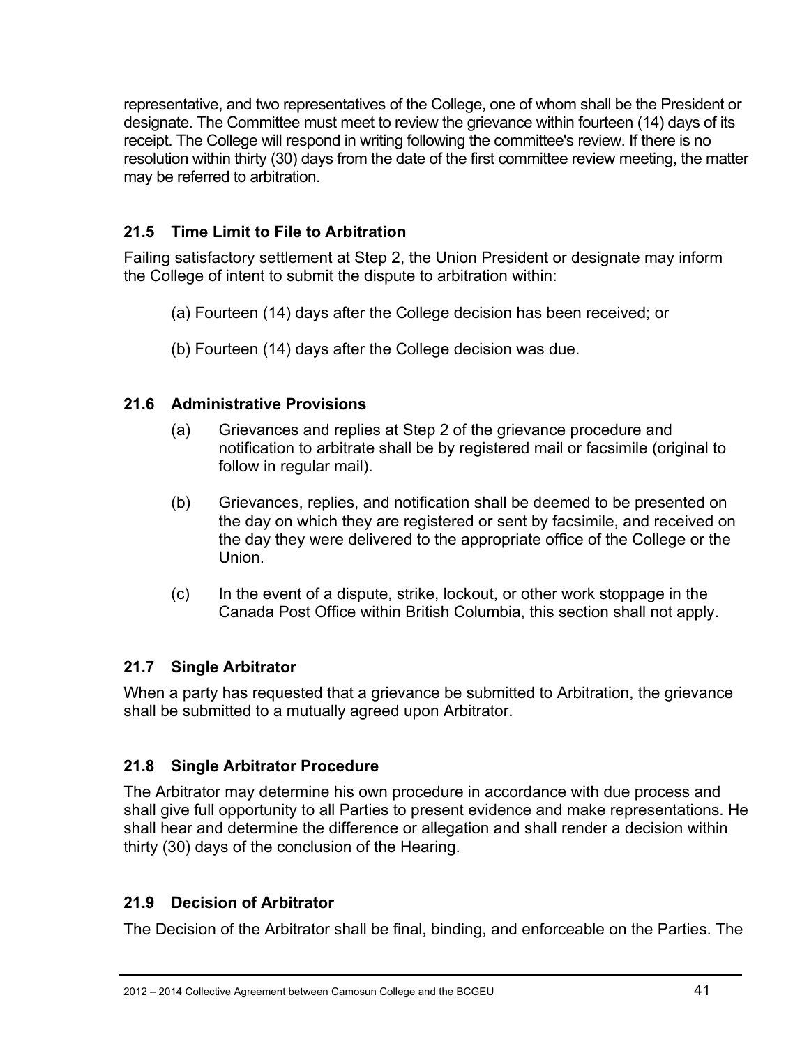representative, and two representatives of the College, one of whom shall be the President or designate. The Committee must meet to review the grievance within fourteen (14) days of its receipt. The College will respond in writing following the committee's review. If there is no resolution within thirty (30) days from the date of the first committee review meeting, the matter may be referred to arbitration.

### 21.5 Time Limit to File to Arbitration

Failing satisfactory settlement at Step 2, the Union President or designate may inform the College of intent to submit the dispute to arbitration within:

(a) Fourteen (14) days after the College decision has been received; or

(b) Fourteen (14) days after the College decision was due.

### 21.6 Administrative Provisions

(a) Grievances and replies at Step 2 of the grievance procedure and notification to arbitrate shall be by registered mail or facsimile (original to follow in regular mail).

(b) Grievances, replies, and notification shall be deemed to be presented on the day on which they are registered or sent by facsimile, and received on the day they were delivered to the appropriate office of the College or the Union.

(c) In the event of a dispute, strike, lockout, or other work stoppage in the Canada Post Office within British Columbia, this section shall not apply.

### 21.7 Single Arbitrator

When a party has requested that a grievance be submitted to Arbitration, the grievance shall be submitted to a mutually agreed upon Arbitrator.

### 21.8 Single Arbitrator Procedure

The Arbitrator may determine his own procedure in accordance with due process and shall give full opportunity to all Parties to present evidence and make representations. He shall hear and determine the difference or allegation and shall render a decision within thirty (30) days of the conclusion of the Hearing.

### 21.9 Decision of Arbitrator

The Decision of the Arbitrator shall be final, binding, and enforceable on the Parties. The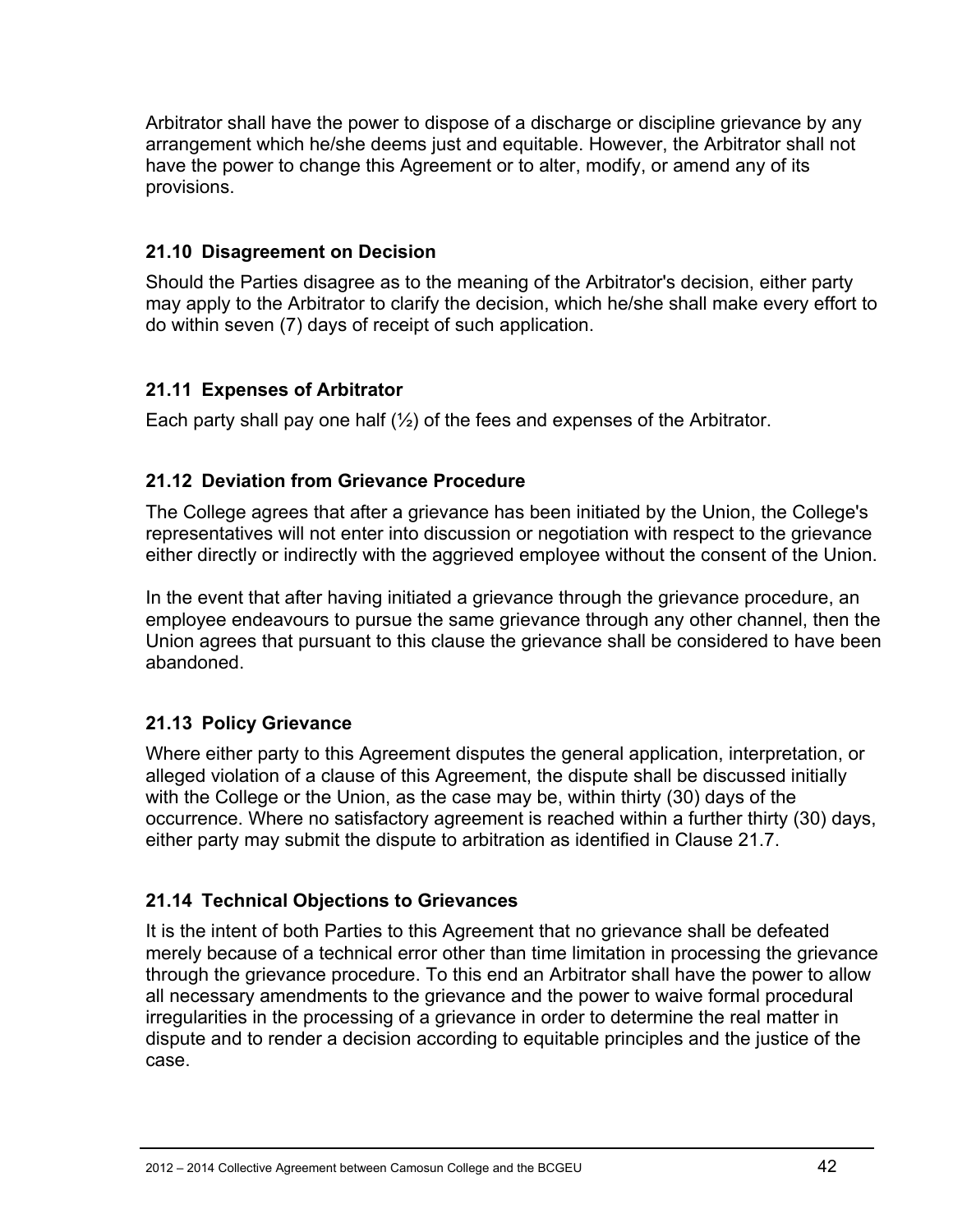Arbitrator shall have the power to dispose of a discharge or discipline grievance by any arrangement which he/she deems just and equitable. However, the Arbitrator shall not have the power to change this Agreement or to alter, modify, or amend any of its provisions.

### 21.10 Disagreement on Decision

Should the Parties disagree as to the meaning of the Arbitrator's decision, either party may apply to the Arbitrator to clarify the decision, which he/she shall make every effort to do within seven (7) days of receipt of such application.

### 21.11 Expenses of Arbitrator

Each party shall pay one half (½) of the fees and expenses of the Arbitrator.

### 21.12 Deviation from Grievance Procedure

The College agrees that after a grievance has been initiated by the Union, the College's representatives will not enter into discussion or negotiation with respect to the grievance either directly or indirectly with the aggrieved employee without the consent of the Union.

In the event that after having initiated a grievance through the grievance procedure, an employee endeavours to pursue the same grievance through any other channel, then the Union agrees that pursuant to this clause the grievance shall be considered to have been abandoned.

### 21.13 Policy Grievance

Where either party to this Agreement disputes the general application, interpretation, or alleged violation of a clause of this Agreement, the dispute shall be discussed initially with the College or the Union, as the case may be, within thirty (30) days of the occurrence. Where no satisfactory agreement is reached within a further thirty (30) days, either party may submit the dispute to arbitration as identified in Clause 21.7.

### 21.14 Technical Objections to Grievances

It is the intent of both Parties to this Agreement that no grievance shall be defeated merely because of a technical error other than time limitation in processing the grievance through the grievance procedure. To this end an Arbitrator shall have the power to allow all necessary amendments to the grievance and the power to waive formal procedural irregularities in the processing of a grievance in order to determine the real matter in dispute and to render a decision according to equitable principles and the justice of the case.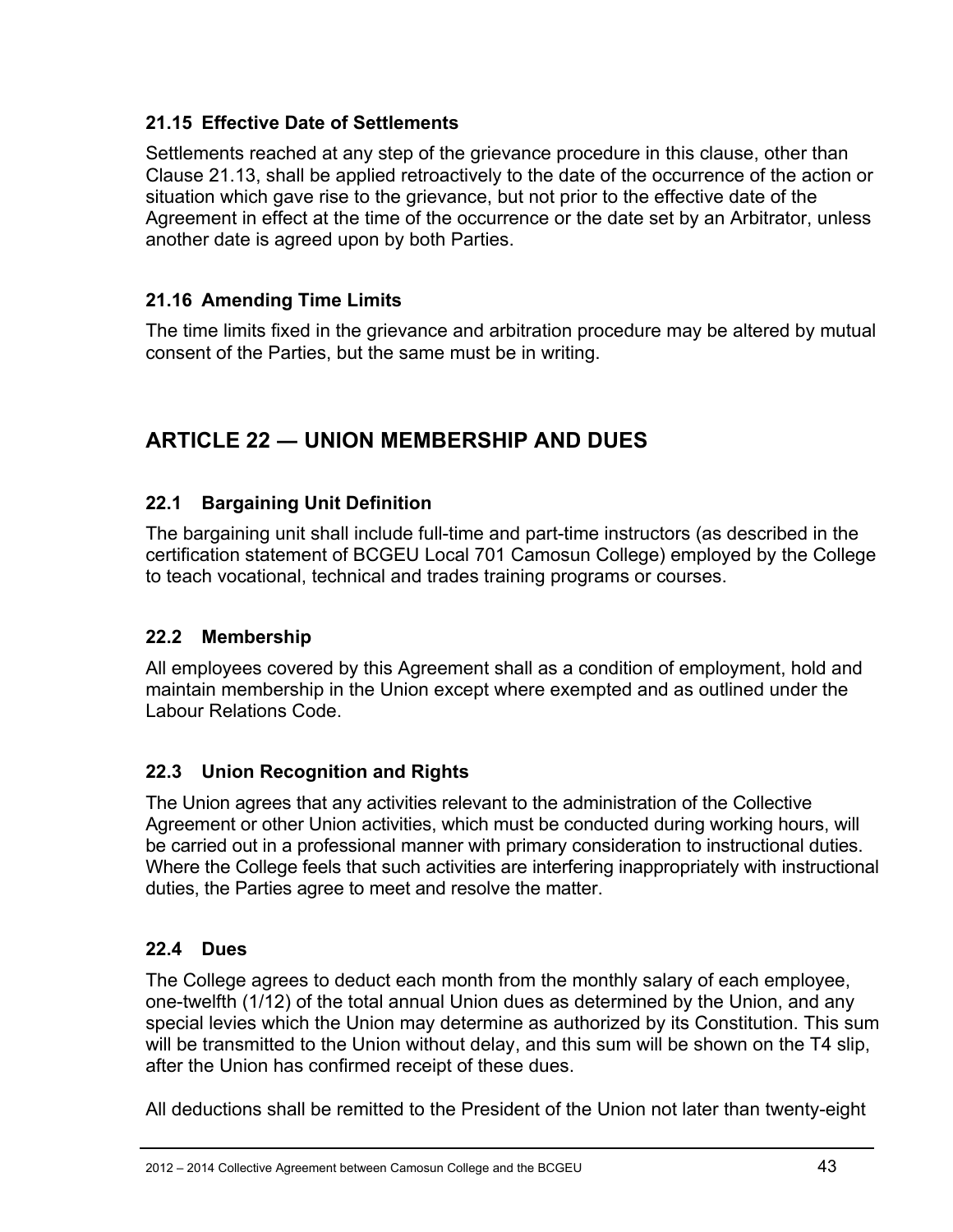### 21.15 Effective Date of Settlements

Settlements reached at any step of the grievance procedure in this clause, other than Clause 21.13, shall be applied retroactively to the date of the occurrence of the action or situation which gave rise to the grievance, but not prior to the effective date of the Agreement in effect at the time of the occurrence or the date set by an Arbitrator, unless another date is agreed upon by both Parties.

### 21.16 Amending Time Limits

The time limits fixed in the grievance and arbitration procedure may be altered by mutual consent of the Parties, but the same must be in writing.

## ARTICLE 22 — UNION MEMBERSHIP AND DUES

### 22.1 Bargaining Unit Definition

The bargaining unit shall include full-time and part-time instructors (as described in the certification statement of BCGEU Local 701 Camosun College) employed by the College to teach vocational, technical and trades training programs or courses.

### 22.2 Membership

All employees covered by this Agreement shall as a condition of employment, hold and maintain membership in the Union except where exempted and as outlined under the Labour Relations Code.

### 22.3 Union Recognition and Rights

The Union agrees that any activities relevant to the administration of the Collective Agreement or other Union activities, which must be conducted during working hours, will be carried out in a professional manner with primary consideration to instructional duties. Where the College feels that such activities are interfering inappropriately with instructional duties, the Parties agree to meet and resolve the matter.

### 22.4 Dues

The College agrees to deduct each month from the monthly salary of each employee, one-twelfth (1/12) of the total annual Union dues as determined by the Union, and any special levies which the Union may determine as authorized by its Constitution. This sum will be transmitted to the Union without delay, and this sum will be shown on the T4 slip, after the Union has confirmed receipt of these dues.

All deductions shall be remitted to the President of the Union not later than twenty-eight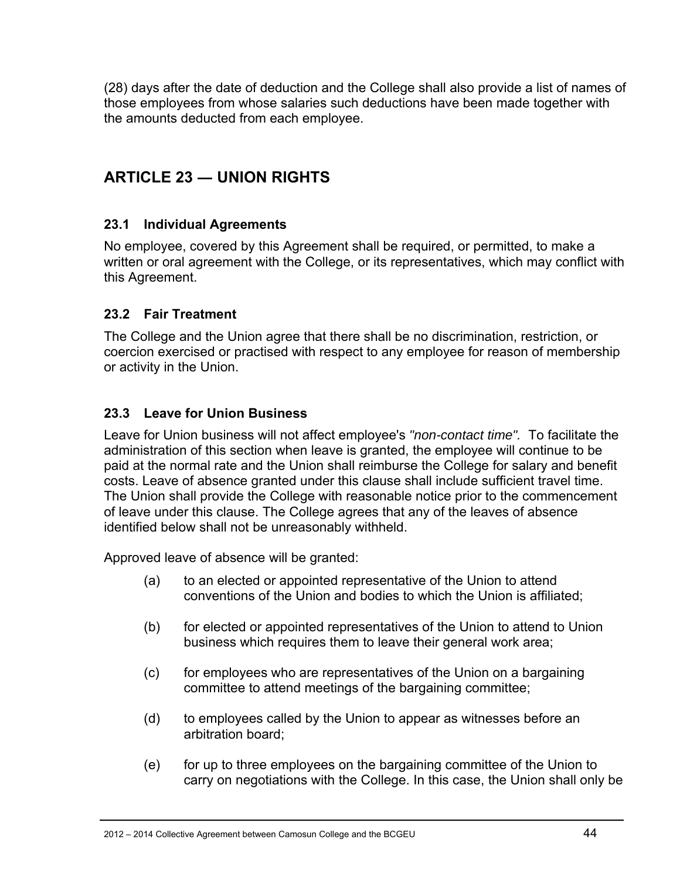(28) days after the date of deduction and the College shall also provide a list of names of those employees from whose salaries such deductions have been made together with the amounts deducted from each employee.

## ARTICLE 23 — UNION RIGHTS

### 23.1 Individual Agreements

No employee, covered by this Agreement shall be required, or permitted, to make a written or oral agreement with the College, or its representatives, which may conflict with this Agreement.

### 23.2 Fair Treatment

The College and the Union agree that there shall be no discrimination, restriction, or coercion exercised or practised with respect to any employee for reason of membership or activity in the Union.

### 23.3 Leave for Union Business

Leave for Union business will not affect employee's *"non-contact time".* To facilitate the administration of this section when leave is granted, the employee will continue to be paid at the normal rate and the Union shall reimburse the College for salary and benefit costs. Leave of absence granted under this clause shall include sufficient travel time. The Union shall provide the College with reasonable notice prior to the commencement of leave under this clause. The College agrees that any of the leaves of absence identified below shall not be unreasonably withheld.

Approved leave of absence will be granted:

(a) to an elected or appointed representative of the Union to attend conventions of the Union and bodies to which the Union is affiliated;

(b) for elected or appointed representatives of the Union to attend to Union business which requires them to leave their general work area;

(c) for employees who are representatives of the Union on a bargaining committee to attend meetings of the bargaining committee;

(d) to employees called by the Union to appear as witnesses before an arbitration board;

(e) for up to three employees on the bargaining committee of the Union to carry on negotiations with the College. In this case, the Union shall only be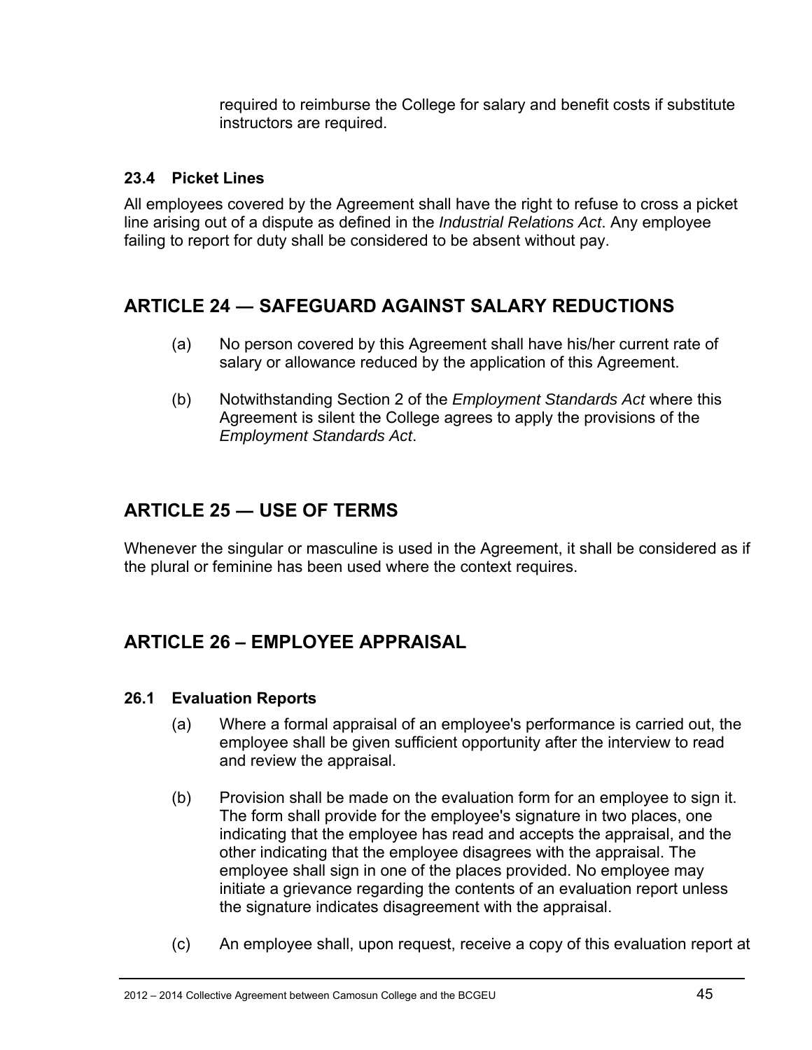required to reimburse the College for salary and benefit costs if substitute instructors are required.

### 23.4 Picket Lines

All employees covered by the Agreement shall have the right to refuse to cross a picket line arising out of a dispute as defined in the *Industrial Relations Act*. Any employee failing to report for duty shall be considered to be absent without pay.

## ARTICLE 24 — SAFEGUARD AGAINST SALARY REDUCTIONS

(a) No person covered by this Agreement shall have his/her current rate of salary or allowance reduced by the application of this Agreement.

(b) Notwithstanding Section 2 of the *Employment Standards Act* where this Agreement is silent the College agrees to apply the provisions of the *Employment Standards Act*.

## ARTICLE 25 — USE OF TERMS

Whenever the singular or masculine is used in the Agreement, it shall be considered as if the plural or feminine has been used where the context requires.

## ARTICLE 26 – EMPLOYEE APPRAISAL

### 26.1 Evaluation Reports

(a) Where a formal appraisal of an employee's performance is carried out, the employee shall be given sufficient opportunity after the interview to read and review the appraisal.

(b) Provision shall be made on the evaluation form for an employee to sign it. The form shall provide for the employee's signature in two places, one indicating that the employee has read and accepts the appraisal, and the other indicating that the employee disagrees with the appraisal. The employee shall sign in one of the places provided. No employee may initiate a grievance regarding the contents of an evaluation report unless the signature indicates disagreement with the appraisal.

(c) An employee shall, upon request, receive a copy of this evaluation report at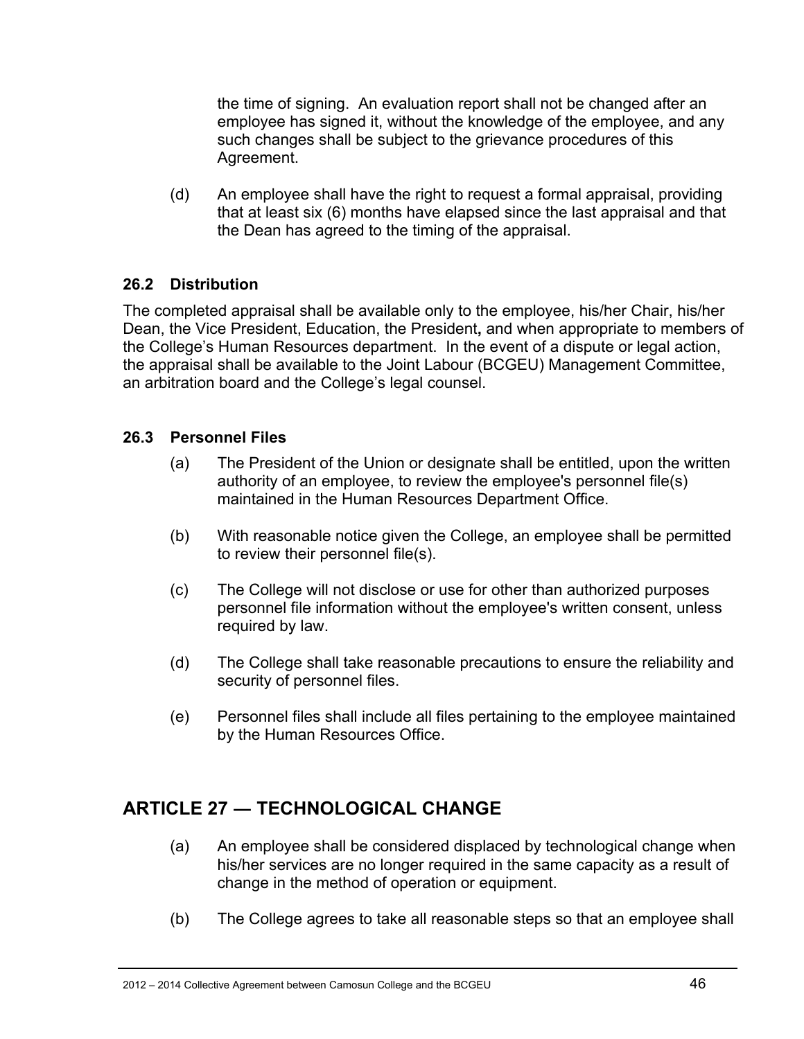the time of signing. An evaluation report shall not be changed after an employee has signed it, without the knowledge of the employee, and any such changes shall be subject to the grievance procedures of this Agreement.

(d) An employee shall have the right to request a formal appraisal, providing that at least six (6) months have elapsed since the last appraisal and that the Dean has agreed to the timing of the appraisal.

### 26.2 Distribution

The completed appraisal shall be available only to the employee, his/her Chair, his/her Dean, the Vice President, Education, the President**,** and when appropriate to members of the College's Human Resources department. In the event of a dispute or legal action, the appraisal shall be available to the Joint Labour (BCGEU) Management Committee, an arbitration board and the College's legal counsel.

### 26.3 Personnel Files

(a) The President of the Union or designate shall be entitled, upon the written authority of an employee, to review the employee's personnel file(s) maintained in the Human Resources Department Office.

(b) With reasonable notice given the College, an employee shall be permitted to review their personnel file(s).

(c) The College will not disclose or use for other than authorized purposes personnel file information without the employee's written consent, unless required by law.

(d) The College shall take reasonable precautions to ensure the reliability and security of personnel files.

(e) Personnel files shall include all files pertaining to the employee maintained by the Human Resources Office.

## ARTICLE 27 — TECHNOLOGICAL CHANGE

(a) An employee shall be considered displaced by technological change when his/her services are no longer required in the same capacity as a result of change in the method of operation or equipment.

(b) The College agrees to take all reasonable steps so that an employee shall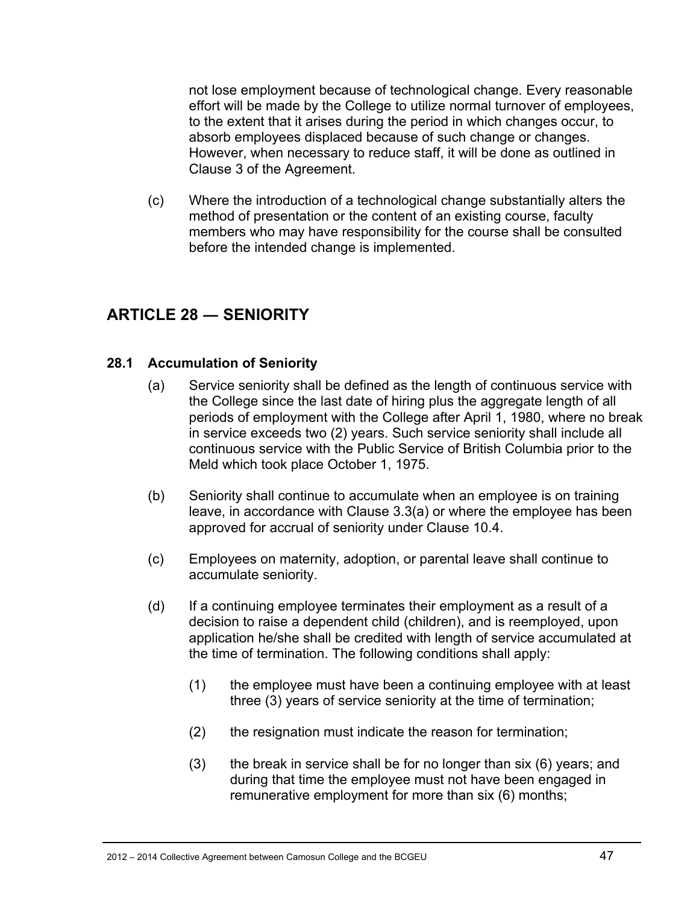not lose employment because of technological change. Every reasonable effort will be made by the College to utilize normal turnover of employees, to the extent that it arises during the period in which changes occur, to absorb employees displaced because of such change or changes. However, when necessary to reduce staff, it will be done as outlined in Clause 3 of the Agreement.

(c) Where the introduction of a technological change substantially alters the method of presentation or the content of an existing course, faculty members who may have responsibility for the course shall be consulted before the intended change is implemented.

## ARTICLE 28 — SENIORITY

### 28.1 Accumulation of Seniority

(a) Service seniority shall be defined as the length of continuous service with the College since the last date of hiring plus the aggregate length of all periods of employment with the College after April 1, 1980, where no break in service exceeds two (2) years. Such service seniority shall include all continuous service with the Public Service of British Columbia prior to the Meld which took place October 1, 1975.

(b) Seniority shall continue to accumulate when an employee is on training leave, in accordance with Clause 3.3(a) or where the employee has been approved for accrual of seniority under Clause 10.4.

(c) Employees on maternity, adoption, or parental leave shall continue to accumulate seniority.

(d) If a continuing employee terminates their employment as a result of a decision to raise a dependent child (children), and is reemployed, upon application he/she shall be credited with length of service accumulated at the time of termination. The following conditions shall apply:

(1) the employee must have been a continuing employee with at least three (3) years of service seniority at the time of termination;

(2) the resignation must indicate the reason for termination;

(3) the break in service shall be for no longer than six (6) years; and during that time the employee must not have been engaged in remunerative employment for more than six (6) months;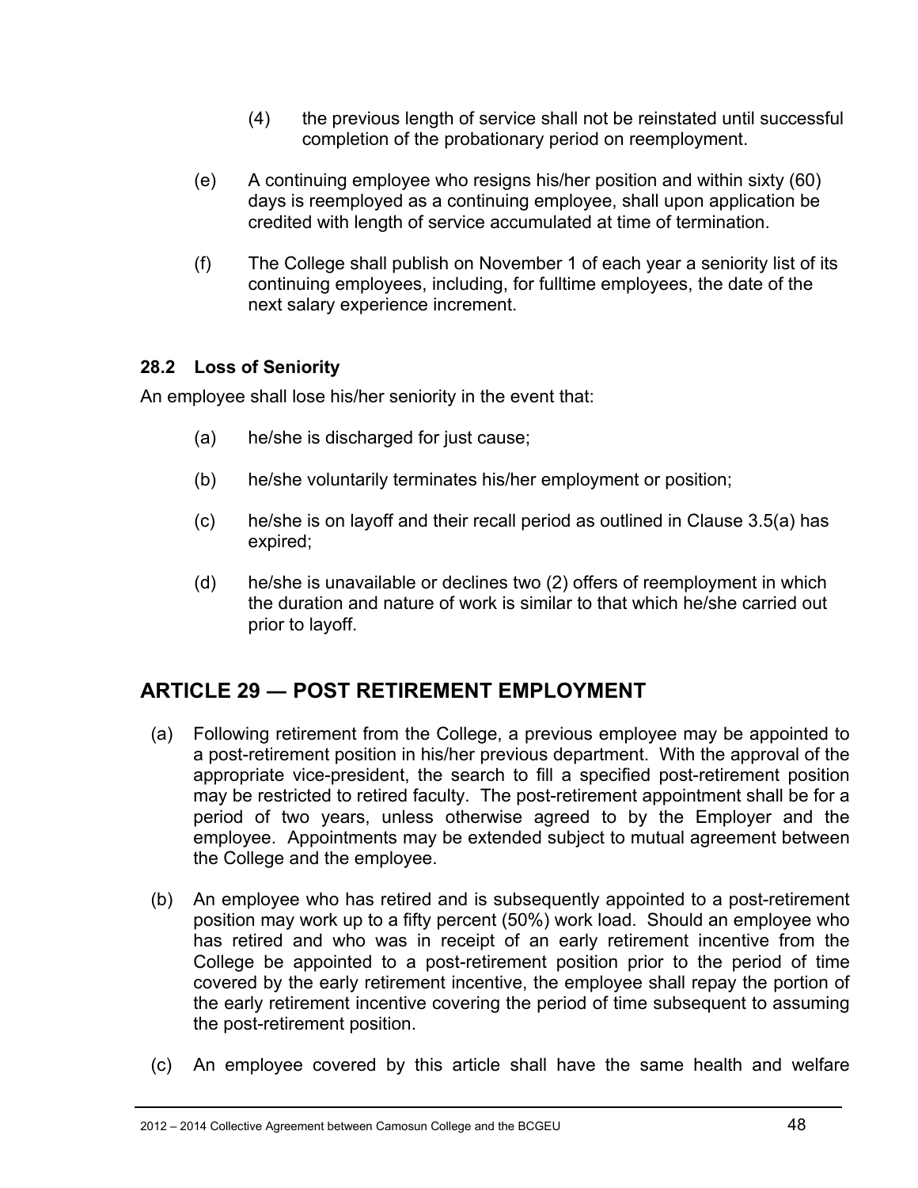(4) the previous length of service shall not be reinstated until successful completion of the probationary period on reemployment.

(e) A continuing employee who resigns his/her position and within sixty (60) days is reemployed as a continuing employee, shall upon application be credited with length of service accumulated at time of termination.

(f) The College shall publish on November 1 of each year a seniority list of its continuing employees, including, for fulltime employees, the date of the next salary experience increment.

### 28.2 Loss of Seniority

An employee shall lose his/her seniority in the event that:

(a) he/she is discharged for just cause;

(b) he/she voluntarily terminates his/her employment or position;

(c) he/she is on layoff and their recall period as outlined in Clause 3.5(a) has expired;

(d) he/she is unavailable or declines two (2) offers of reemployment in which the duration and nature of work is similar to that which he/she carried out prior to layoff.

## ARTICLE 29 — POST RETIREMENT EMPLOYMENT

(a) Following retirement from the College, a previous employee may be appointed to a post-retirement position in his/her previous department. With the approval of the appropriate vice-president, the search to fill a specified post-retirement position may be restricted to retired faculty. The post-retirement appointment shall be for a period of two years, unless otherwise agreed to by the Employer and the employee. Appointments may be extended subject to mutual agreement between the College and the employee.

(b) An employee who has retired and is subsequently appointed to a post-retirement position may work up to a fifty percent (50%) work load. Should an employee who has retired and who was in receipt of an early retirement incentive from the College be appointed to a post-retirement position prior to the period of time covered by the early retirement incentive, the employee shall repay the portion of the early retirement incentive covering the period of time subsequent to assuming the post-retirement position.

(c) An employee covered by this article shall have the same health and welfare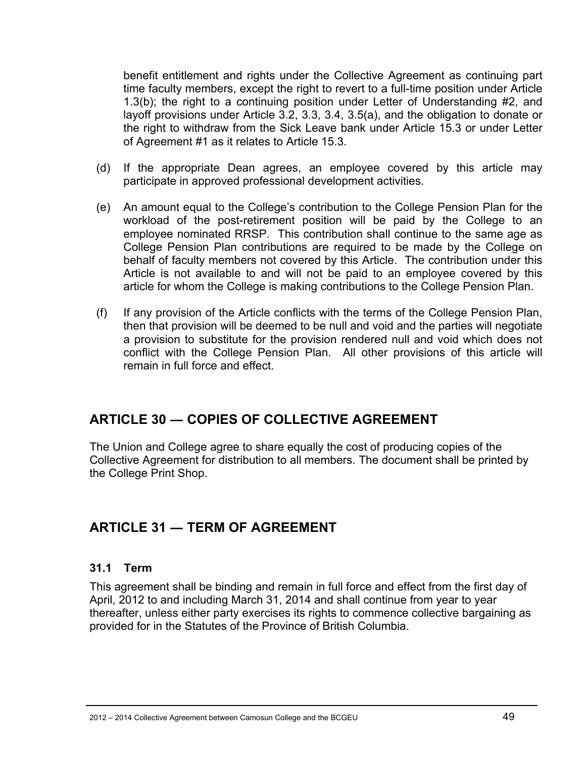benefit entitlement and rights under the Collective Agreement as continuing part time faculty members, except the right to revert to a full-time position under Article 1.3(b); the right to a continuing position under Letter of Understanding #2, and layoff provisions under Article 3.2, 3.3, 3.4, 3.5(a), and the obligation to donate or the right to withdraw from the Sick Leave bank under Article 15.3 or under Letter of Agreement #1 as it relates to Article 15.3.

(d) If the appropriate Dean agrees, an employee covered by this article may participate in approved professional development activities.

(e) An amount equal to the College's contribution to the College Pension Plan for the workload of the post-retirement position will be paid by the College to an employee nominated RRSP. This contribution shall continue to the same age as College Pension Plan contributions are required to be made by the College on behalf of faculty members not covered by this Article. The contribution under this Article is not available to and will not be paid to an employee covered by this article for whom the College is making contributions to the College Pension Plan.

(f) If any provision of the Article conflicts with the terms of the College Pension Plan, then that provision will be deemed to be null and void and the parties will negotiate a provision to substitute for the provision rendered null and void which does not conflict with the College Pension Plan. All other provisions of this article will remain in full force and effect.

## ARTICLE 30 — COPIES OF COLLECTIVE AGREEMENT

The Union and College agree to share equally the cost of producing copies of the Collective Agreement for distribution to all members. The document shall be printed by the College Print Shop.

## ARTICLE 31 — TERM OF AGREEMENT

### 31.1 Term

This agreement shall be binding and remain in full force and effect from the first day of April, 2012 to and including March 31, 2014 and shall continue from year to year thereafter, unless either party exercises its rights to commence collective bargaining as provided for in the Statutes of the Province of British Columbia.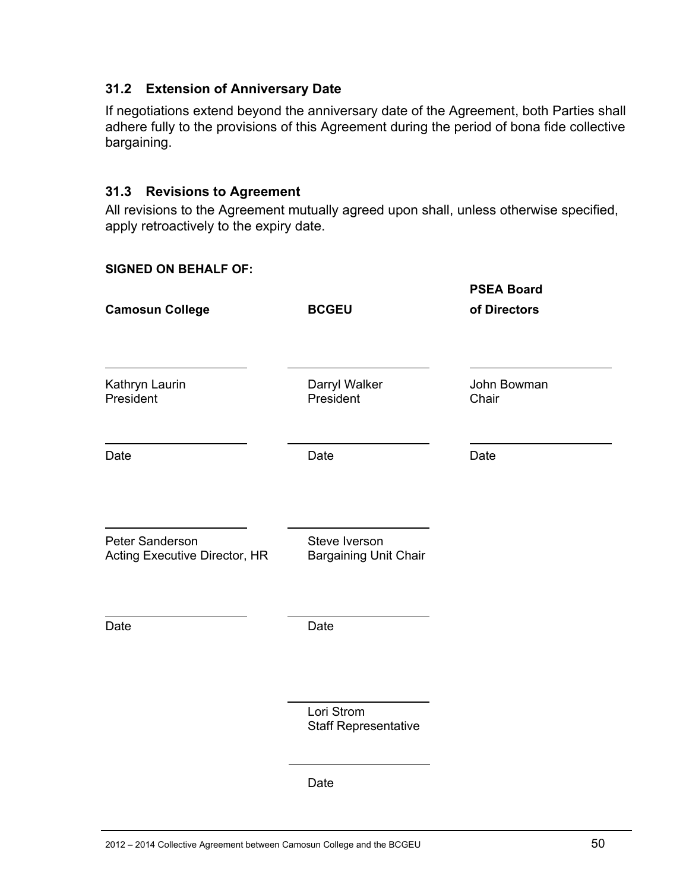### 31.2 Extension of Anniversary Date

If negotiations extend beyond the anniversary date of the Agreement, both Parties shall adhere fully to the provisions of this Agreement during the period of bona fide collective bargaining.

### 31.3 Revisions to Agreement

All revisions to the Agreement mutually agreed upon shall, unless otherwise specified, apply retroactively to the expiry date.

**SIGNED ON BEHALF OF:**

| **Camosun College** | **BCGEU** | **PSEA Board of Directors** |
|---|---|---|
| ______________________ | ______________________ | ______________________ |
| Kathryn Laurin<br>President | Darryl Walker<br>President | John Bowman<br>Chair |
| ______________________<br>Date | ______________________<br>Date | ______________________<br>Date |
| ______________________ | ______________________ | |
| Peter Sanderson<br>Acting Executive Director, HR | Steve Iverson<br>Bargaining Unit Chair | |
| ______________________<br>Date | ______________________<br>Date | |
| | ______________________ | |
| | Lori Strom<br>Staff Representative | |
| | ______________________<br>Date | |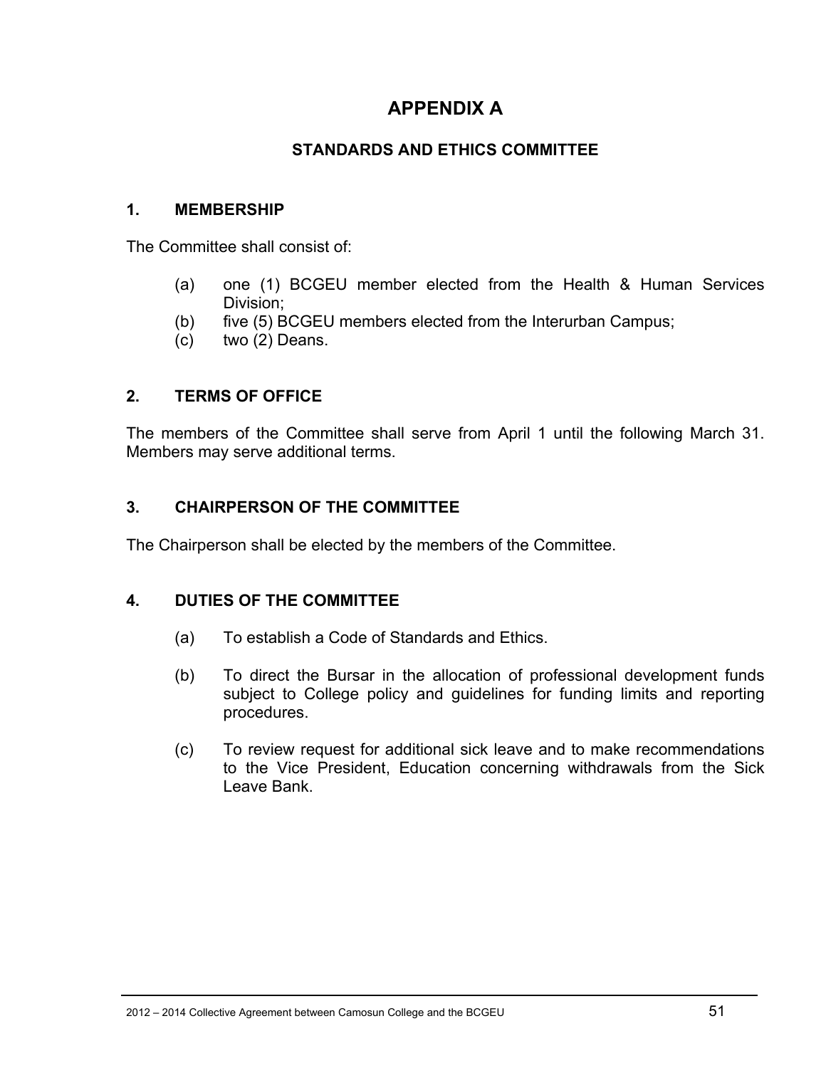# APPENDIX A

## STANDARDS AND ETHICS COMMITTEE

### 1. MEMBERSHIP

The Committee shall consist of:

(a) one (1) BCGEU member elected from the Health & Human Services Division;
(b) five (5) BCGEU members elected from the Interurban Campus;
(c) two (2) Deans.

### 2. TERMS OF OFFICE

The members of the Committee shall serve from April 1 until the following March 31. Members may serve additional terms.

### 3. CHAIRPERSON OF THE COMMITTEE

The Chairperson shall be elected by the members of the Committee.

### 4. DUTIES OF THE COMMITTEE

(a) To establish a Code of Standards and Ethics.

(b) To direct the Bursar in the allocation of professional development funds subject to College policy and guidelines for funding limits and reporting procedures.

(c) To review request for additional sick leave and to make recommendations to the Vice President, Education concerning withdrawals from the Sick Leave Bank.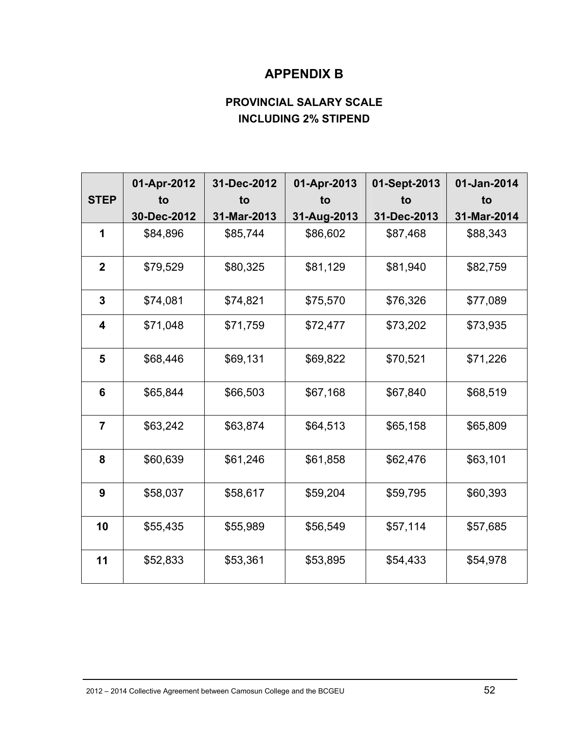# APPENDIX B

## PROVINCIAL SALARY SCALE
## INCLUDING 2% STIPEND

| STEP | 01-Apr-2012 to 30-Dec-2012 | 31-Dec-2012 to 31-Mar-2013 | 01-Apr-2013 to 31-Aug-2013 | 01-Sept-2013 to 31-Dec-2013 | 01-Jan-2014 to 31-Mar-2014 |
|---|---|---|---|---|---|
| **1** | $84,896 | $85,744 | $86,602 | $87,468 | $88,343 |
| **2** | $79,529 | $80,325 | $81,129 | $81,940 | $82,759 |
| **3** | $74,081 | $74,821 | $75,570 | $76,326 | $77,089 |
| **4** | $71,048 | $71,759 | $72,477 | $73,202 | $73,935 |
| **5** | $68,446 | $69,131 | $69,822 | $70,521 | $71,226 |
| **6** | $65,844 | $66,503 | $67,168 | $67,840 | $68,519 |
| **7** | $63,242 | $63,874 | $64,513 | $65,158 | $65,809 |
| **8** | $60,639 | $61,246 | $61,858 | $62,476 | $63,101 |
| **9** | $58,037 | $58,617 | $59,204 | $59,795 | $60,393 |
| **10** | $55,435 | $55,989 | $56,549 | $57,114 | $57,685 |
| **11** | $52,833 | $53,361 | $53,895 | $54,433 | $54,978 |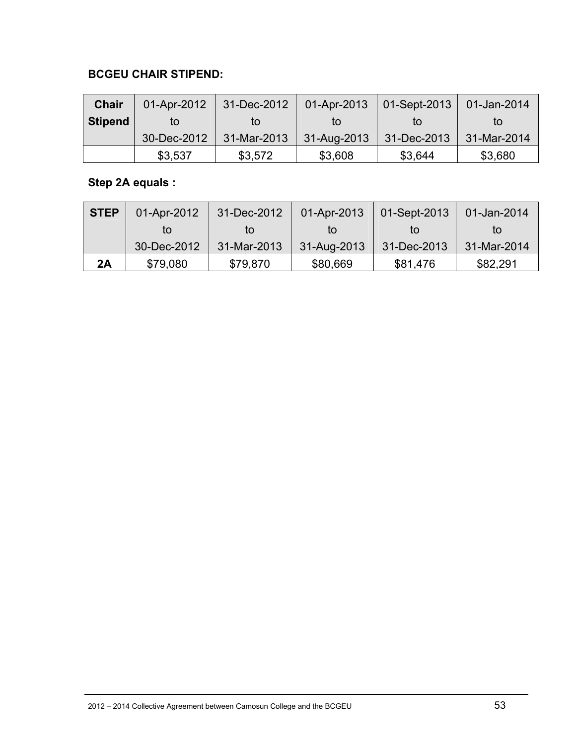**BCGEU CHAIR STIPEND:**

| Chair Stipend | 01-Apr-2012 to 30-Dec-2012 | 31-Dec-2012 to 31-Mar-2013 | 01-Apr-2013 to 31-Aug-2013 | 01-Sept-2013 to 31-Dec-2013 | 01-Jan-2014 to 31-Mar-2014 |
|---|---|---|---|---|---|
| | $3,537 | $3,572 | $3,608 | $3,644 | $3,680 |

**Step 2A equals :**

| STEP | 01-Apr-2012 to 30-Dec-2012 | 31-Dec-2012 to 31-Mar-2013 | 01-Apr-2013 to 31-Aug-2013 | 01-Sept-2013 to 31-Dec-2013 | 01-Jan-2014 to 31-Mar-2014 |
|---|---|---|---|---|---|
| **2A** | $79,080 | $79,870 | $80,669 | $81,476 | $82,291 |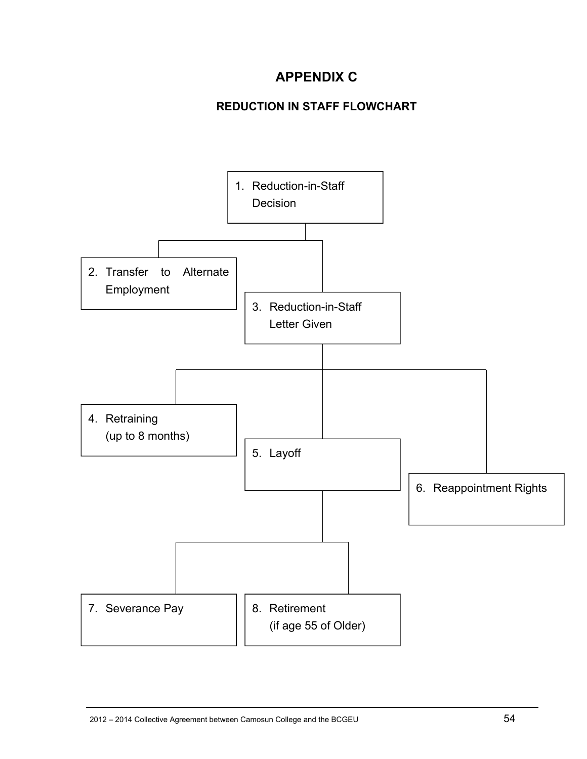# APPENDIX C

## REDUCTION IN STAFF FLOWCHART

1. Reduction-in-Staff Decision
2. Transfer to Alternate Employment
3. Reduction-in-Staff Letter Given
4. Retraining (up to 8 months)
5. Layoff
6. Reappointment Rights
7. Severance Pay
8. Retirement (if age 55 of Older)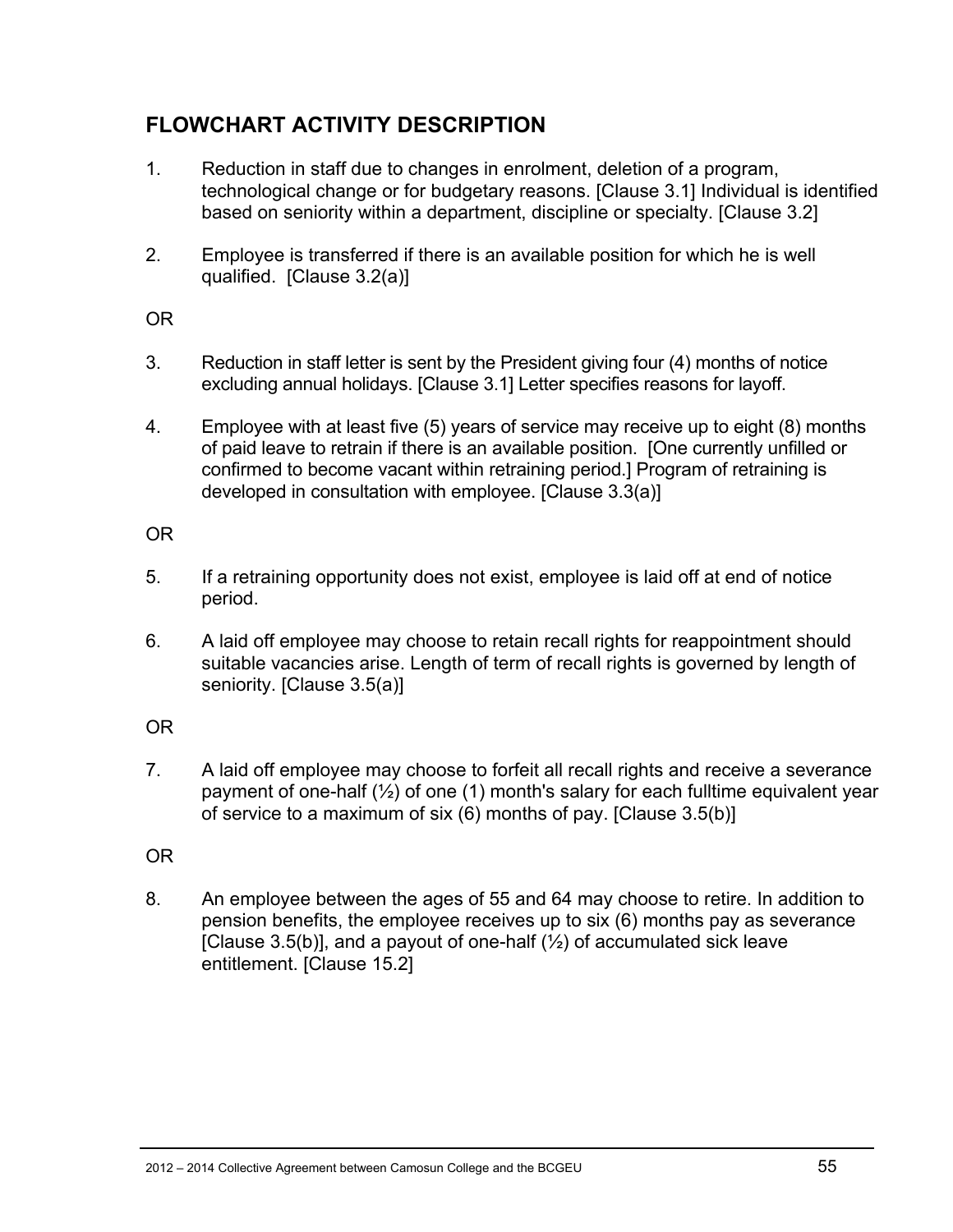## FLOWCHART ACTIVITY DESCRIPTION

1. Reduction in staff due to changes in enrolment, deletion of a program, technological change or for budgetary reasons. [Clause 3.1] Individual is identified based on seniority within a department, discipline or specialty. [Clause 3.2]

2. Employee is transferred if there is an available position for which he is well qualified. [Clause 3.2(a)]

OR

3. Reduction in staff letter is sent by the President giving four (4) months of notice excluding annual holidays. [Clause 3.1] Letter specifies reasons for layoff.

4. Employee with at least five (5) years of service may receive up to eight (8) months of paid leave to retrain if there is an available position. [One currently unfilled or confirmed to become vacant within retraining period.] Program of retraining is developed in consultation with employee. [Clause 3.3(a)]

OR

5. If a retraining opportunity does not exist, employee is laid off at end of notice period.

6. A laid off employee may choose to retain recall rights for reappointment should suitable vacancies arise. Length of term of recall rights is governed by length of seniority. [Clause 3.5(a)]

OR

7. A laid off employee may choose to forfeit all recall rights and receive a severance payment of one-half (½) of one (1) month's salary for each fulltime equivalent year of service to a maximum of six (6) months of pay. [Clause 3.5(b)]

OR

8. An employee between the ages of 55 and 64 may choose to retire. In addition to pension benefits, the employee receives up to six (6) months pay as severance [Clause 3.5(b)], and a payout of one-half (½) of accumulated sick leave entitlement. [Clause 15.2]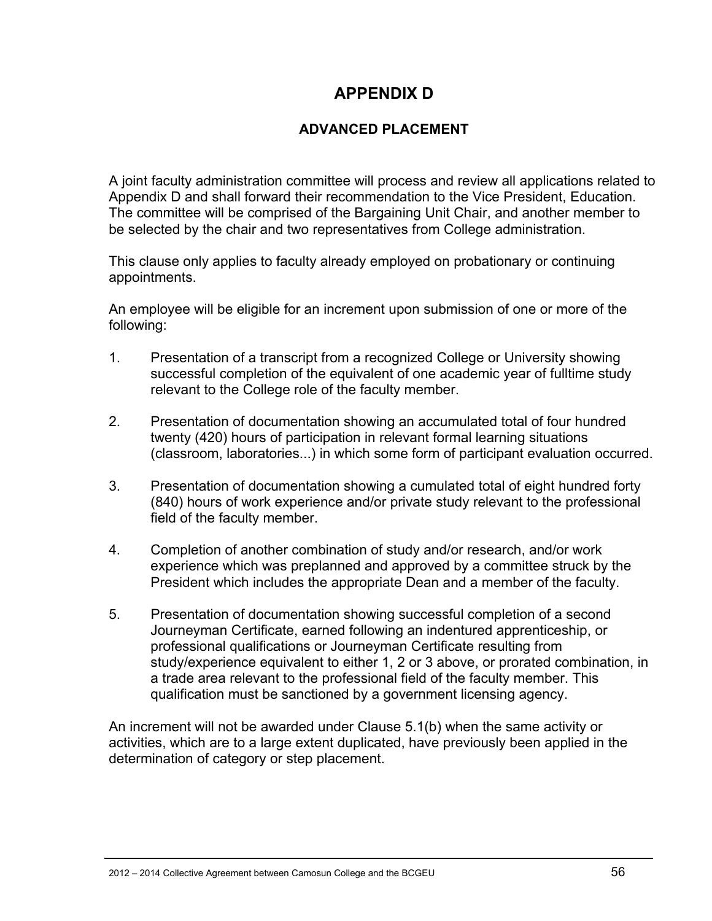# APPENDIX D

## ADVANCED PLACEMENT

A joint faculty administration committee will process and review all applications related to Appendix D and shall forward their recommendation to the Vice President, Education. The committee will be comprised of the Bargaining Unit Chair, and another member to be selected by the chair and two representatives from College administration.

This clause only applies to faculty already employed on probationary or continuing appointments.

An employee will be eligible for an increment upon submission of one or more of the following:

1. Presentation of a transcript from a recognized College or University showing successful completion of the equivalent of one academic year of fulltime study relevant to the College role of the faculty member.

2. Presentation of documentation showing an accumulated total of four hundred twenty (420) hours of participation in relevant formal learning situations (classroom, laboratories...) in which some form of participant evaluation occurred.

3. Presentation of documentation showing a cumulated total of eight hundred forty (840) hours of work experience and/or private study relevant to the professional field of the faculty member.

4. Completion of another combination of study and/or research, and/or work experience which was preplanned and approved by a committee struck by the President which includes the appropriate Dean and a member of the faculty.

5. Presentation of documentation showing successful completion of a second Journeyman Certificate, earned following an indentured apprenticeship, or professional qualifications or Journeyman Certificate resulting from study/experience equivalent to either 1, 2 or 3 above, or prorated combination, in a trade area relevant to the professional field of the faculty member. This qualification must be sanctioned by a government licensing agency.

An increment will not be awarded under Clause 5.1(b) when the same activity or activities, which are to a large extent duplicated, have previously been applied in the determination of category or step placement.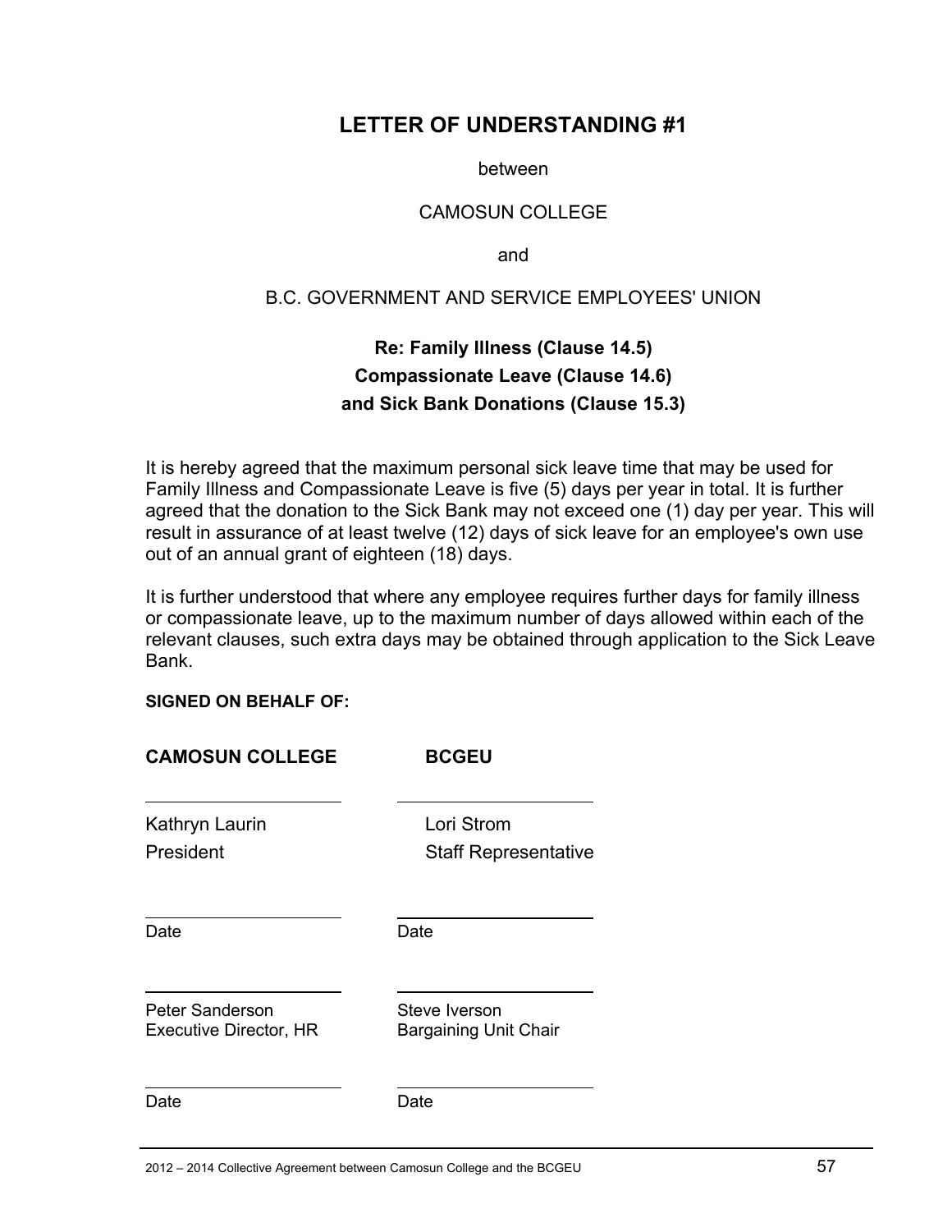# LETTER OF UNDERSTANDING #1

between

CAMOSUN COLLEGE

and

B.C. GOVERNMENT AND SERVICE EMPLOYEES' UNION

**Re: Family Illness (Clause 14.5)**
**Compassionate Leave (Clause 14.6)**
**and Sick Bank Donations (Clause 15.3)**

It is hereby agreed that the maximum personal sick leave time that may be used for Family Illness and Compassionate Leave is five (5) days per year in total. It is further agreed that the donation to the Sick Bank may not exceed one (1) day per year. This will result in assurance of at least twelve (12) days of sick leave for an employee's own use out of an annual grant of eighteen (18) days.

It is further understood that where any employee requires further days for family illness or compassionate leave, up to the maximum number of days allowed within each of the relevant clauses, such extra days may be obtained through application to the Sick Leave Bank.

**SIGNED ON BEHALF OF:**

| **CAMOSUN COLLEGE** | **BCGEU** |
|---|---|
| Kathryn Laurin<br>President | Lori Strom<br>Staff Representative |
| Date | Date |
| Peter Sanderson<br>Executive Director, HR | Steve Iverson<br>Bargaining Unit Chair |
| Date | Date |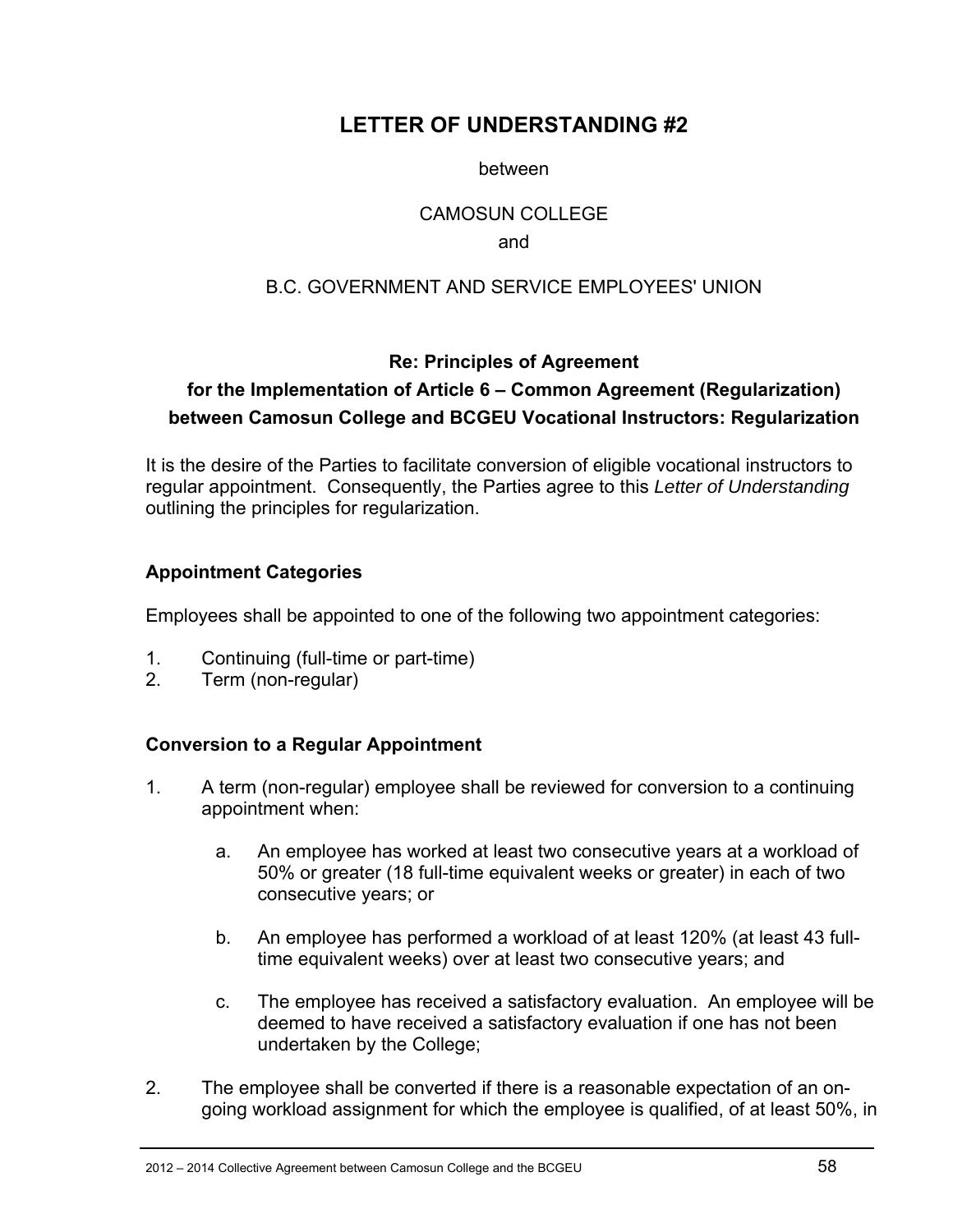# LETTER OF UNDERSTANDING #2

between

CAMOSUN COLLEGE

and

B.C. GOVERNMENT AND SERVICE EMPLOYEES' UNION

**Re: Principles of Agreement**
**for the Implementation of Article 6 – Common Agreement (Regularization) between Camosun College and BCGEU Vocational Instructors: Regularization**

It is the desire of the Parties to facilitate conversion of eligible vocational instructors to regular appointment. Consequently, the Parties agree to this *Letter of Understanding* outlining the principles for regularization.

### Appointment Categories

Employees shall be appointed to one of the following two appointment categories:

1. Continuing (full-time or part-time)
2. Term (non-regular)

### Conversion to a Regular Appointment

1. A term (non-regular) employee shall be reviewed for conversion to a continuing appointment when:

   a. An employee has worked at least two consecutive years at a workload of 50% or greater (18 full-time equivalent weeks or greater) in each of two consecutive years; or

   b. An employee has performed a workload of at least 120% (at least 43 full-time equivalent weeks) over at least two consecutive years; and

   c. The employee has received a satisfactory evaluation. An employee will be deemed to have received a satisfactory evaluation if one has not been undertaken by the College;

2. The employee shall be converted if there is a reasonable expectation of an on-going workload assignment for which the employee is qualified, of at least 50%, in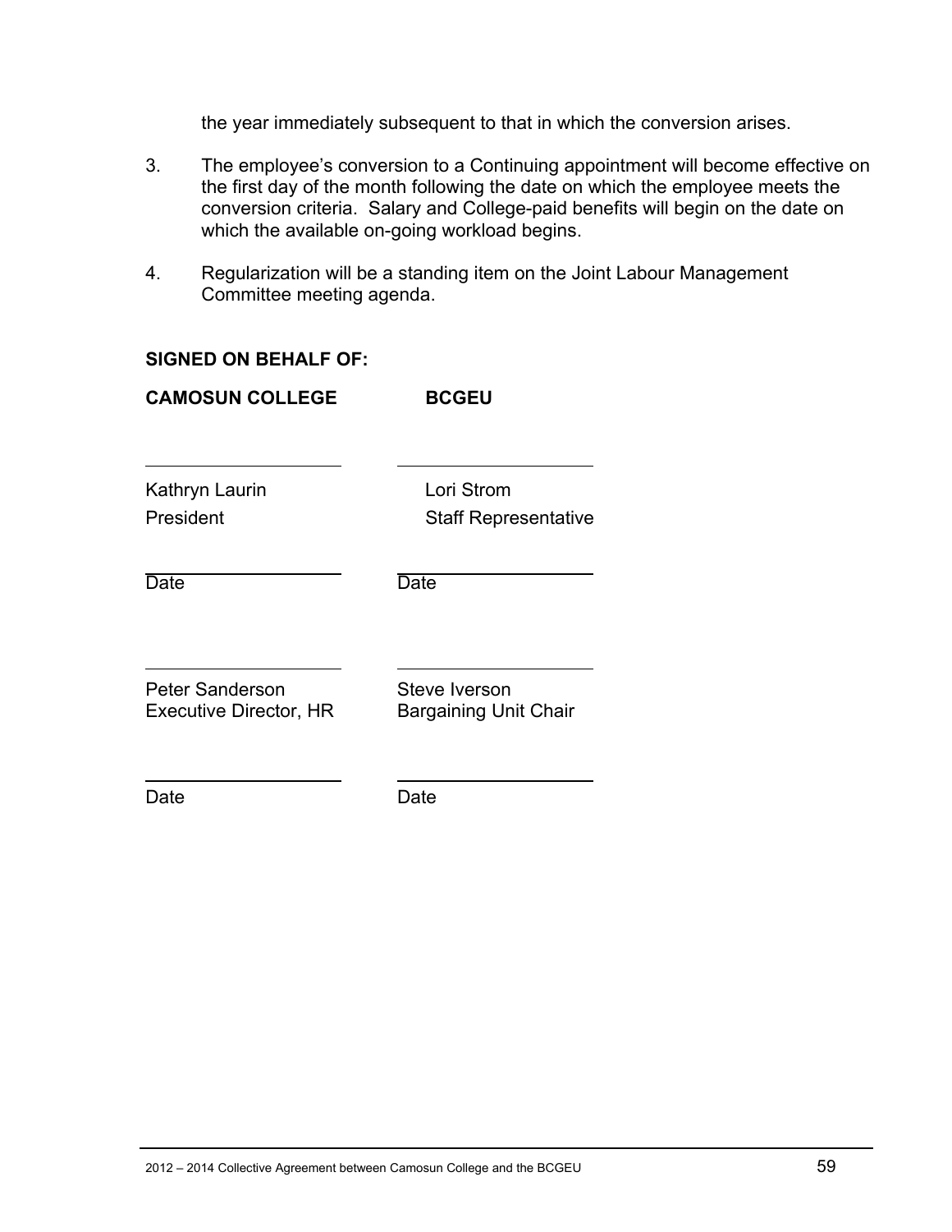the year immediately subsequent to that in which the conversion arises.

3. The employee's conversion to a Continuing appointment will become effective on the first day of the month following the date on which the employee meets the conversion criteria. Salary and College-paid benefits will begin on the date on which the available on-going workload begins.

4. Regularization will be a standing item on the Joint Labour Management Committee meeting agenda.

**SIGNED ON BEHALF OF:**

| **CAMOSUN COLLEGE** | **BCGEU** |
|---|---|
| \_\_\_\_\_\_\_\_\_\_\_\_\_\_\_\_\_\_\_\_ | \_\_\_\_\_\_\_\_\_\_\_\_\_\_\_\_\_\_\_\_ |
| Kathryn Laurin<br>President | Lori Strom<br>Staff Representative |
| \_\_\_\_\_\_\_\_\_\_\_\_\_\_\_\_\_\_\_\_<br>Date | \_\_\_\_\_\_\_\_\_\_\_\_\_\_\_\_\_\_\_\_<br>Date |
| \_\_\_\_\_\_\_\_\_\_\_\_\_\_\_\_\_\_\_\_ | \_\_\_\_\_\_\_\_\_\_\_\_\_\_\_\_\_\_\_\_ |
| Peter Sanderson<br>Executive Director, HR | Steve Iverson<br>Bargaining Unit Chair |
| \_\_\_\_\_\_\_\_\_\_\_\_\_\_\_\_\_\_\_\_<br>Date | \_\_\_\_\_\_\_\_\_\_\_\_\_\_\_\_\_\_\_\_<br>Date |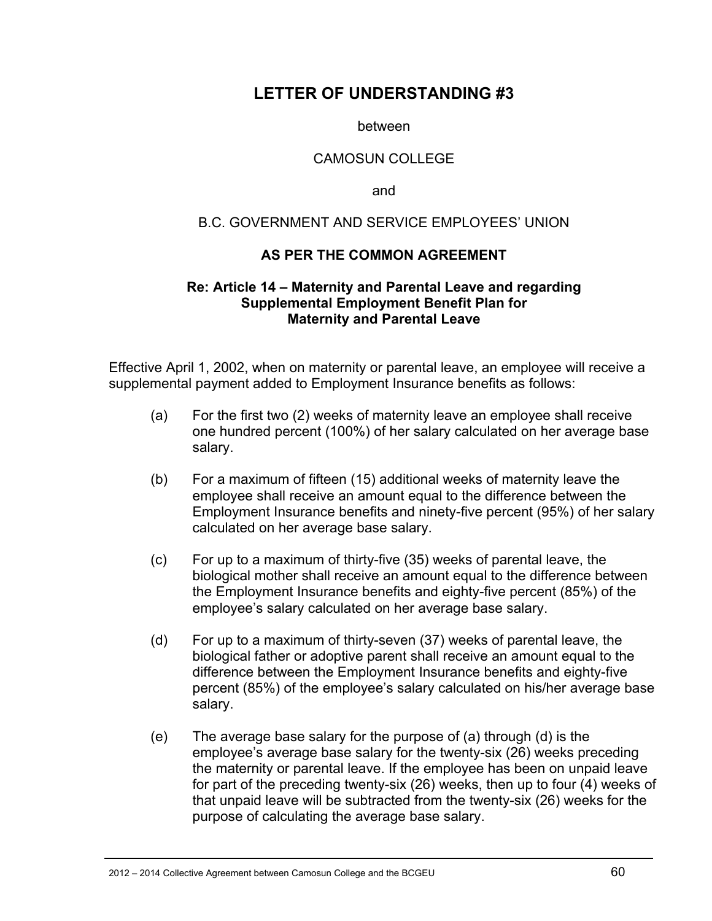# LETTER OF UNDERSTANDING #3

between

CAMOSUN COLLEGE

and

B.C. GOVERNMENT AND SERVICE EMPLOYEES' UNION

**AS PER THE COMMON AGREEMENT**

**Re: Article 14 – Maternity and Parental Leave and regarding Supplemental Employment Benefit Plan for Maternity and Parental Leave**

Effective April 1, 2002, when on maternity or parental leave, an employee will receive a supplemental payment added to Employment Insurance benefits as follows:

(a) For the first two (2) weeks of maternity leave an employee shall receive one hundred percent (100%) of her salary calculated on her average base salary.

(b) For a maximum of fifteen (15) additional weeks of maternity leave the employee shall receive an amount equal to the difference between the Employment Insurance benefits and ninety-five percent (95%) of her salary calculated on her average base salary.

(c) For up to a maximum of thirty-five (35) weeks of parental leave, the biological mother shall receive an amount equal to the difference between the Employment Insurance benefits and eighty-five percent (85%) of the employee's salary calculated on her average base salary.

(d) For up to a maximum of thirty-seven (37) weeks of parental leave, the biological father or adoptive parent shall receive an amount equal to the difference between the Employment Insurance benefits and eighty-five percent (85%) of the employee's salary calculated on his/her average base salary.

(e) The average base salary for the purpose of (a) through (d) is the employee's average base salary for the twenty-six (26) weeks preceding the maternity or parental leave. If the employee has been on unpaid leave for part of the preceding twenty-six (26) weeks, then up to four (4) weeks of that unpaid leave will be subtracted from the twenty-six (26) weeks for the purpose of calculating the average base salary.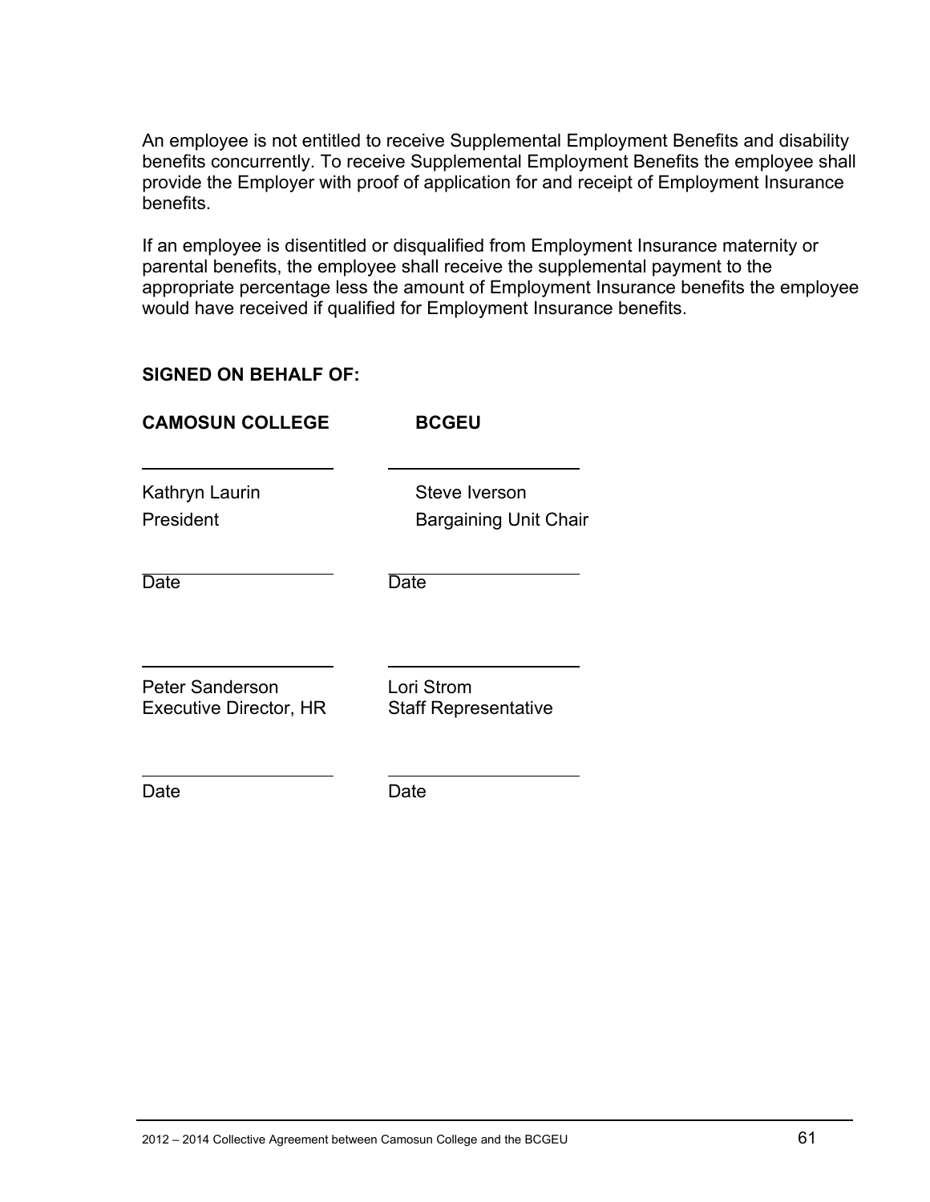An employee is not entitled to receive Supplemental Employment Benefits and disability benefits concurrently. To receive Supplemental Employment Benefits the employee shall provide the Employer with proof of application for and receipt of Employment Insurance benefits.

If an employee is disentitled or disqualified from Employment Insurance maternity or parental benefits, the employee shall receive the supplemental payment to the appropriate percentage less the amount of Employment Insurance benefits the employee would have received if qualified for Employment Insurance benefits.

**SIGNED ON BEHALF OF:**

| **CAMOSUN COLLEGE** | **BCGEU** |
|---|---|
| \_\_\_\_\_\_\_\_\_\_\_\_\_\_\_\_\_\_\_\_ | \_\_\_\_\_\_\_\_\_\_\_\_\_\_\_\_\_\_\_\_ |
| Kathryn Laurin<br>President | Steve Iverson<br>Bargaining Unit Chair |
| \_\_\_\_\_\_\_\_\_\_\_\_\_\_\_\_\_\_\_\_<br>Date | \_\_\_\_\_\_\_\_\_\_\_\_\_\_\_\_\_\_\_\_<br>Date |
| \_\_\_\_\_\_\_\_\_\_\_\_\_\_\_\_\_\_\_\_ | \_\_\_\_\_\_\_\_\_\_\_\_\_\_\_\_\_\_\_\_ |
| Peter Sanderson<br>Executive Director, HR | Lori Strom<br>Staff Representative |
| \_\_\_\_\_\_\_\_\_\_\_\_\_\_\_\_\_\_\_\_<br>Date | \_\_\_\_\_\_\_\_\_\_\_\_\_\_\_\_\_\_\_\_<br>Date |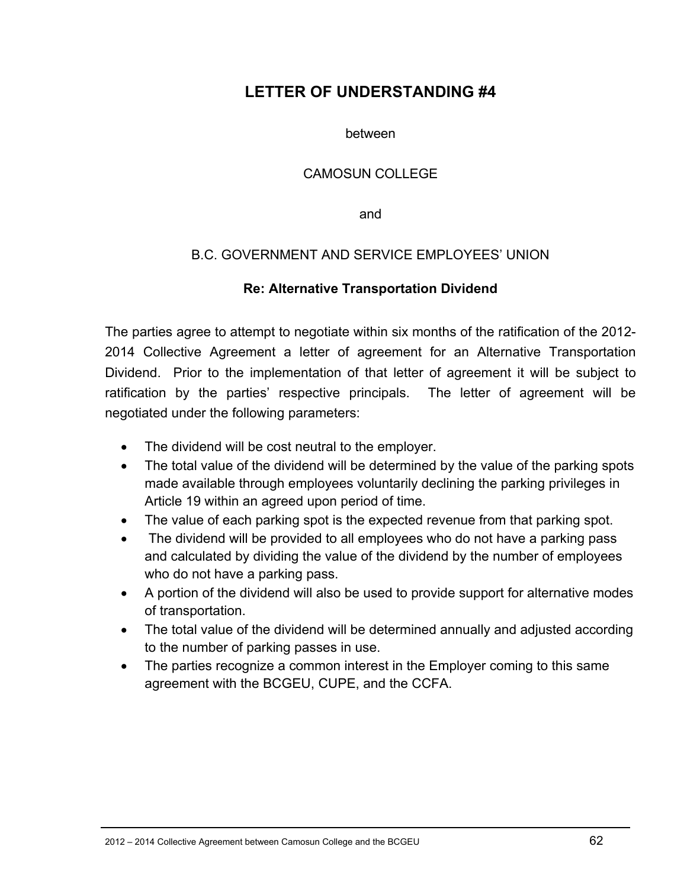# LETTER OF UNDERSTANDING #4

between

CAMOSUN COLLEGE

and

B.C. GOVERNMENT AND SERVICE EMPLOYEES' UNION

**Re: Alternative Transportation Dividend**

The parties agree to attempt to negotiate within six months of the ratification of the 2012-2014 Collective Agreement a letter of agreement for an Alternative Transportation Dividend. Prior to the implementation of that letter of agreement it will be subject to ratification by the parties' respective principals. The letter of agreement will be negotiated under the following parameters:

- The dividend will be cost neutral to the employer.
- The total value of the dividend will be determined by the value of the parking spots made available through employees voluntarily declining the parking privileges in Article 19 within an agreed upon period of time.
- The value of each parking spot is the expected revenue from that parking spot.
- The dividend will be provided to all employees who do not have a parking pass and calculated by dividing the value of the dividend by the number of employees who do not have a parking pass.
- A portion of the dividend will also be used to provide support for alternative modes of transportation.
- The total value of the dividend will be determined annually and adjusted according to the number of parking passes in use.
- The parties recognize a common interest in the Employer coming to this same agreement with the BCGEU, CUPE, and the CCFA.